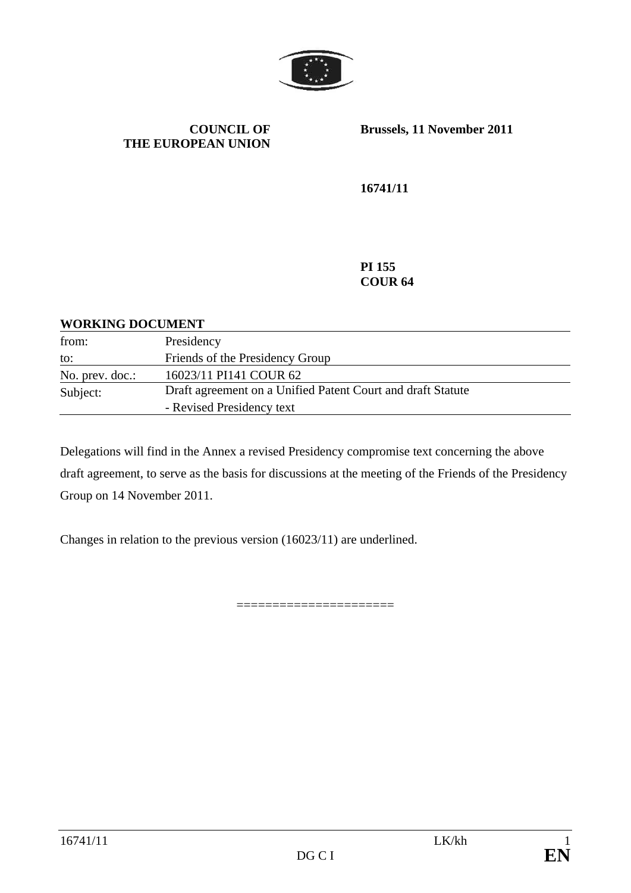**COUNCIL OF THE EUROPEAN UNION**

**Brussels, 11 November 2011**

**16741/11**

**PI 155**
**COUR 64**

**WORKING DOCUMENT**

| | |
|---|---|
| from: | Presidency |
| to: | Friends of the Presidency Group |
| No. prev. doc.: | 16023/11 PI141 COUR 62 |
| Subject: | Draft agreement on a Unified Patent Court and draft Statute<br>- Revised Presidency text |

Delegations will find in the Annex a revised Presidency compromise text concerning the above draft agreement, to serve as the basis for discussions at the meeting of the Friends of the Presidency Group on 14 November 2011.

Changes in relation to the previous version (16023/11) are underlined.

=====================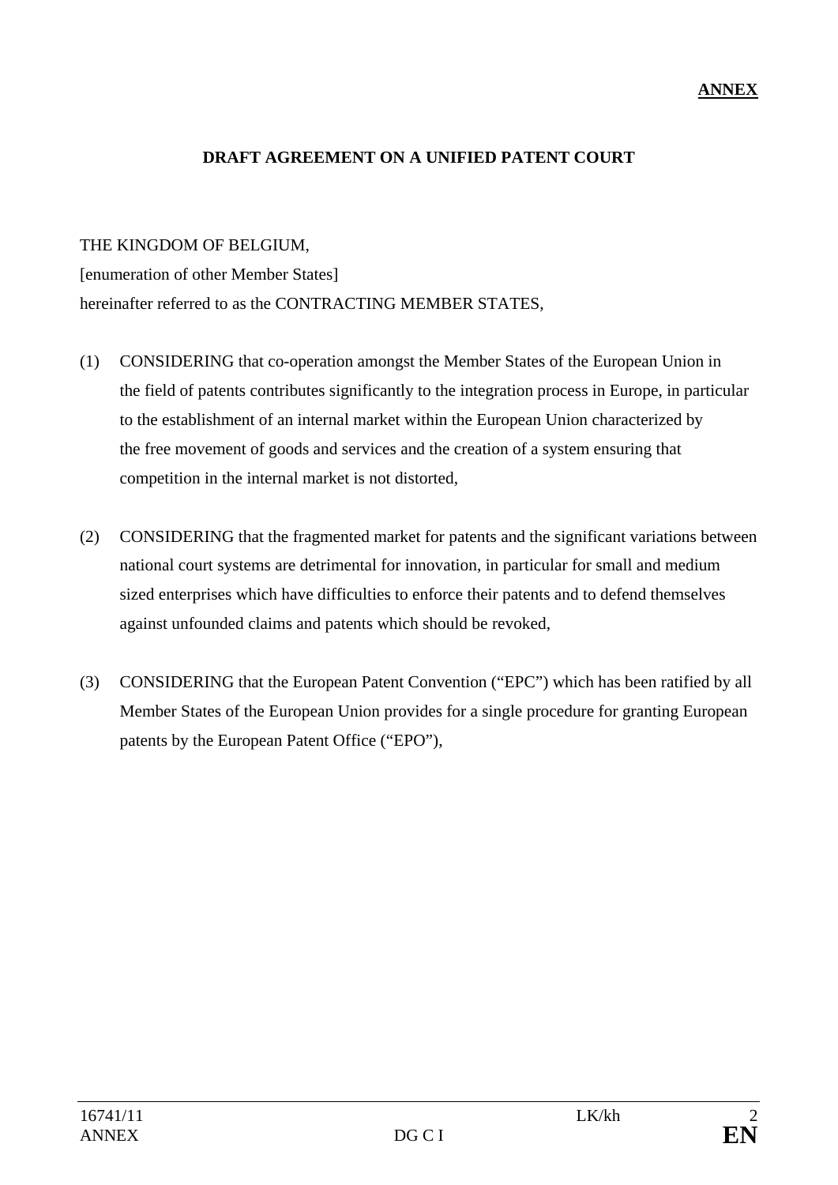**ANNEX**

## DRAFT AGREEMENT ON A UNIFIED PATENT COURT

THE KINGDOM OF BELGIUM,

[enumeration of other Member States]

hereinafter referred to as the CONTRACTING MEMBER STATES,

(1) CONSIDERING that co-operation amongst the Member States of the European Union in the field of patents contributes significantly to the integration process in Europe, in particular to the establishment of an internal market within the European Union characterized by the free movement of goods and services and the creation of a system ensuring that competition in the internal market is not distorted,

(2) CONSIDERING that the fragmented market for patents and the significant variations between national court systems are detrimental for innovation, in particular for small and medium sized enterprises which have difficulties to enforce their patents and to defend themselves against unfounded claims and patents which should be revoked,

(3) CONSIDERING that the European Patent Convention ("EPC") which has been ratified by all Member States of the European Union provides for a single procedure for granting European patents by the European Patent Office ("EPO"),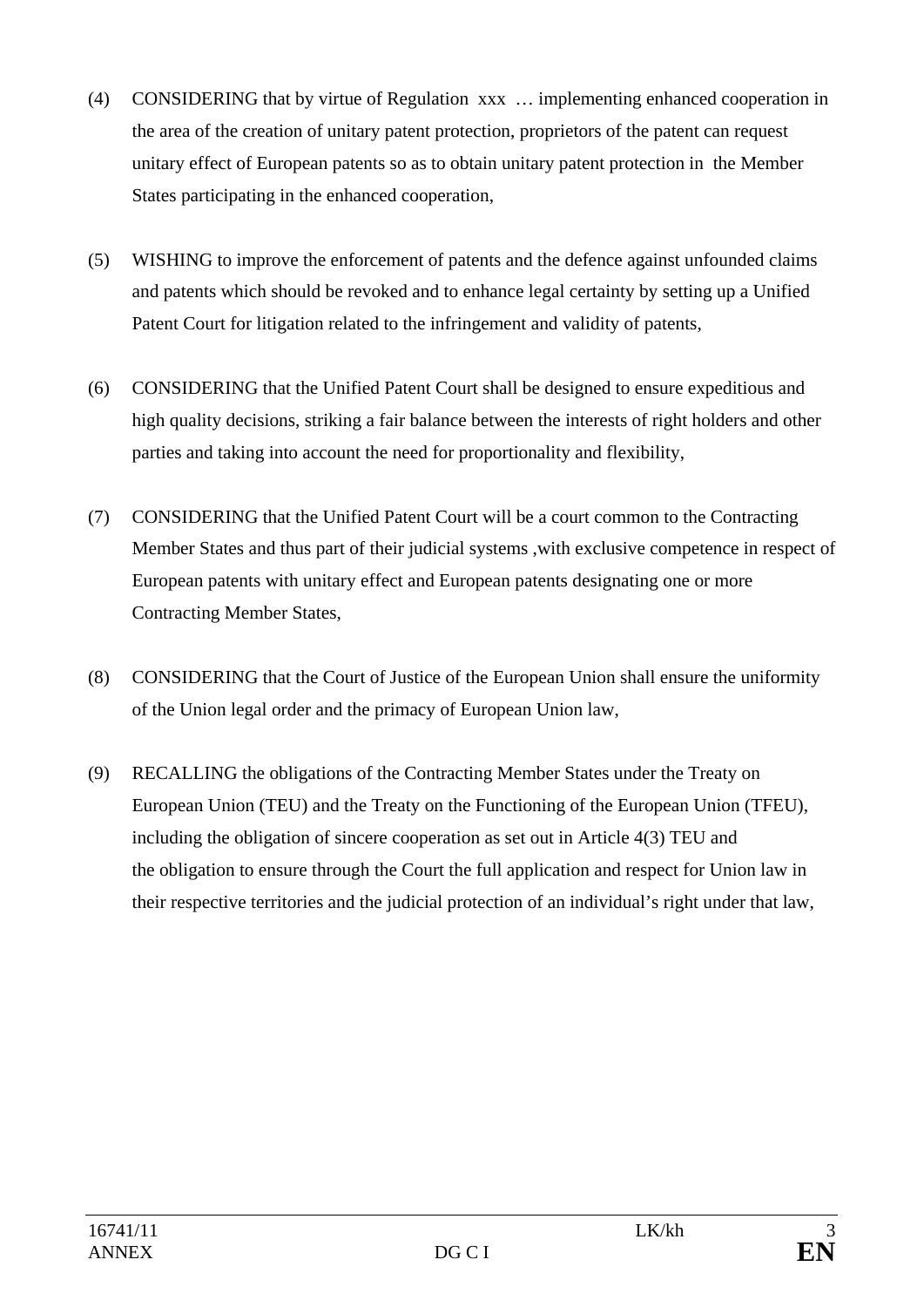(4) CONSIDERING that by virtue of Regulation xxx … implementing enhanced cooperation in the area of the creation of unitary patent protection, proprietors of the patent can request unitary effect of European patents so as to obtain unitary patent protection in the Member States participating in the enhanced cooperation,

(5) WISHING to improve the enforcement of patents and the defence against unfounded claims and patents which should be revoked and to enhance legal certainty by setting up a Unified Patent Court for litigation related to the infringement and validity of patents,

(6) CONSIDERING that the Unified Patent Court shall be designed to ensure expeditious and high quality decisions, striking a fair balance between the interests of right holders and other parties and taking into account the need for proportionality and flexibility,

(7) CONSIDERING that the Unified Patent Court will be a court common to the Contracting Member States and thus part of their judicial systems ,with exclusive competence in respect of European patents with unitary effect and European patents designating one or more Contracting Member States,

(8) CONSIDERING that the Court of Justice of the European Union shall ensure the uniformity of the Union legal order and the primacy of European Union law,

(9) RECALLING the obligations of the Contracting Member States under the Treaty on European Union (TEU) and the Treaty on the Functioning of the European Union (TFEU), including the obligation of sincere cooperation as set out in Article 4(3) TEU and the obligation to ensure through the Court the full application and respect for Union law in their respective territories and the judicial protection of an individual's right under that law,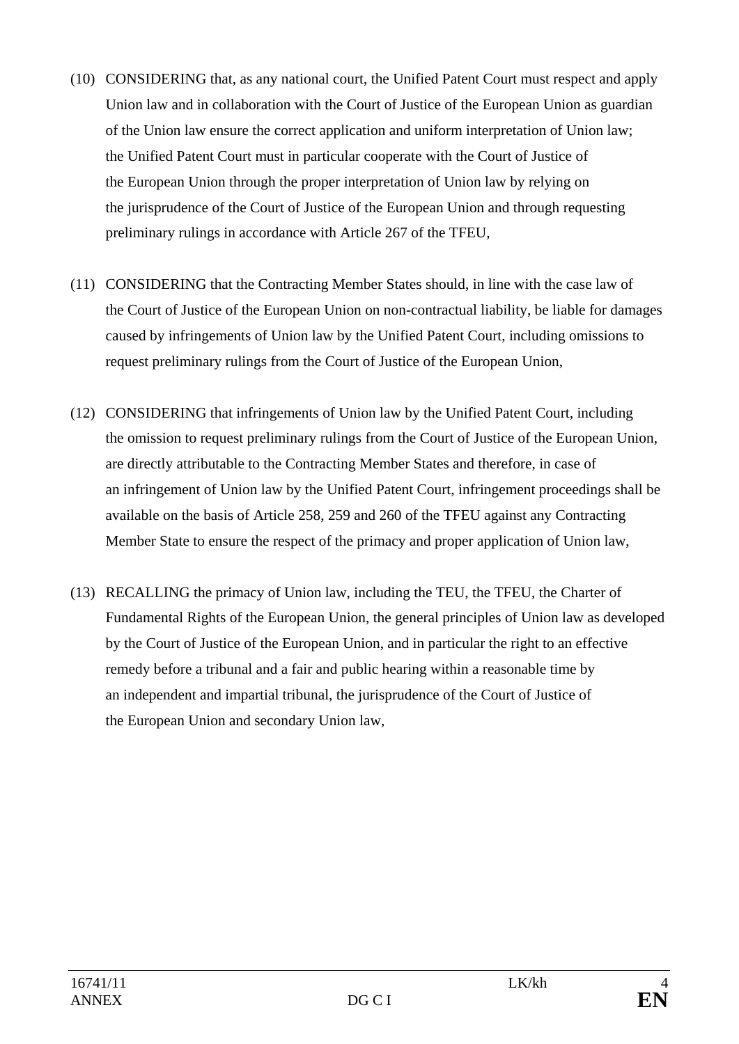(10) CONSIDERING that, as any national court, the Unified Patent Court must respect and apply Union law and in collaboration with the Court of Justice of the European Union as guardian of the Union law ensure the correct application and uniform interpretation of Union law; the Unified Patent Court must in particular cooperate with the Court of Justice of the European Union through the proper interpretation of Union law by relying on the jurisprudence of the Court of Justice of the European Union and through requesting preliminary rulings in accordance with Article 267 of the TFEU,

(11) CONSIDERING that the Contracting Member States should, in line with the case law of the Court of Justice of the European Union on non-contractual liability, be liable for damages caused by infringements of Union law by the Unified Patent Court, including omissions to request preliminary rulings from the Court of Justice of the European Union,

(12) CONSIDERING that infringements of Union law by the Unified Patent Court, including the omission to request preliminary rulings from the Court of Justice of the European Union, are directly attributable to the Contracting Member States and therefore, in case of an infringement of Union law by the Unified Patent Court, infringement proceedings shall be available on the basis of Article 258, 259 and 260 of the TFEU against any Contracting Member State to ensure the respect of the primacy and proper application of Union law,

(13) RECALLING the primacy of Union law, including the TEU, the TFEU, the Charter of Fundamental Rights of the European Union, the general principles of Union law as developed by the Court of Justice of the European Union, and in particular the right to an effective remedy before a tribunal and a fair and public hearing within a reasonable time by an independent and impartial tribunal, the jurisprudence of the Court of Justice of the European Union and secondary Union law,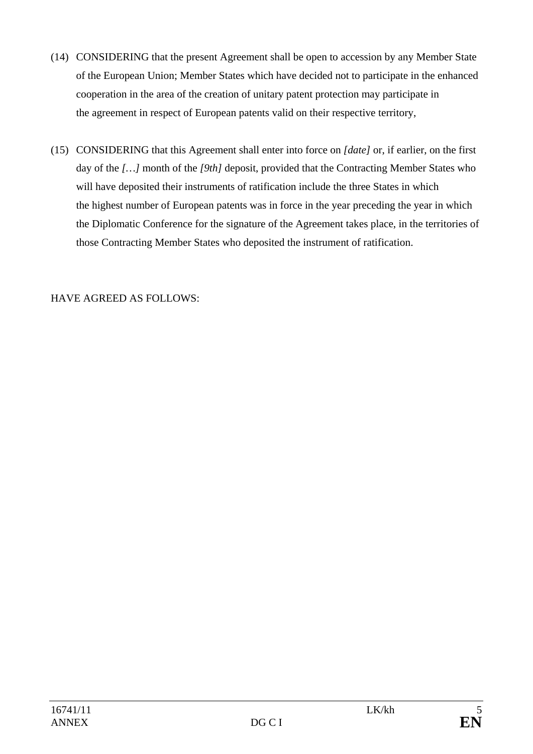(14) CONSIDERING that the present Agreement shall be open to accession by any Member State of the European Union; Member States which have decided not to participate in the enhanced cooperation in the area of the creation of unitary patent protection may participate in the agreement in respect of European patents valid on their respective territory,

(15) CONSIDERING that this Agreement shall enter into force on *[date]* or, if earlier, on the first day of the *[…]* month of the *[9th]* deposit, provided that the Contracting Member States who will have deposited their instruments of ratification include the three States in which the highest number of European patents was in force in the year preceding the year in which the Diplomatic Conference for the signature of the Agreement takes place, in the territories of those Contracting Member States who deposited the instrument of ratification.

HAVE AGREED AS FOLLOWS: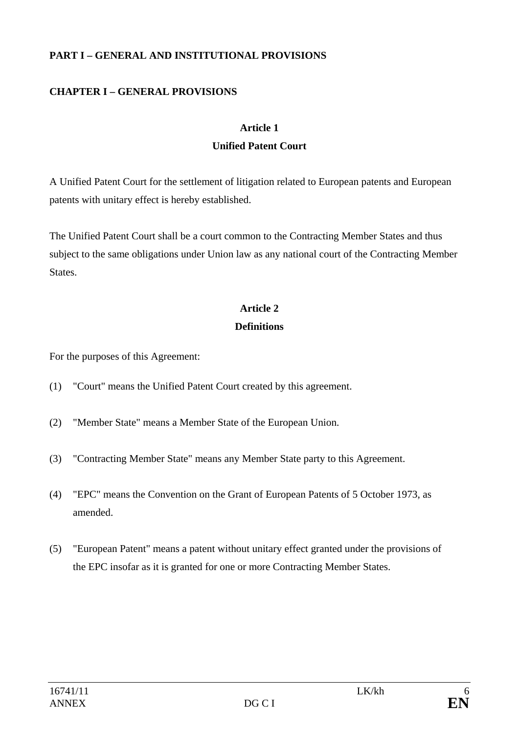**PART I – GENERAL AND INSTITUTIONAL PROVISIONS**

**CHAPTER I – GENERAL PROVISIONS**

**Article 1**
**Unified Patent Court**

A Unified Patent Court for the settlement of litigation related to European patents and European patents with unitary effect is hereby established.

The Unified Patent Court shall be a court common to the Contracting Member States and thus subject to the same obligations under Union law as any national court of the Contracting Member States.

**Article 2**
**Definitions**

For the purposes of this Agreement:

(1) "Court" means the Unified Patent Court created by this agreement.

(2) "Member State" means a Member State of the European Union.

(3) "Contracting Member State" means any Member State party to this Agreement.

(4) "EPC" means the Convention on the Grant of European Patents of 5 October 1973, as amended.

(5) "European Patent" means a patent without unitary effect granted under the provisions of the EPC insofar as it is granted for one or more Contracting Member States.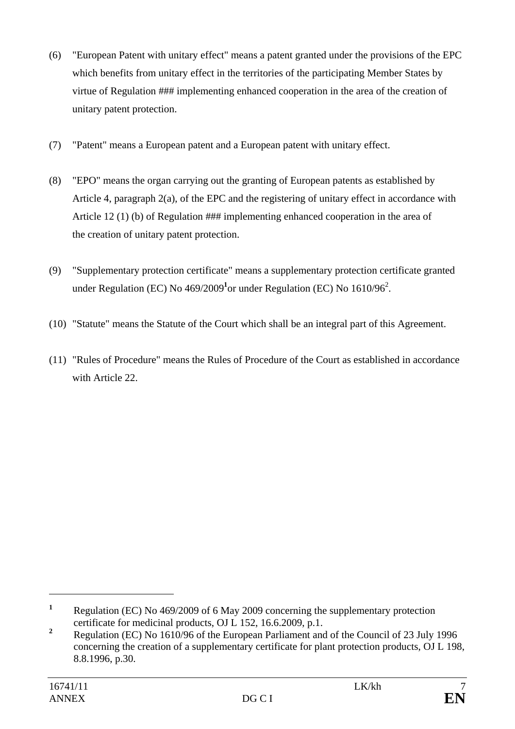(6) "European Patent with unitary effect" means a patent granted under the provisions of the EPC which benefits from unitary effect in the territories of the participating Member States by virtue of Regulation ### implementing enhanced cooperation in the area of the creation of unitary patent protection.

(7) "Patent" means a European patent and a European patent with unitary effect.

(8) "EPO" means the organ carrying out the granting of European patents as established by Article 4, paragraph 2(a), of the EPC and the registering of unitary effect in accordance with Article 12 (1) (b) of Regulation ### implementing enhanced cooperation in the area of the creation of unitary patent protection.

(9) "Supplementary protection certificate" means a supplementary protection certificate granted under Regulation (EC) No 469/2009[1] or under Regulation (EC) No 1610/96[2].

(10) "Statute" means the Statute of the Court which shall be an integral part of this Agreement.

(11) "Rules of Procedure" means the Rules of Procedure of the Court as established in accordance with Article 22.

---

[1] Regulation (EC) No 469/2009 of 6 May 2009 concerning the supplementary protection certificate for medicinal products, OJ L 152, 16.6.2009, p.1.

[2] Regulation (EC) No 1610/96 of the European Parliament and of the Council of 23 July 1996 concerning the creation of a supplementary certificate for plant protection products, OJ L 198, 8.8.1996, p.30.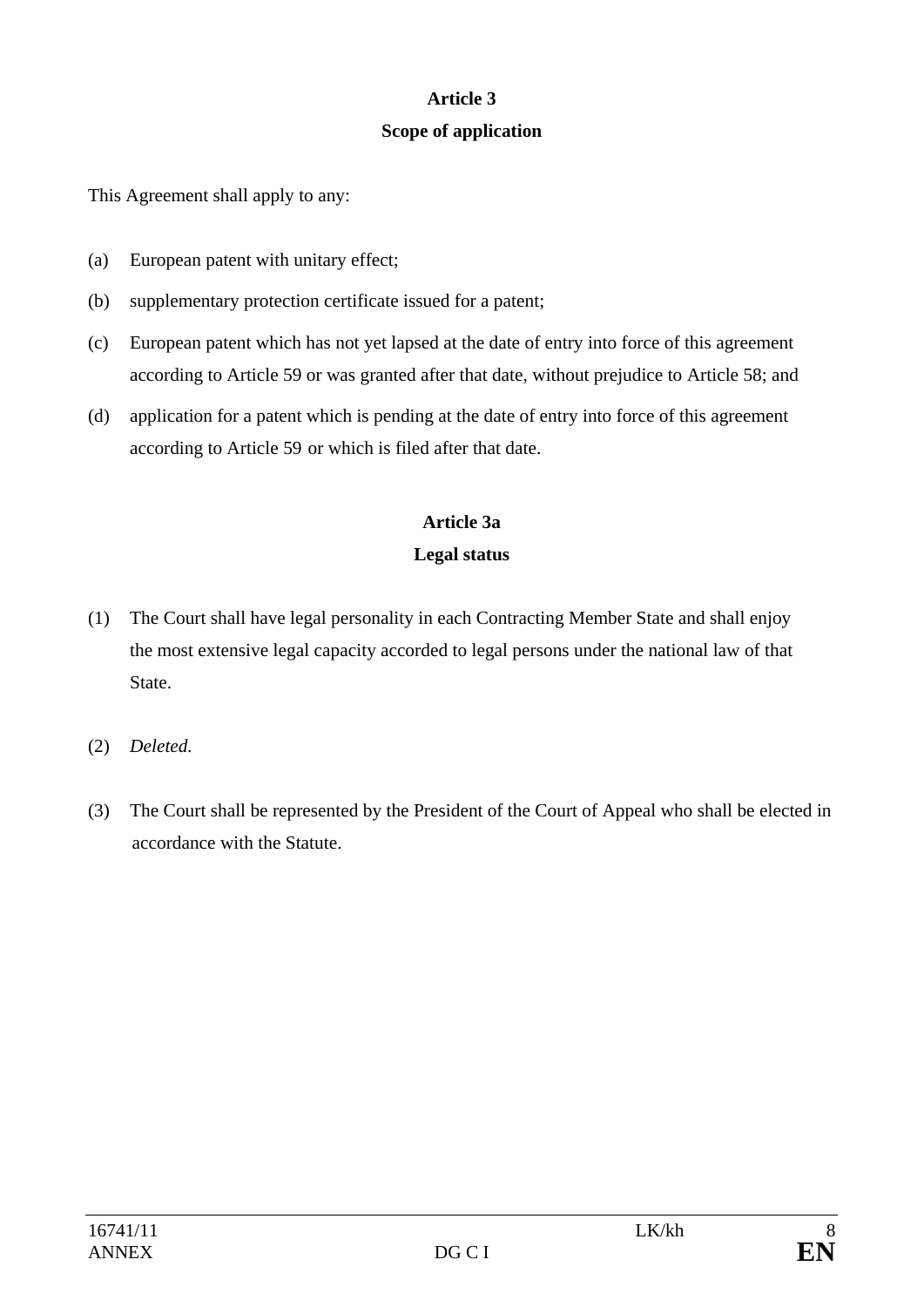## Article 3

## Scope of application

This Agreement shall apply to any:

(a) European patent with unitary effect;

(b) supplementary protection certificate issued for a patent;

(c) European patent which has not yet lapsed at the date of entry into force of this agreement according to Article 59 or was granted after that date, without prejudice to Article 58; and

(d) application for a patent which is pending at the date of entry into force of this agreement according to Article 59 or which is filed after that date.

## Article 3a

## Legal status

(1) The Court shall have legal personality in each Contracting Member State and shall enjoy the most extensive legal capacity accorded to legal persons under the national law of that State.

(2) *Deleted.*

(3) The Court shall be represented by the President of the Court of Appeal who shall be elected in accordance with the Statute.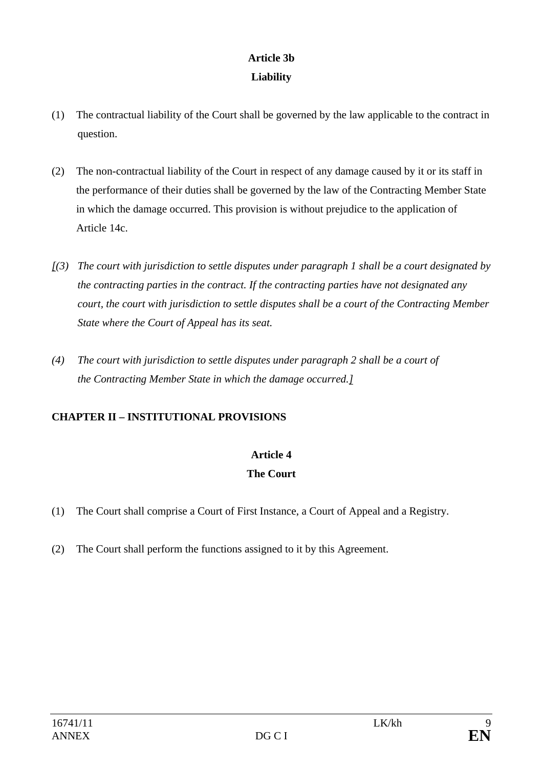**Article 3b**

**Liability**

(1) The contractual liability of the Court shall be governed by the law applicable to the contract in question.

(2) The non-contractual liability of the Court in respect of any damage caused by it or its staff in the performance of their duties shall be governed by the law of the Contracting Member State in which the damage occurred. This provision is without prejudice to the application of Article 14c.

*[(3) The court with jurisdiction to settle disputes under paragraph 1 shall be a court designated by the contracting parties in the contract. If the contracting parties have not designated any court, the court with jurisdiction to settle disputes shall be a court of the Contracting Member State where the Court of Appeal has its seat.*

*(4) The court with jurisdiction to settle disputes under paragraph 2 shall be a court of the Contracting Member State in which the damage occurred.]*

**CHAPTER II – INSTITUTIONAL PROVISIONS**

**Article 4**

**The Court**

(1) The Court shall comprise a Court of First Instance, a Court of Appeal and a Registry.

(2) The Court shall perform the functions assigned to it by this Agreement.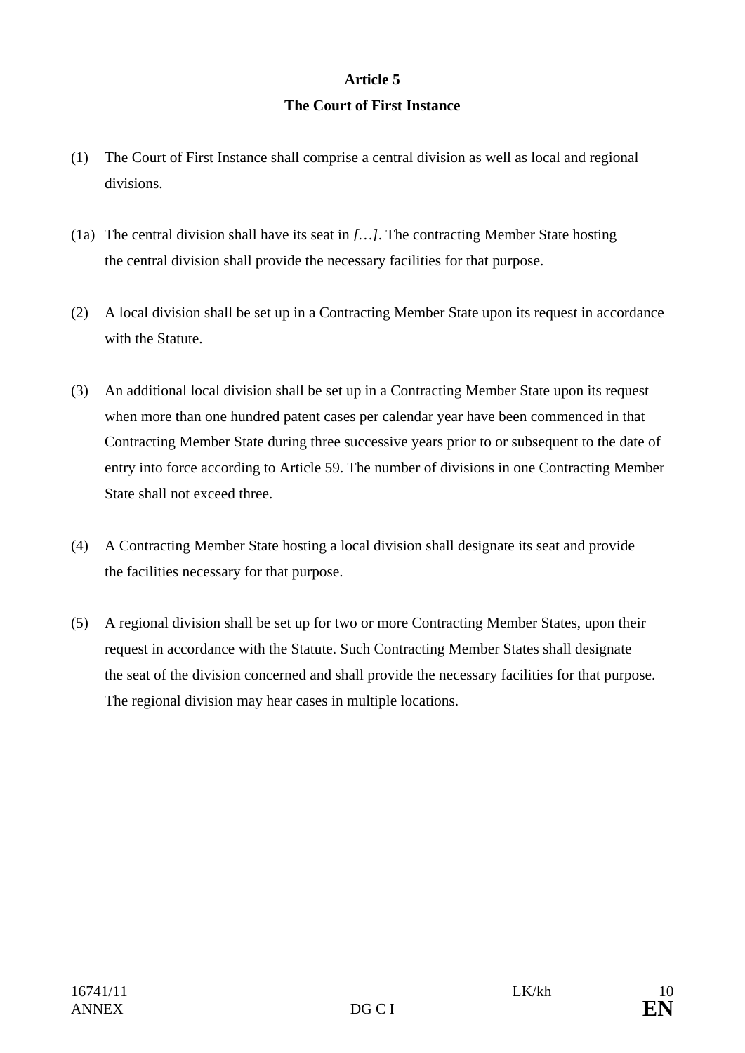**Article 5**

**The Court of First Instance**

(1) The Court of First Instance shall comprise a central division as well as local and regional divisions.

(1a) The central division shall have its seat in *[…]*. The contracting Member State hosting the central division shall provide the necessary facilities for that purpose.

(2) A local division shall be set up in a Contracting Member State upon its request in accordance with the Statute.

(3) An additional local division shall be set up in a Contracting Member State upon its request when more than one hundred patent cases per calendar year have been commenced in that Contracting Member State during three successive years prior to or subsequent to the date of entry into force according to Article 59. The number of divisions in one Contracting Member State shall not exceed three.

(4) A Contracting Member State hosting a local division shall designate its seat and provide the facilities necessary for that purpose.

(5) A regional division shall be set up for two or more Contracting Member States, upon their request in accordance with the Statute. Such Contracting Member States shall designate the seat of the division concerned and shall provide the necessary facilities for that purpose. The regional division may hear cases in multiple locations.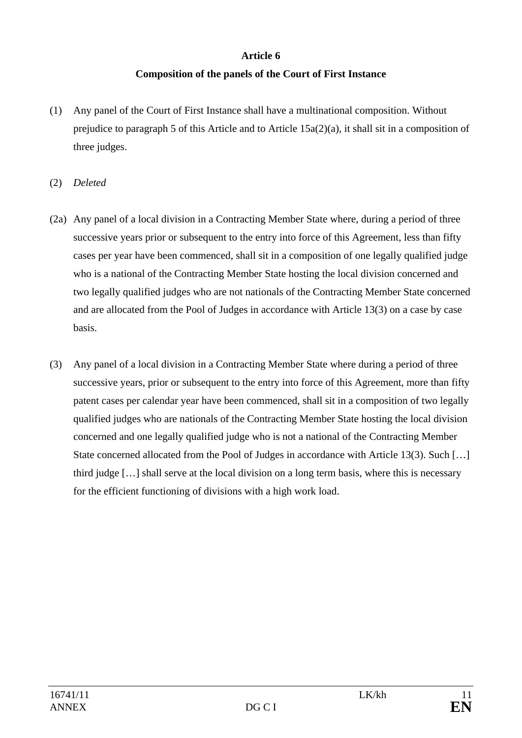## Article 6

## Composition of the panels of the Court of First Instance

(1) Any panel of the Court of First Instance shall have a multinational composition. Without prejudice to paragraph 5 of this Article and to Article 15a(2)(a), it shall sit in a composition of three judges.

(2) *Deleted*

(2a) Any panel of a local division in a Contracting Member State where, during a period of three successive years prior or subsequent to the entry into force of this Agreement, less than fifty cases per year have been commenced, shall sit in a composition of one legally qualified judge who is a national of the Contracting Member State hosting the local division concerned and two legally qualified judges who are not nationals of the Contracting Member State concerned and are allocated from the Pool of Judges in accordance with Article 13(3) on a case by case basis.

(3) Any panel of a local division in a Contracting Member State where during a period of three successive years, prior or subsequent to the entry into force of this Agreement, more than fifty patent cases per calendar year have been commenced, shall sit in a composition of two legally qualified judges who are nationals of the Contracting Member State hosting the local division concerned and one legally qualified judge who is not a national of the Contracting Member State concerned allocated from the Pool of Judges in accordance with Article 13(3). Such […] third judge […] shall serve at the local division on a long term basis, where this is necessary for the efficient functioning of divisions with a high work load.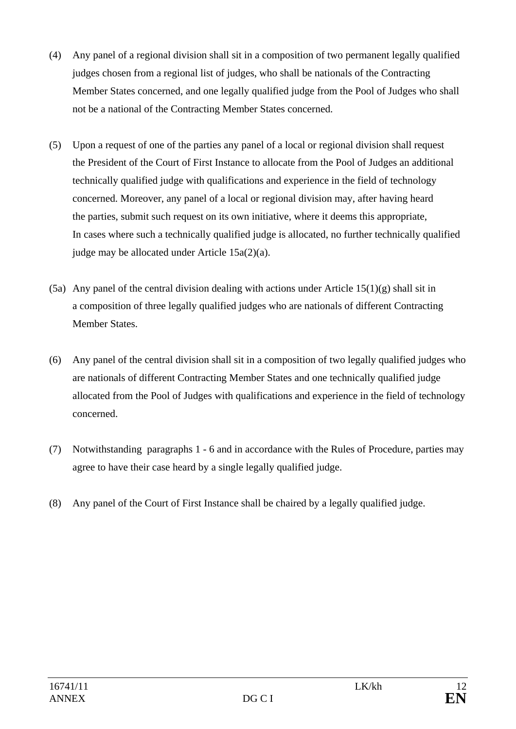(4) Any panel of a regional division shall sit in a composition of two permanent legally qualified judges chosen from a regional list of judges, who shall be nationals of the Contracting Member States concerned, and one legally qualified judge from the Pool of Judges who shall not be a national of the Contracting Member States concerned.

(5) Upon a request of one of the parties any panel of a local or regional division shall request the President of the Court of First Instance to allocate from the Pool of Judges an additional technically qualified judge with qualifications and experience in the field of technology concerned. Moreover, any panel of a local or regional division may, after having heard the parties, submit such request on its own initiative, where it deems this appropriate, In cases where such a technically qualified judge is allocated, no further technically qualified judge may be allocated under Article 15a(2)(a).

(5a) Any panel of the central division dealing with actions under Article 15(1)(g) shall sit in a composition of three legally qualified judges who are nationals of different Contracting Member States.

(6) Any panel of the central division shall sit in a composition of two legally qualified judges who are nationals of different Contracting Member States and one technically qualified judge allocated from the Pool of Judges with qualifications and experience in the field of technology concerned.

(7) Notwithstanding paragraphs 1 - 6 and in accordance with the Rules of Procedure, parties may agree to have their case heard by a single legally qualified judge.

(8) Any panel of the Court of First Instance shall be chaired by a legally qualified judge.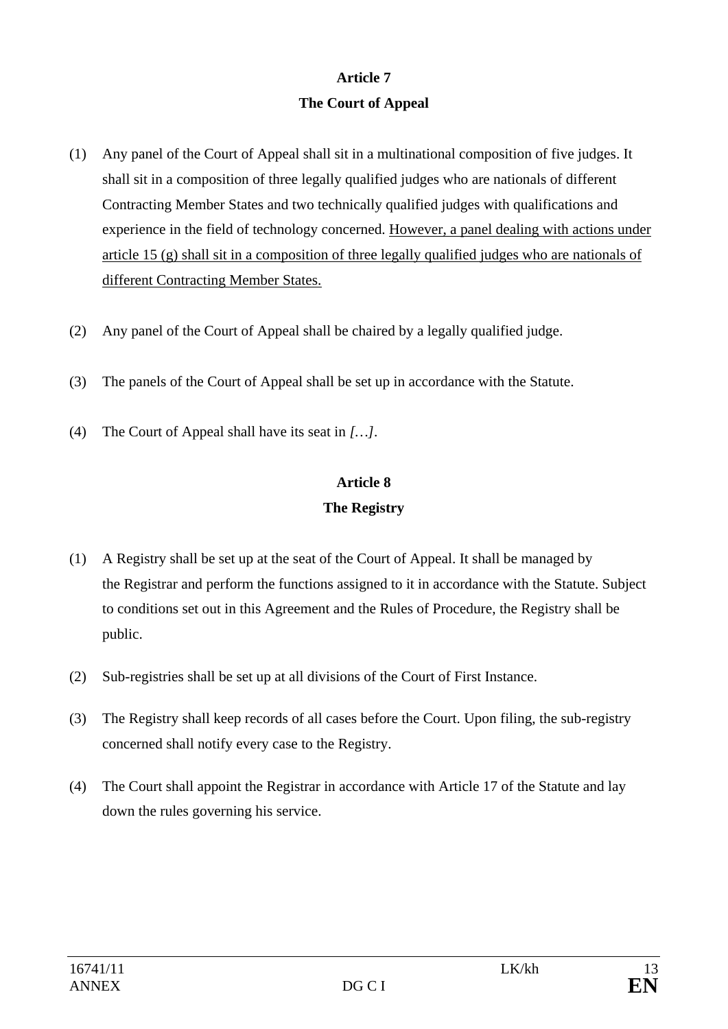**Article 7**

**The Court of Appeal**

(1) Any panel of the Court of Appeal shall sit in a multinational composition of five judges. It shall sit in a composition of three legally qualified judges who are nationals of different Contracting Member States and two technically qualified judges with qualifications and experience in the field of technology concerned. <u>However, a panel dealing with actions under article 15 (g) shall sit in a composition of three legally qualified judges who are nationals of different Contracting Member States.</u>

(2) Any panel of the Court of Appeal shall be chaired by a legally qualified judge.

(3) The panels of the Court of Appeal shall be set up in accordance with the Statute.

(4) The Court of Appeal shall have its seat in *[…]*.

**Article 8**

**The Registry**

(1) A Registry shall be set up at the seat of the Court of Appeal. It shall be managed by the Registrar and perform the functions assigned to it in accordance with the Statute. Subject to conditions set out in this Agreement and the Rules of Procedure, the Registry shall be public.

(2) Sub-registries shall be set up at all divisions of the Court of First Instance.

(3) The Registry shall keep records of all cases before the Court. Upon filing, the sub-registry concerned shall notify every case to the Registry.

(4) The Court shall appoint the Registrar in accordance with Article 17 of the Statute and lay down the rules governing his service.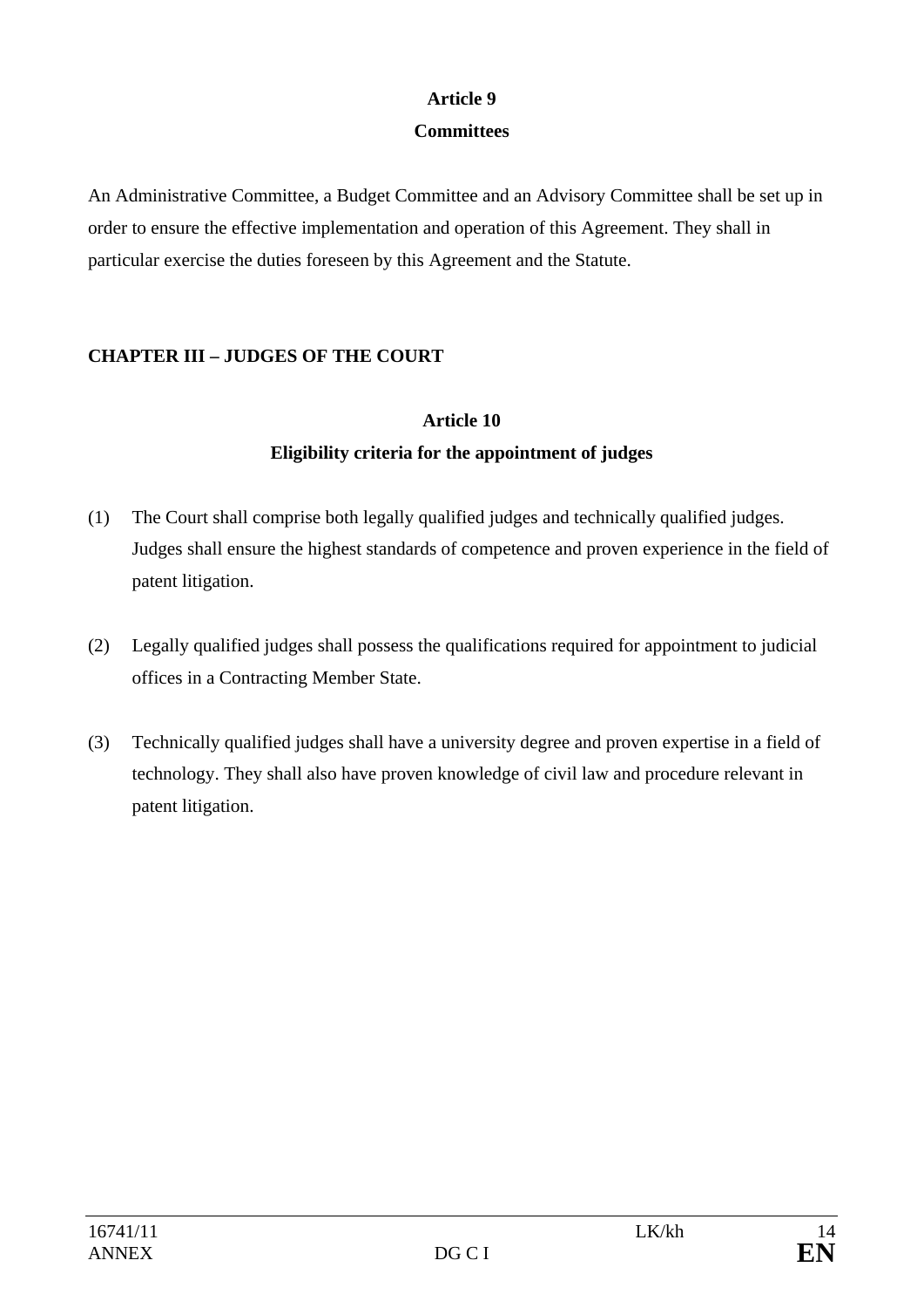### Article 9

### Committees

An Administrative Committee, a Budget Committee and an Advisory Committee shall be set up in order to ensure the effective implementation and operation of this Agreement. They shall in particular exercise the duties foreseen by this Agreement and the Statute.

## CHAPTER III – JUDGES OF THE COURT

### Article 10

### Eligibility criteria for the appointment of judges

(1) The Court shall comprise both legally qualified judges and technically qualified judges. Judges shall ensure the highest standards of competence and proven experience in the field of patent litigation.

(2) Legally qualified judges shall possess the qualifications required for appointment to judicial offices in a Contracting Member State.

(3) Technically qualified judges shall have a university degree and proven expertise in a field of technology. They shall also have proven knowledge of civil law and procedure relevant in patent litigation.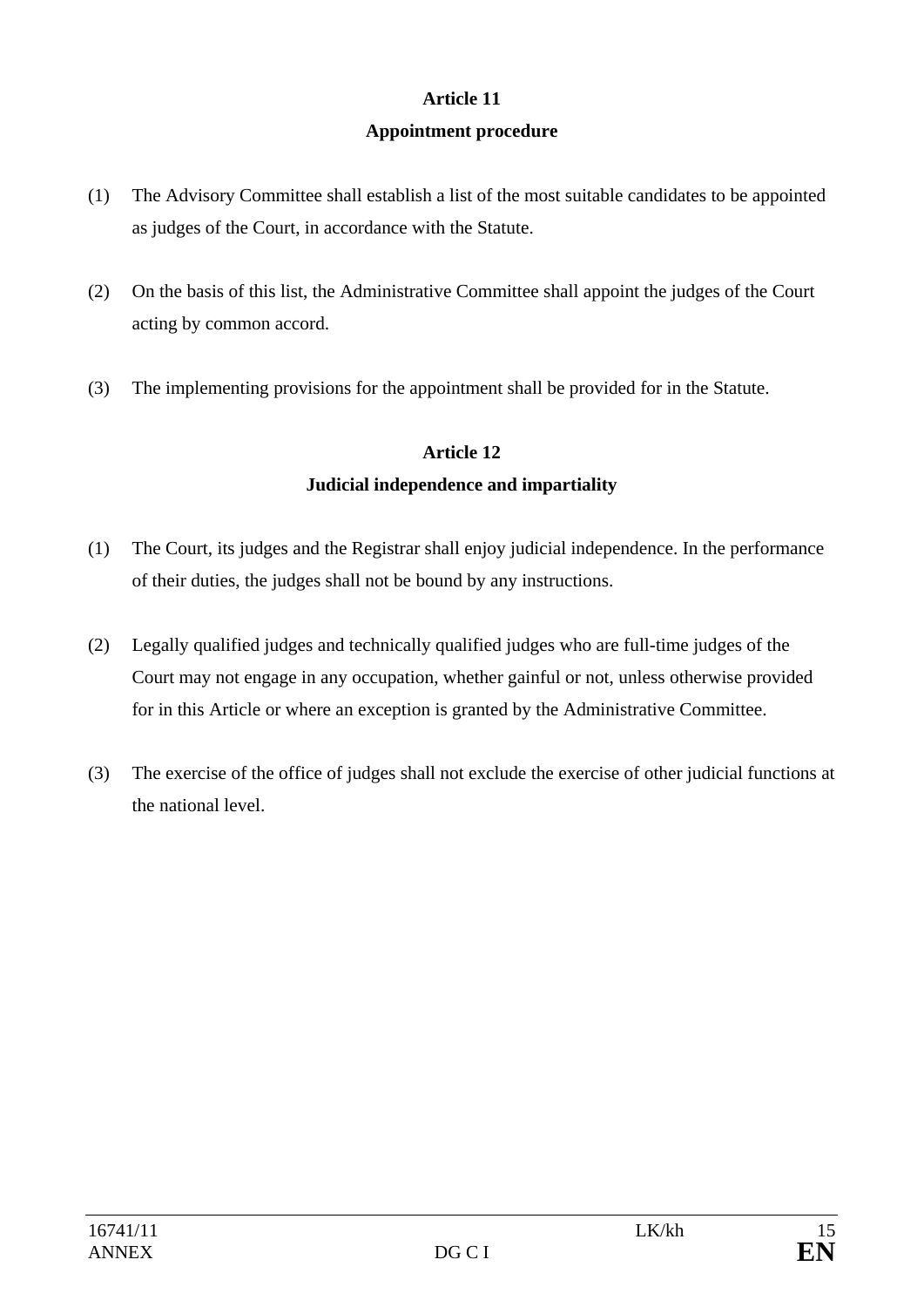## Article 11
## Appointment procedure

(1) The Advisory Committee shall establish a list of the most suitable candidates to be appointed as judges of the Court, in accordance with the Statute.

(2) On the basis of this list, the Administrative Committee shall appoint the judges of the Court acting by common accord.

(3) The implementing provisions for the appointment shall be provided for in the Statute.

## Article 12
## Judicial independence and impartiality

(1) The Court, its judges and the Registrar shall enjoy judicial independence. In the performance of their duties, the judges shall not be bound by any instructions.

(2) Legally qualified judges and technically qualified judges who are full-time judges of the Court may not engage in any occupation, whether gainful or not, unless otherwise provided for in this Article or where an exception is granted by the Administrative Committee.

(3) The exercise of the office of judges shall not exclude the exercise of other judicial functions at the national level.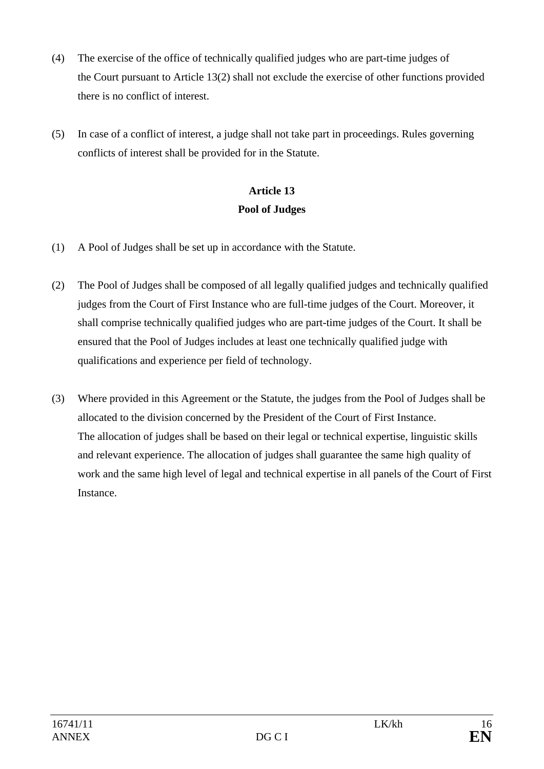(4) The exercise of the office of technically qualified judges who are part-time judges of the Court pursuant to Article 13(2) shall not exclude the exercise of other functions provided there is no conflict of interest.

(5) In case of a conflict of interest, a judge shall not take part in proceedings. Rules governing conflicts of interest shall be provided for in the Statute.

**Article 13**
**Pool of Judges**

(1) A Pool of Judges shall be set up in accordance with the Statute.

(2) The Pool of Judges shall be composed of all legally qualified judges and technically qualified judges from the Court of First Instance who are full-time judges of the Court. Moreover, it shall comprise technically qualified judges who are part-time judges of the Court. It shall be ensured that the Pool of Judges includes at least one technically qualified judge with qualifications and experience per field of technology.

(3) Where provided in this Agreement or the Statute, the judges from the Pool of Judges shall be allocated to the division concerned by the President of the Court of First Instance. The allocation of judges shall be based on their legal or technical expertise, linguistic skills and relevant experience. The allocation of judges shall guarantee the same high quality of work and the same high level of legal and technical expertise in all panels of the Court of First Instance.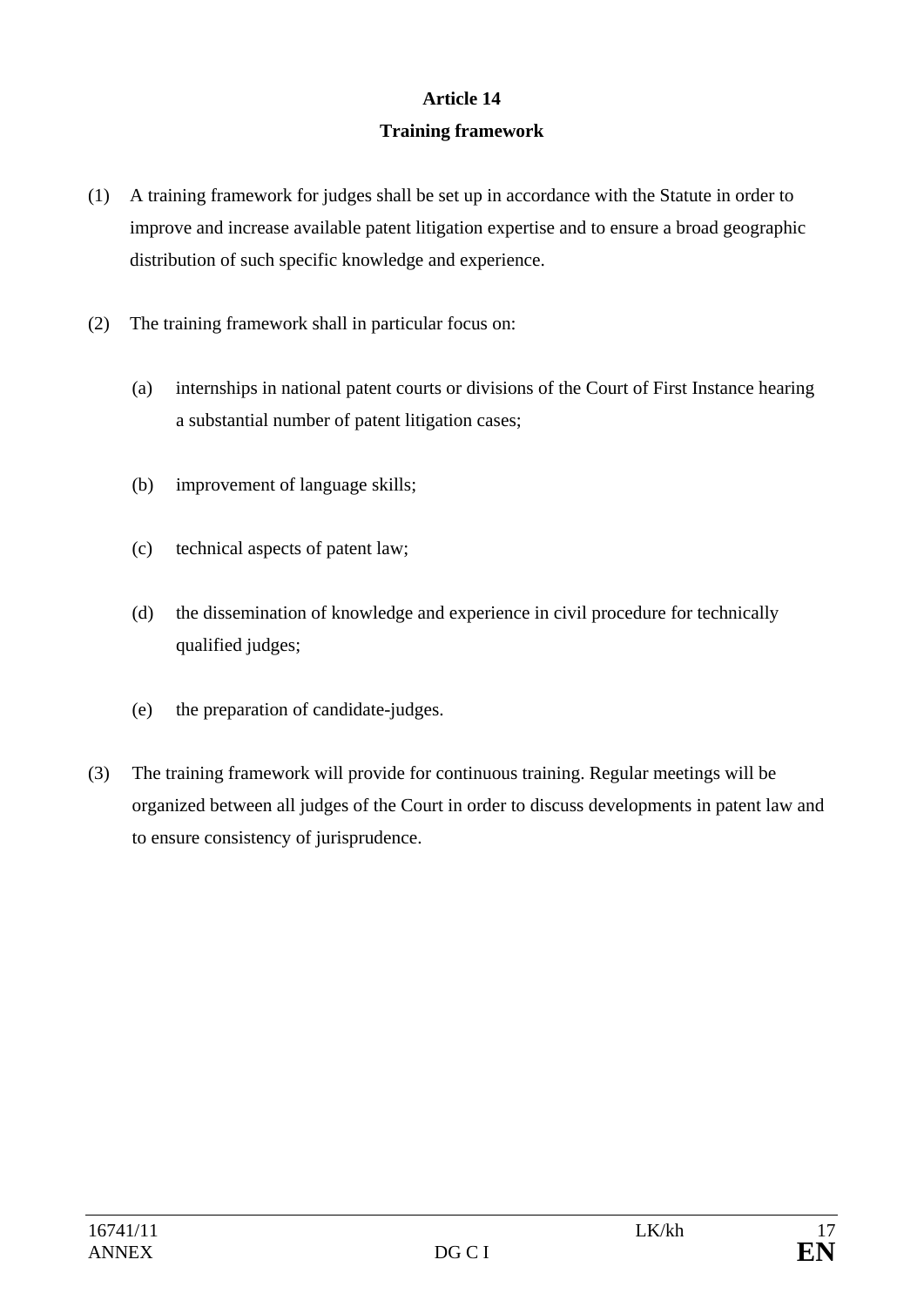## Article 14
## Training framework

(1) A training framework for judges shall be set up in accordance with the Statute in order to improve and increase available patent litigation expertise and to ensure a broad geographic distribution of such specific knowledge and experience.

(2) The training framework shall in particular focus on:

(a) internships in national patent courts or divisions of the Court of First Instance hearing a substantial number of patent litigation cases;

(b) improvement of language skills;

(c) technical aspects of patent law;

(d) the dissemination of knowledge and experience in civil procedure for technically qualified judges;

(e) the preparation of candidate-judges.

(3) The training framework will provide for continuous training. Regular meetings will be organized between all judges of the Court in order to discuss developments in patent law and to ensure consistency of jurisprudence.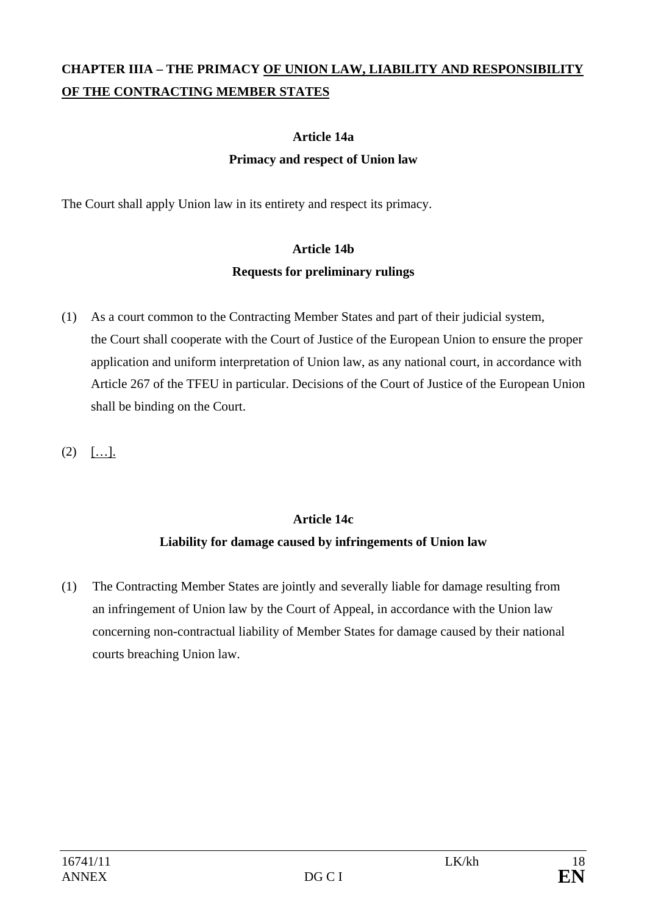**CHAPTER IIIA – THE PRIMACY OF UNION LAW, LIABILITY AND RESPONSIBILITY OF THE CONTRACTING MEMBER STATES**

**Article 14a**

**Primacy and respect of Union law**

The Court shall apply Union law in its entirety and respect its primacy.

**Article 14b**

**Requests for preliminary rulings**

(1) As a court common to the Contracting Member States and part of their judicial system, the Court shall cooperate with the Court of Justice of the European Union to ensure the proper application and uniform interpretation of Union law, as any national court, in accordance with Article 267 of the TFEU in particular. Decisions of the Court of Justice of the European Union shall be binding on the Court.

(2) […].

**Article 14c**

**Liability for damage caused by infringements of Union law**

(1) The Contracting Member States are jointly and severally liable for damage resulting from an infringement of Union law by the Court of Appeal, in accordance with the Union law concerning non-contractual liability of Member States for damage caused by their national courts breaching Union law.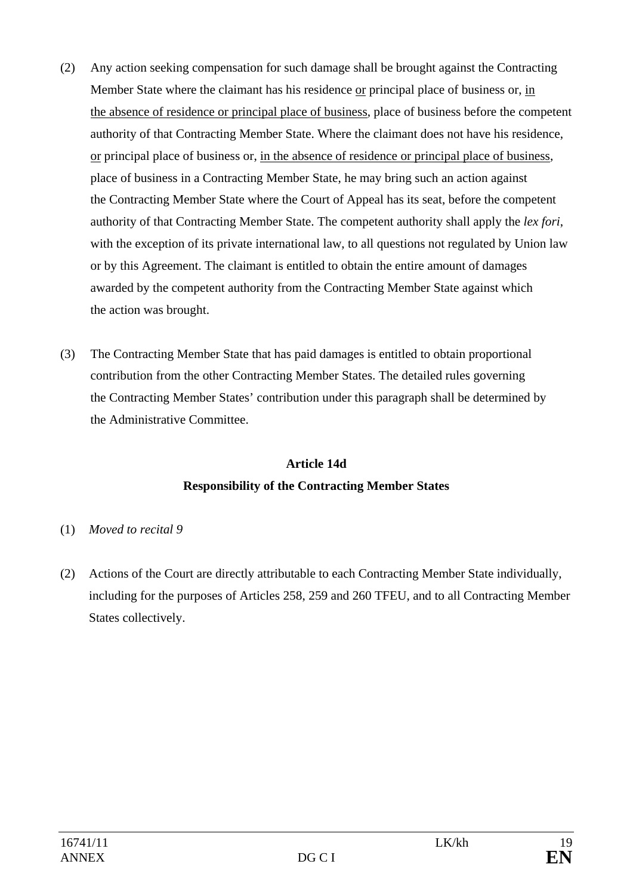(2) Any action seeking compensation for such damage shall be brought against the Contracting Member State where the claimant has his residence <u>or</u> principal place of business or, <u>in the absence of residence or principal place of business</u>, place of business before the competent authority of that Contracting Member State. Where the claimant does not have his residence, <u>or</u> principal place of business or, <u>in the absence of residence or principal place of business</u>, place of business in a Contracting Member State, he may bring such an action against the Contracting Member State where the Court of Appeal has its seat, before the competent authority of that Contracting Member State. The competent authority shall apply the *lex fori*, with the exception of its private international law, to all questions not regulated by Union law or by this Agreement. The claimant is entitled to obtain the entire amount of damages awarded by the competent authority from the Contracting Member State against which the action was brought.

(3) The Contracting Member State that has paid damages is entitled to obtain proportional contribution from the other Contracting Member States. The detailed rules governing the Contracting Member States' contribution under this paragraph shall be determined by the Administrative Committee.

**Article 14d**

**Responsibility of the Contracting Member States**

(1) *Moved to recital 9*

(2) Actions of the Court are directly attributable to each Contracting Member State individually, including for the purposes of Articles 258, 259 and 260 TFEU, and to all Contracting Member States collectively.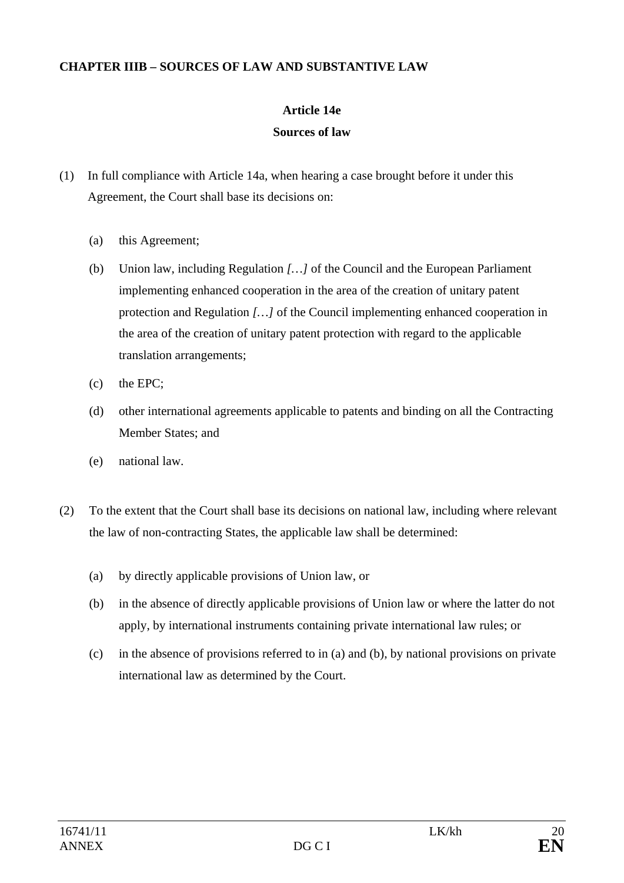**CHAPTER IIIB – SOURCES OF LAW AND SUBSTANTIVE LAW**

**Article 14e**

**Sources of law**

(1) In full compliance with Article 14a, when hearing a case brought before it under this Agreement, the Court shall base its decisions on:

(a) this Agreement;

(b) Union law, including Regulation *[…]* of the Council and the European Parliament implementing enhanced cooperation in the area of the creation of unitary patent protection and Regulation *[…]* of the Council implementing enhanced cooperation in the area of the creation of unitary patent protection with regard to the applicable translation arrangements;

(c) the EPC;

(d) other international agreements applicable to patents and binding on all the Contracting Member States; and

(e) national law.

(2) To the extent that the Court shall base its decisions on national law, including where relevant the law of non-contracting States, the applicable law shall be determined:

(a) by directly applicable provisions of Union law, or

(b) in the absence of directly applicable provisions of Union law or where the latter do not apply, by international instruments containing private international law rules; or

(c) in the absence of provisions referred to in (a) and (b), by national provisions on private international law as determined by the Court.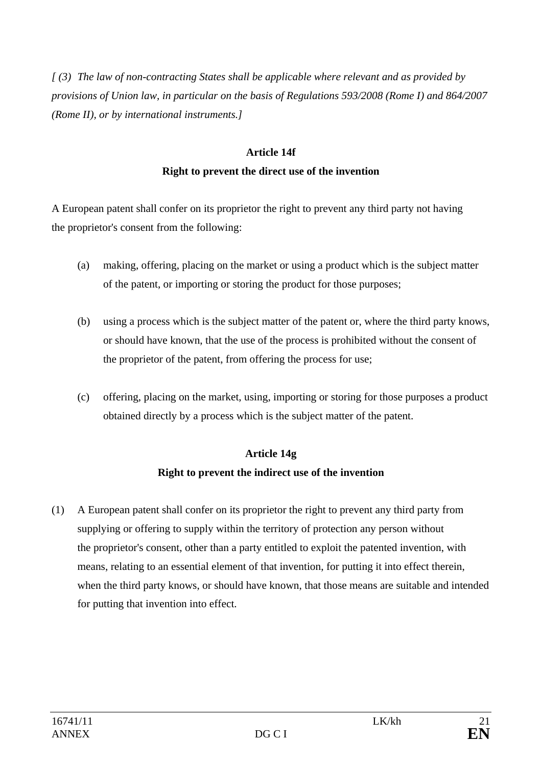*[ (3) The law of non-contracting States shall be applicable where relevant and as provided by provisions of Union law, in particular on the basis of Regulations 593/2008 (Rome I) and 864/2007 (Rome II), or by international instruments.]*

**Article 14f**

**Right to prevent the direct use of the invention**

A European patent shall confer on its proprietor the right to prevent any third party not having the proprietor's consent from the following:

(a) making, offering, placing on the market or using a product which is the subject matter of the patent, or importing or storing the product for those purposes;

(b) using a process which is the subject matter of the patent or, where the third party knows, or should have known, that the use of the process is prohibited without the consent of the proprietor of the patent, from offering the process for use;

(c) offering, placing on the market, using, importing or storing for those purposes a product obtained directly by a process which is the subject matter of the patent.

**Article 14g**

**Right to prevent the indirect use of the invention**

(1) A European patent shall confer on its proprietor the right to prevent any third party from supplying or offering to supply within the territory of protection any person without the proprietor's consent, other than a party entitled to exploit the patented invention, with means, relating to an essential element of that invention, for putting it into effect therein, when the third party knows, or should have known, that those means are suitable and intended for putting that invention into effect.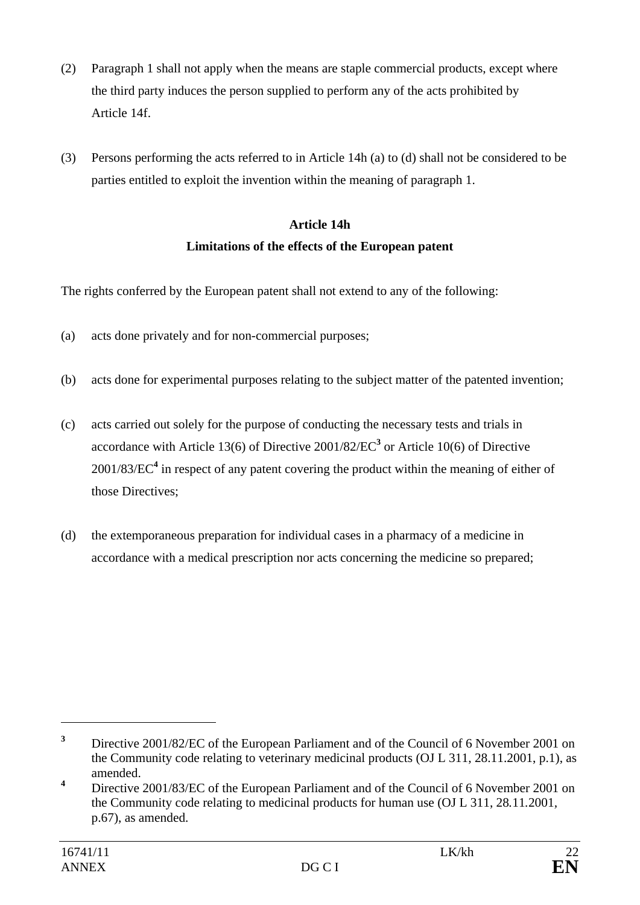(2) Paragraph 1 shall not apply when the means are staple commercial products, except where the third party induces the person supplied to perform any of the acts prohibited by Article 14f.

(3) Persons performing the acts referred to in Article 14h (a) to (d) shall not be considered to be parties entitled to exploit the invention within the meaning of paragraph 1.

**Article 14h**

**Limitations of the effects of the European patent**

The rights conferred by the European patent shall not extend to any of the following:

(a) acts done privately and for non-commercial purposes;

(b) acts done for experimental purposes relating to the subject matter of the patented invention;

(c) acts carried out solely for the purpose of conducting the necessary tests and trials in accordance with Article 13(6) of Directive 2001/82/EC[3] or Article 10(6) of Directive 2001/83/EC[4] in respect of any patent covering the product within the meaning of either of those Directives;

(d) the extemporaneous preparation for individual cases in a pharmacy of a medicine in accordance with a medical prescription nor acts concerning the medicine so prepared;

---

[3] Directive 2001/82/EC of the European Parliament and of the Council of 6 November 2001 on the Community code relating to veterinary medicinal products (OJ L 311, 28.11.2001, p.1), as amended.

[4] Directive 2001/83/EC of the European Parliament and of the Council of 6 November 2001 on the Community code relating to medicinal products for human use (OJ L 311, 28.11.2001, p.67), as amended.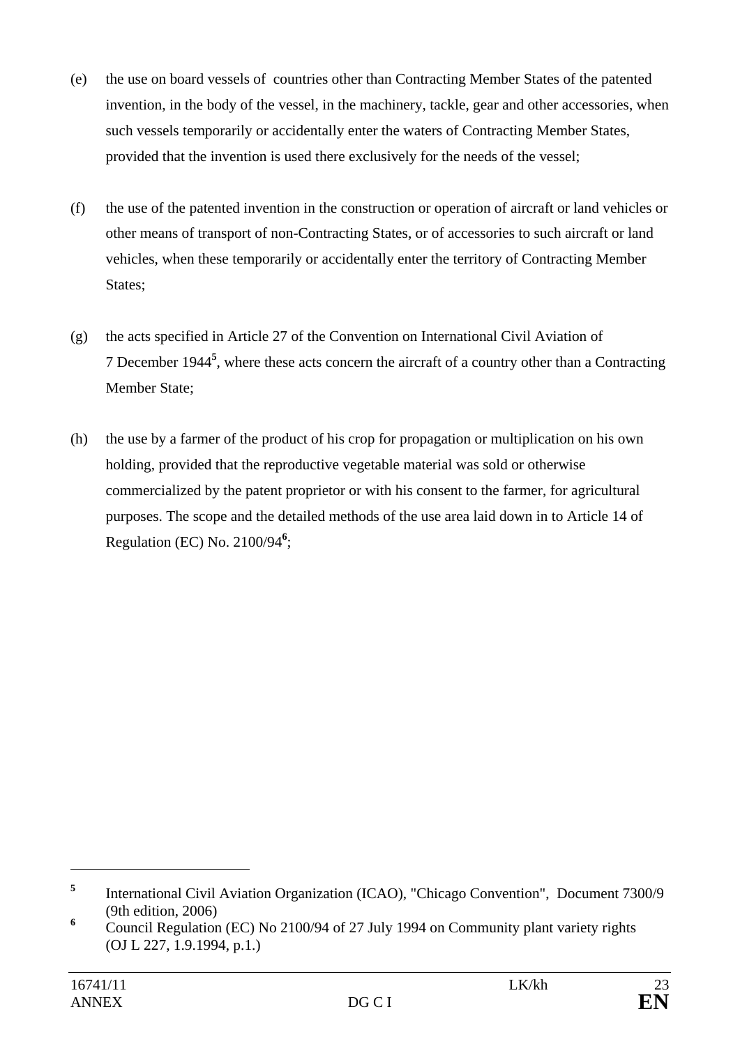(e) the use on board vessels of countries other than Contracting Member States of the patented invention, in the body of the vessel, in the machinery, tackle, gear and other accessories, when such vessels temporarily or accidentally enter the waters of Contracting Member States, provided that the invention is used there exclusively for the needs of the vessel;

(f) the use of the patented invention in the construction or operation of aircraft or land vehicles or other means of transport of non-Contracting States, or of accessories to such aircraft or land vehicles, when these temporarily or accidentally enter the territory of Contracting Member States;

(g) the acts specified in Article 27 of the Convention on International Civil Aviation of 7 December 1944[5], where these acts concern the aircraft of a country other than a Contracting Member State;

(h) the use by a farmer of the product of his crop for propagation or multiplication on his own holding, provided that the reproductive vegetable material was sold or otherwise commercialized by the patent proprietor or with his consent to the farmer, for agricultural purposes. The scope and the detailed methods of the use area laid down in to Article 14 of Regulation (EC) No. 2100/94[6];

---

[5] International Civil Aviation Organization (ICAO), "Chicago Convention", Document 7300/9 (9th edition, 2006)

[6] Council Regulation (EC) No 2100/94 of 27 July 1994 on Community plant variety rights (OJ L 227, 1.9.1994, p.1.)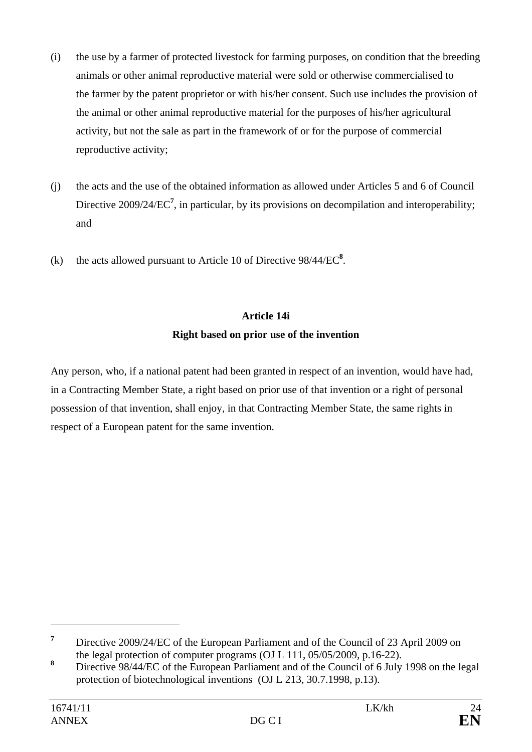(i) the use by a farmer of protected livestock for farming purposes, on condition that the breeding animals or other animal reproductive material were sold or otherwise commercialised to the farmer by the patent proprietor or with his/her consent. Such use includes the provision of the animal or other animal reproductive material for the purposes of his/her agricultural activity, but not the sale as part in the framework of or for the purpose of commercial reproductive activity;

(j) the acts and the use of the obtained information as allowed under Articles 5 and 6 of Council Directive 2009/24/EC[7], in particular, by its provisions on decompilation and interoperability; and

(k) the acts allowed pursuant to Article 10 of Directive 98/44/EC[8].

**Article 14i**

**Right based on prior use of the invention**

Any person, who, if a national patent had been granted in respect of an invention, would have had, in a Contracting Member State, a right based on prior use of that invention or a right of personal possession of that invention, shall enjoy, in that Contracting Member State, the same rights in respect of a European patent for the same invention.

---

[7] Directive 2009/24/EC of the European Parliament and of the Council of 23 April 2009 on the legal protection of computer programs (OJ L 111, 05/05/2009, p.16-22).

[8] Directive 98/44/EC of the European Parliament and of the Council of 6 July 1998 on the legal protection of biotechnological inventions (OJ L 213, 30.7.1998, p.13).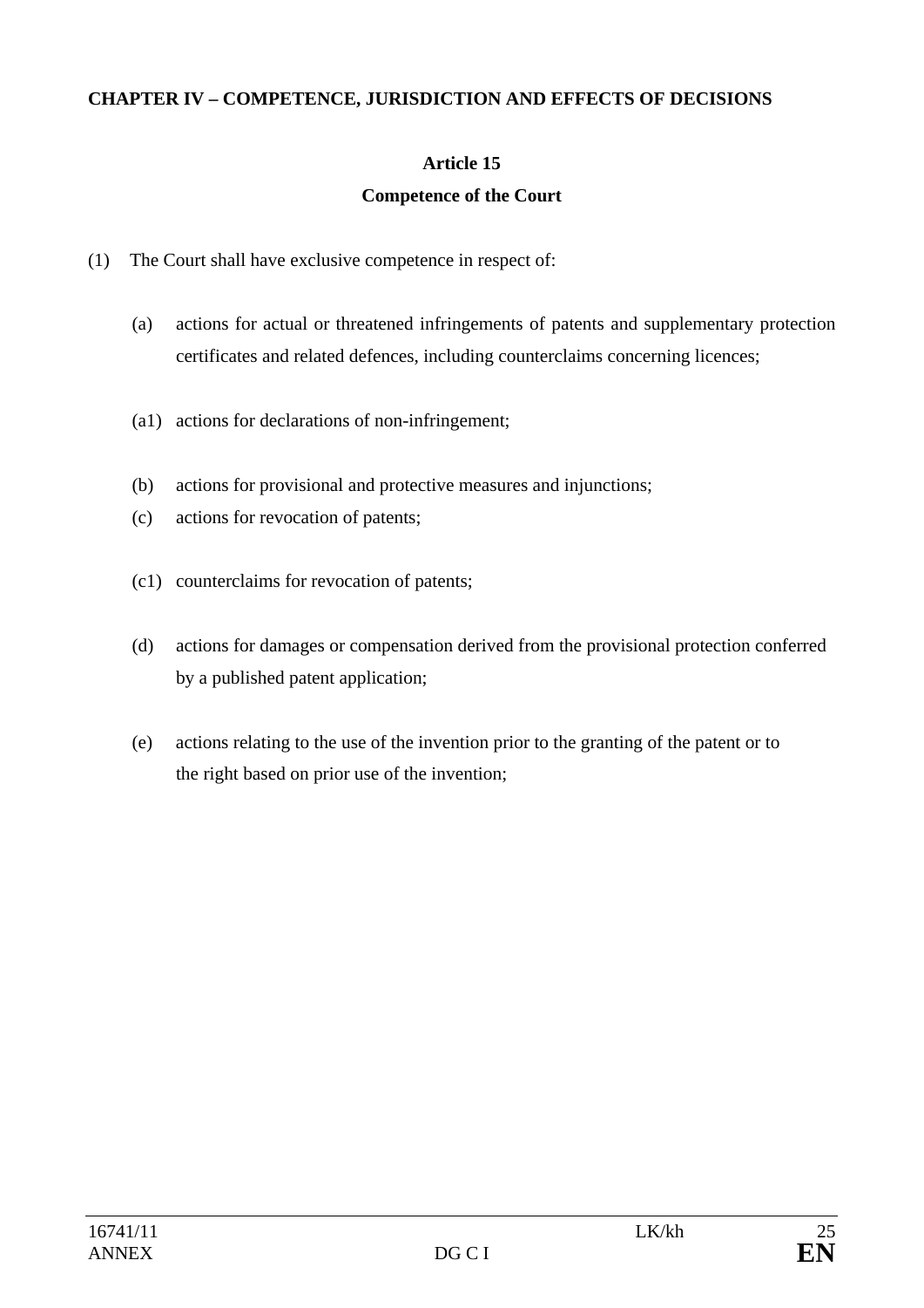**CHAPTER IV – COMPETENCE, JURISDICTION AND EFFECTS OF DECISIONS**

**Article 15**

**Competence of the Court**

(1) The Court shall have exclusive competence in respect of:

(a) actions for actual or threatened infringements of patents and supplementary protection certificates and related defences, including counterclaims concerning licences;

(a1) actions for declarations of non-infringement;

(b) actions for provisional and protective measures and injunctions;

(c) actions for revocation of patents;

(c1) counterclaims for revocation of patents;

(d) actions for damages or compensation derived from the provisional protection conferred by a published patent application;

(e) actions relating to the use of the invention prior to the granting of the patent or to the right based on prior use of the invention;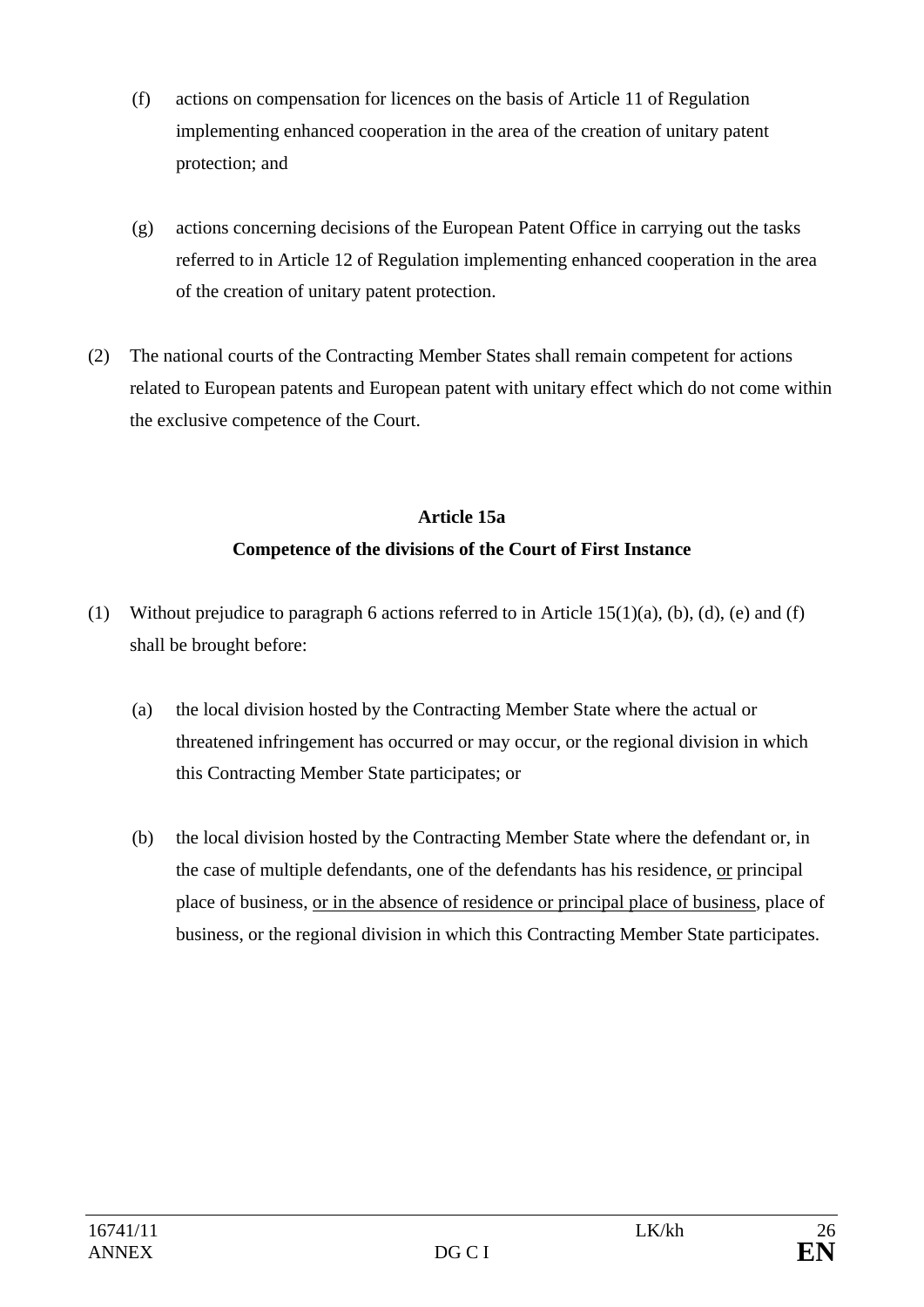(f) actions on compensation for licences on the basis of Article 11 of Regulation implementing enhanced cooperation in the area of the creation of unitary patent protection; and

(g) actions concerning decisions of the European Patent Office in carrying out the tasks referred to in Article 12 of Regulation implementing enhanced cooperation in the area of the creation of unitary patent protection.

(2) The national courts of the Contracting Member States shall remain competent for actions related to European patents and European patent with unitary effect which do not come within the exclusive competence of the Court.

**Article 15a**

**Competence of the divisions of the Court of First Instance**

(1) Without prejudice to paragraph 6 actions referred to in Article 15(1)(a), (b), (d), (e) and (f) shall be brought before:

(a) the local division hosted by the Contracting Member State where the actual or threatened infringement has occurred or may occur, or the regional division in which this Contracting Member State participates; or

(b) the local division hosted by the Contracting Member State where the defendant or, in the case of multiple defendants, one of the defendants has his residence, <u>or</u> principal place of business, <u>or in the absence of residence or principal place of business</u>, place of business, or the regional division in which this Contracting Member State participates.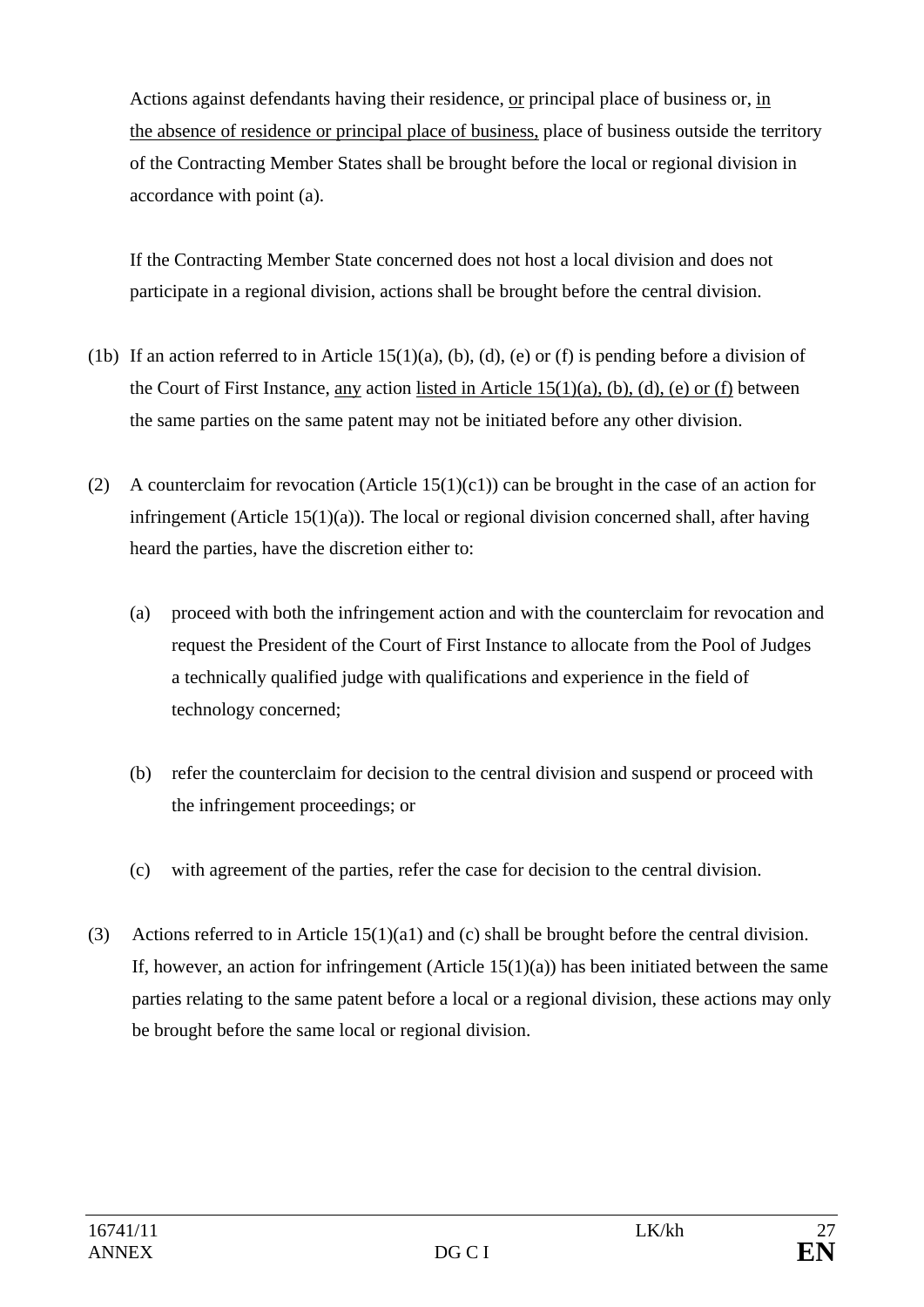Actions against defendants having their residence, <u>or</u> principal place of business or, <u>in the absence of residence or principal place of business,</u> place of business outside the territory of the Contracting Member States shall be brought before the local or regional division in accordance with point (a).

If the Contracting Member State concerned does not host a local division and does not participate in a regional division, actions shall be brought before the central division.

(1b) If an action referred to in Article 15(1)(a), (b), (d), (e) or (f) is pending before a division of the Court of First Instance, <u>any</u> action <u>listed in Article 15(1)(a), (b), (d), (e) or (f)</u> between the same parties on the same patent may not be initiated before any other division.

(2) A counterclaim for revocation (Article 15(1)(c1)) can be brought in the case of an action for infringement (Article 15(1)(a)). The local or regional division concerned shall, after having heard the parties, have the discretion either to:

(a) proceed with both the infringement action and with the counterclaim for revocation and request the President of the Court of First Instance to allocate from the Pool of Judges a technically qualified judge with qualifications and experience in the field of technology concerned;

(b) refer the counterclaim for decision to the central division and suspend or proceed with the infringement proceedings; or

(c) with agreement of the parties, refer the case for decision to the central division.

(3) Actions referred to in Article 15(1)(a1) and (c) shall be brought before the central division. If, however, an action for infringement (Article 15(1)(a)) has been initiated between the same parties relating to the same patent before a local or a regional division, these actions may only be brought before the same local or regional division.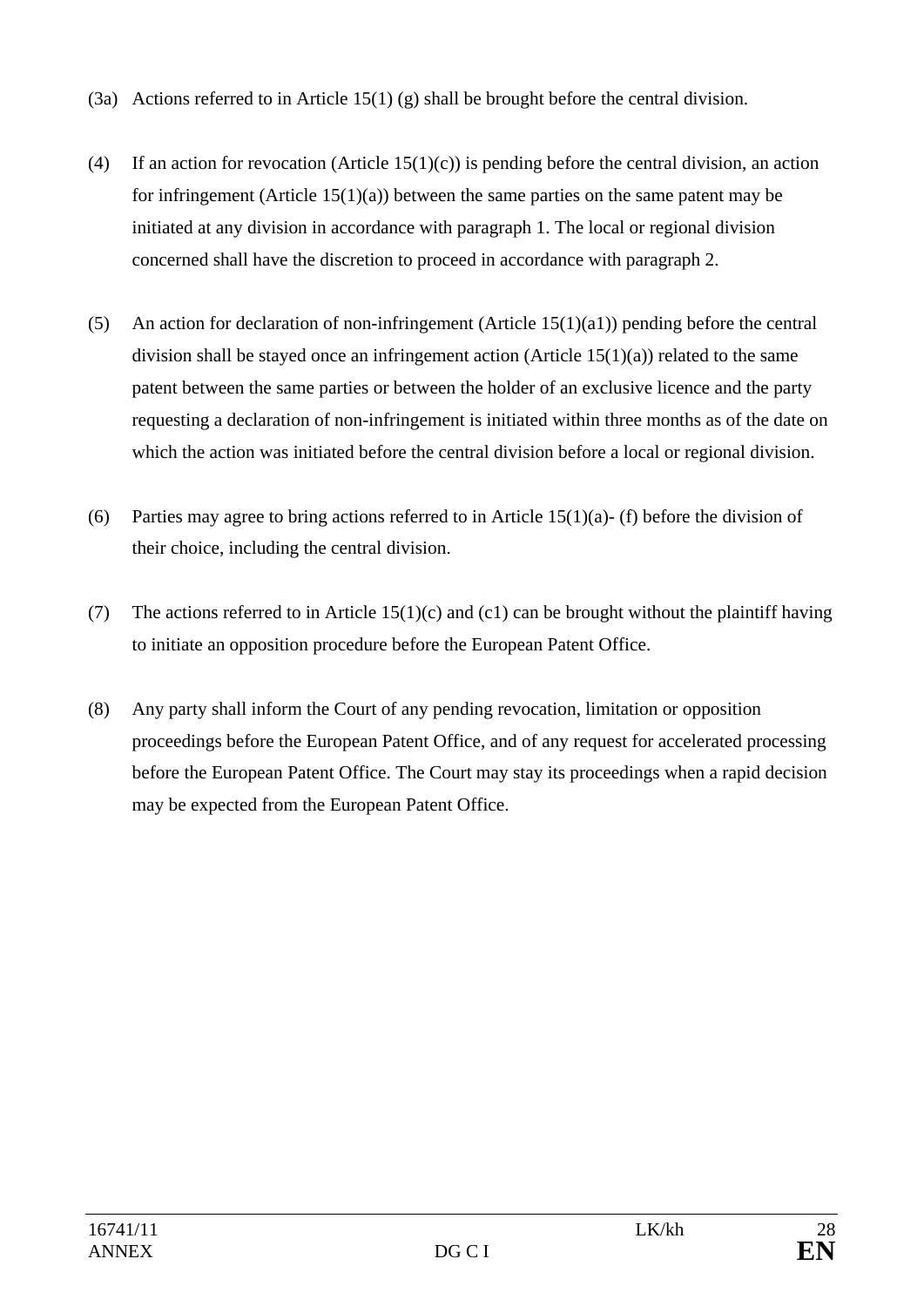(3a) Actions referred to in Article 15(1) (g) shall be brought before the central division.

(4) If an action for revocation (Article 15(1)(c)) is pending before the central division, an action for infringement (Article 15(1)(a)) between the same parties on the same patent may be initiated at any division in accordance with paragraph 1. The local or regional division concerned shall have the discretion to proceed in accordance with paragraph 2.

(5) An action for declaration of non-infringement (Article 15(1)(a1)) pending before the central division shall be stayed once an infringement action (Article 15(1)(a)) related to the same patent between the same parties or between the holder of an exclusive licence and the party requesting a declaration of non-infringement is initiated within three months as of the date on which the action was initiated before the central division before a local or regional division.

(6) Parties may agree to bring actions referred to in Article 15(1)(a)- (f) before the division of their choice, including the central division.

(7) The actions referred to in Article 15(1)(c) and (c1) can be brought without the plaintiff having to initiate an opposition procedure before the European Patent Office.

(8) Any party shall inform the Court of any pending revocation, limitation or opposition proceedings before the European Patent Office, and of any request for accelerated processing before the European Patent Office. The Court may stay its proceedings when a rapid decision may be expected from the European Patent Office.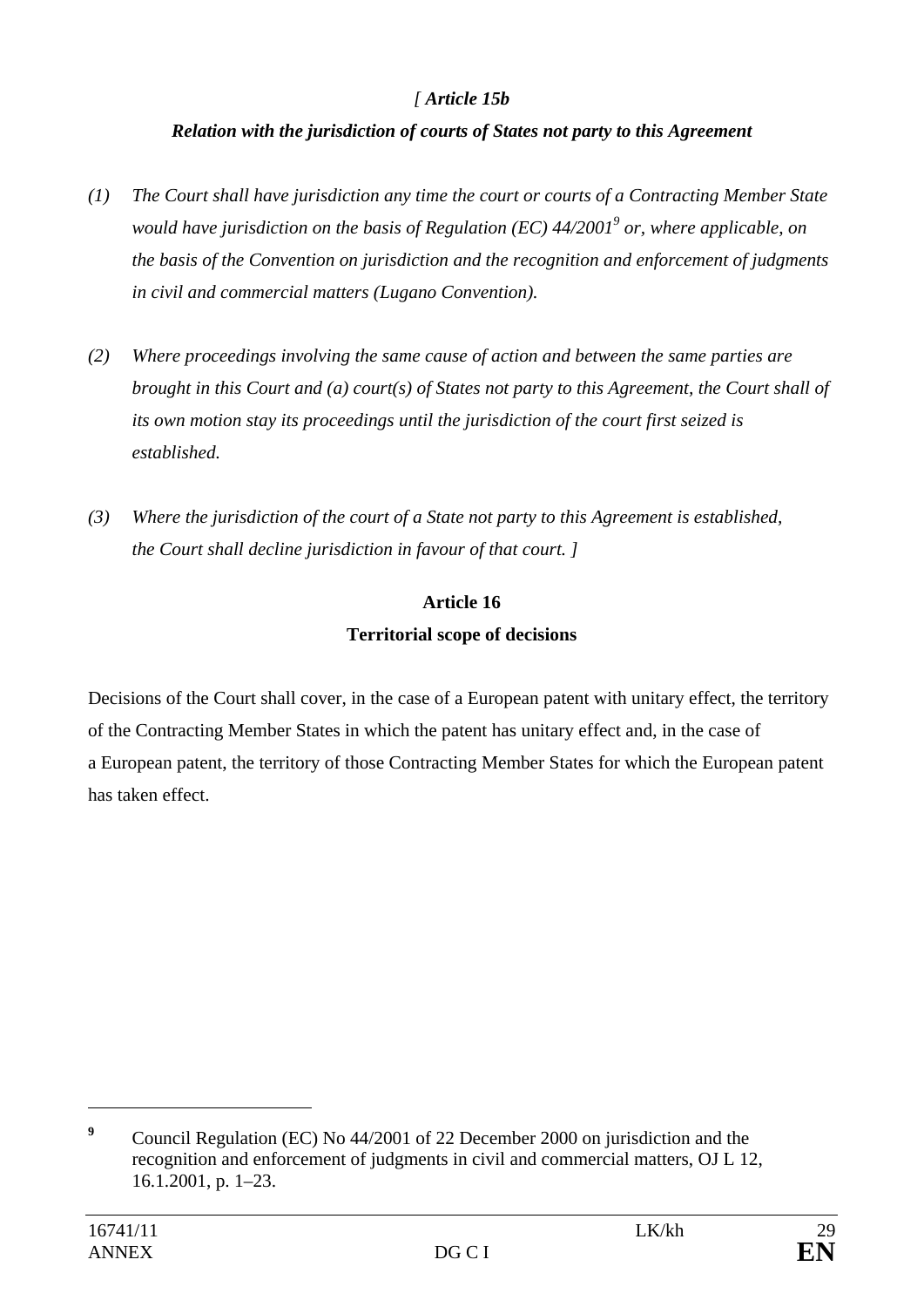*[ **Article 15b***

***Relation with the jurisdiction of courts of States not party to this Agreement***

*(1) The Court shall have jurisdiction any time the court or courts of a Contracting Member State would have jurisdiction on the basis of Regulation (EC) 44/2001*[9] *or, where applicable, on the basis of the Convention on jurisdiction and the recognition and enforcement of judgments in civil and commercial matters (Lugano Convention).*

*(2) Where proceedings involving the same cause of action and between the same parties are brought in this Court and (a) court(s) of States not party to this Agreement, the Court shall of its own motion stay its proceedings until the jurisdiction of the court first seized is established.*

*(3) Where the jurisdiction of the court of a State not party to this Agreement is established, the Court shall decline jurisdiction in favour of that court. ]*

**Article 16**

**Territorial scope of decisions**

Decisions of the Court shall cover, in the case of a European patent with unitary effect, the territory of the Contracting Member States in which the patent has unitary effect and, in the case of a European patent, the territory of those Contracting Member States for which the European patent has taken effect.

---

[9] Council Regulation (EC) No 44/2001 of 22 December 2000 on jurisdiction and the recognition and enforcement of judgments in civil and commercial matters, OJ L 12, 16.1.2001, p. 1–23.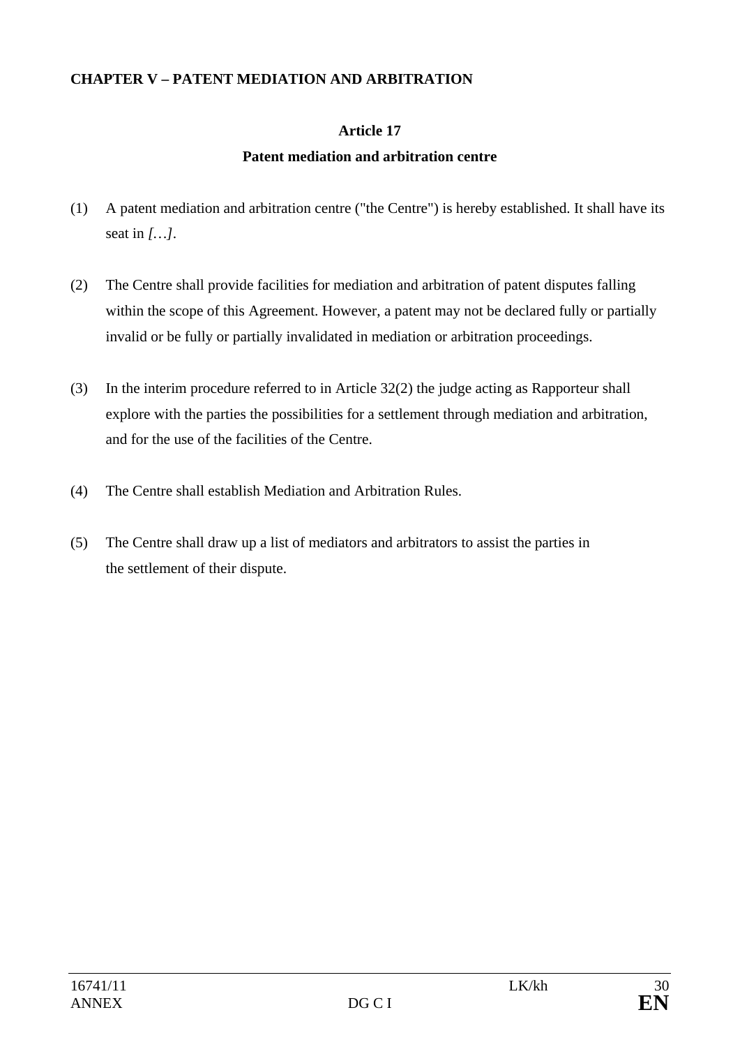## CHAPTER V – PATENT MEDIATION AND ARBITRATION

### Article 17

### Patent mediation and arbitration centre

(1) A patent mediation and arbitration centre ("the Centre") is hereby established. It shall have its seat in *[…]*.

(2) The Centre shall provide facilities for mediation and arbitration of patent disputes falling within the scope of this Agreement. However, a patent may not be declared fully or partially invalid or be fully or partially invalidated in mediation or arbitration proceedings.

(3) In the interim procedure referred to in Article 32(2) the judge acting as Rapporteur shall explore with the parties the possibilities for a settlement through mediation and arbitration, and for the use of the facilities of the Centre.

(4) The Centre shall establish Mediation and Arbitration Rules.

(5) The Centre shall draw up a list of mediators and arbitrators to assist the parties in the settlement of their dispute.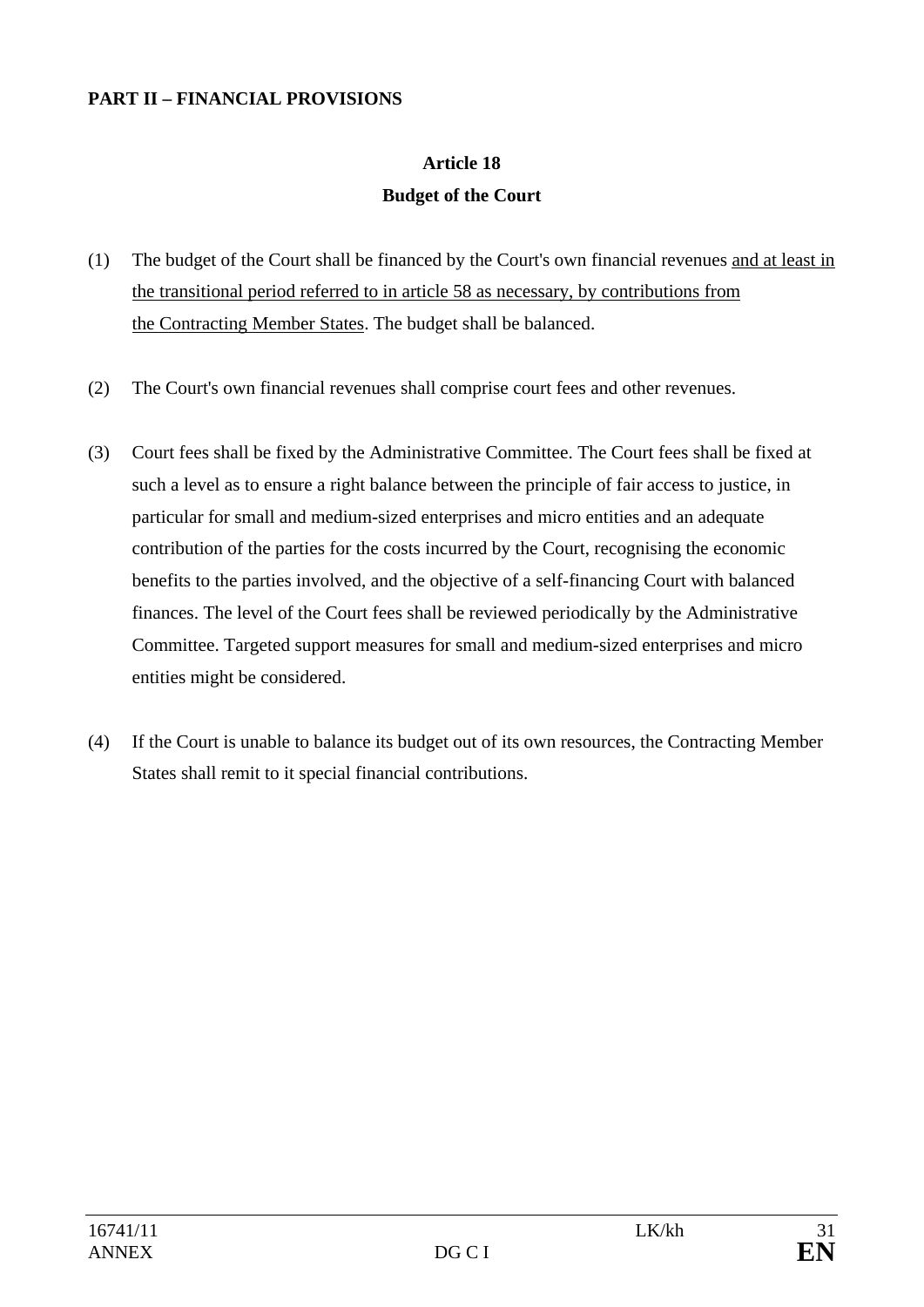**PART II – FINANCIAL PROVISIONS**

**Article 18**

**Budget of the Court**

(1) The budget of the Court shall be financed by the Court's own financial revenues <u>and at least in the transitional period referred to in article 58 as necessary, by contributions from the Contracting Member States</u>. The budget shall be balanced.

(2) The Court's own financial revenues shall comprise court fees and other revenues.

(3) Court fees shall be fixed by the Administrative Committee. The Court fees shall be fixed at such a level as to ensure a right balance between the principle of fair access to justice, in particular for small and medium-sized enterprises and micro entities and an adequate contribution of the parties for the costs incurred by the Court, recognising the economic benefits to the parties involved, and the objective of a self-financing Court with balanced finances. The level of the Court fees shall be reviewed periodically by the Administrative Committee. Targeted support measures for small and medium-sized enterprises and micro entities might be considered.

(4) If the Court is unable to balance its budget out of its own resources, the Contracting Member States shall remit to it special financial contributions.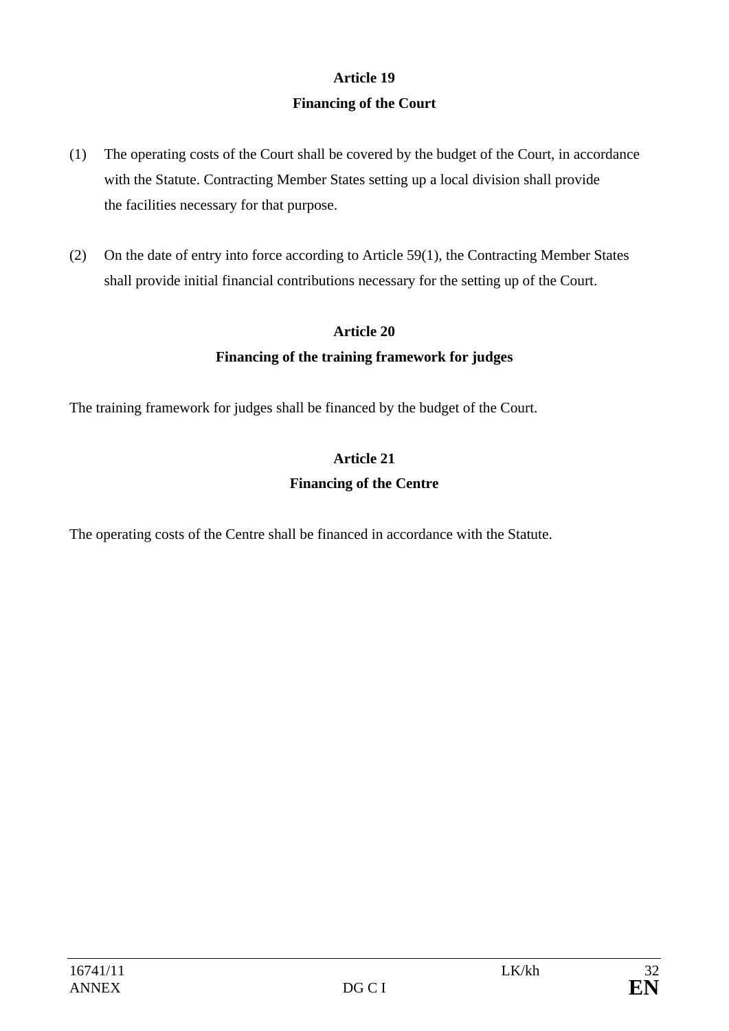### Article 19
### Financing of the Court

(1) The operating costs of the Court shall be covered by the budget of the Court, in accordance with the Statute. Contracting Member States setting up a local division shall provide the facilities necessary for that purpose.

(2) On the date of entry into force according to Article 59(1), the Contracting Member States shall provide initial financial contributions necessary for the setting up of the Court.

### Article 20
### Financing of the training framework for judges

The training framework for judges shall be financed by the budget of the Court.

### Article 21
### Financing of the Centre

The operating costs of the Centre shall be financed in accordance with the Statute.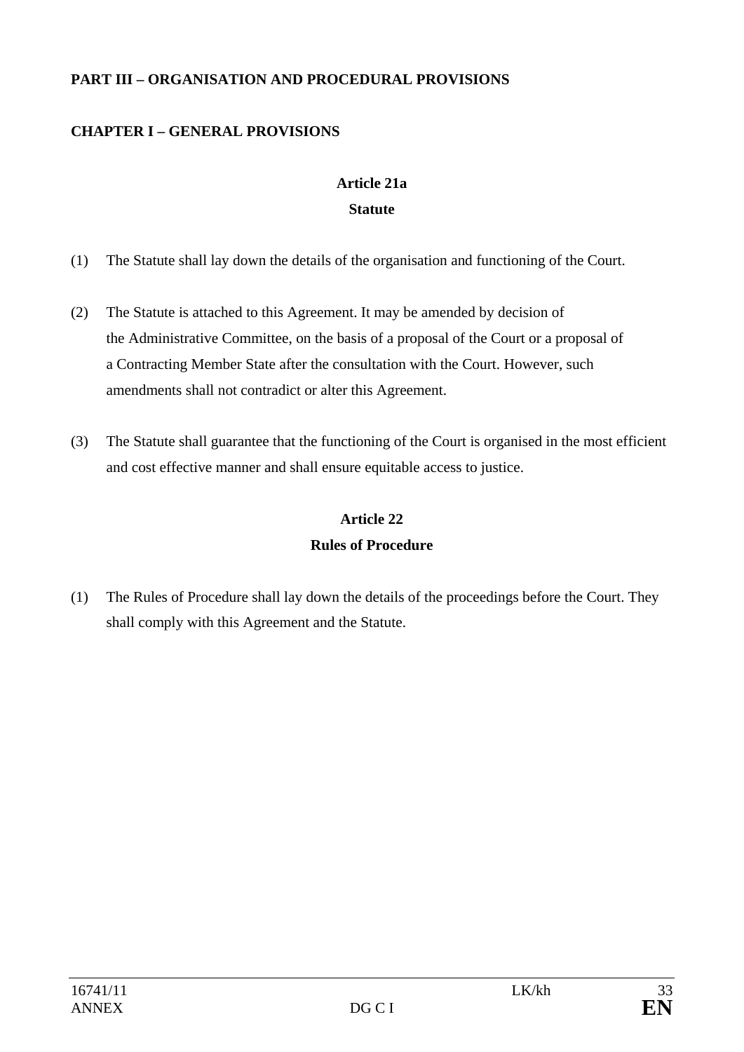**PART III – ORGANISATION AND PROCEDURAL PROVISIONS**

**CHAPTER I – GENERAL PROVISIONS**

**Article 21a**
**Statute**

(1) The Statute shall lay down the details of the organisation and functioning of the Court.

(2) The Statute is attached to this Agreement. It may be amended by decision of the Administrative Committee, on the basis of a proposal of the Court or a proposal of a Contracting Member State after the consultation with the Court. However, such amendments shall not contradict or alter this Agreement.

(3) The Statute shall guarantee that the functioning of the Court is organised in the most efficient and cost effective manner and shall ensure equitable access to justice.

**Article 22**
**Rules of Procedure**

(1) The Rules of Procedure shall lay down the details of the proceedings before the Court. They shall comply with this Agreement and the Statute.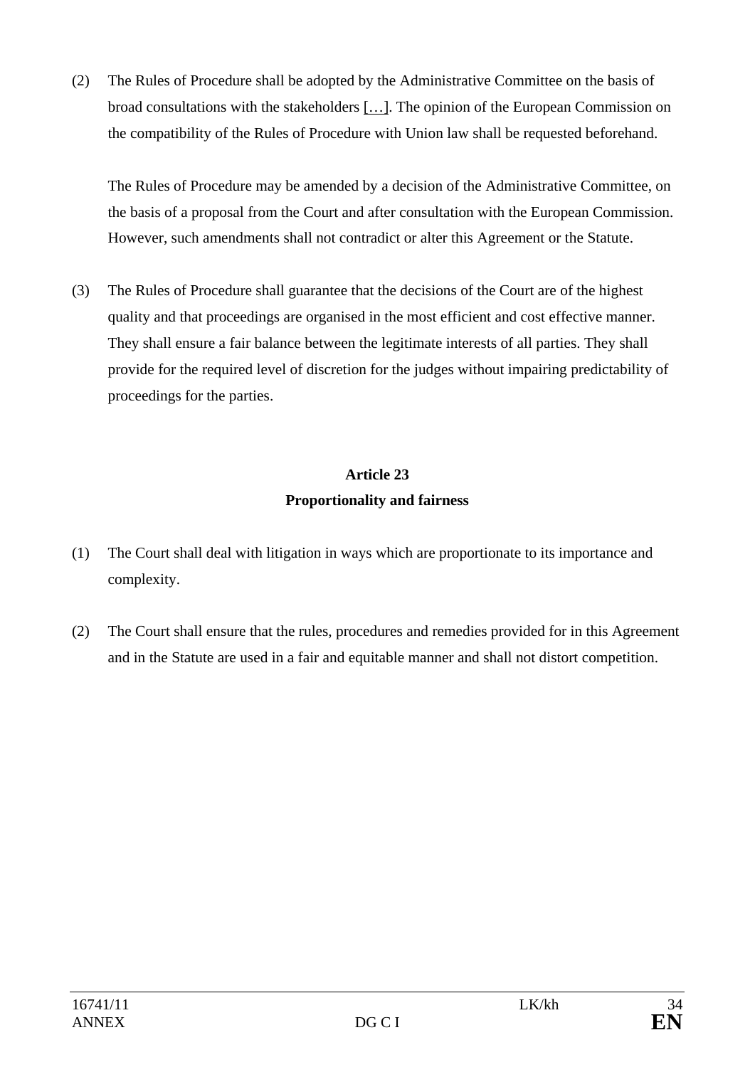(2) The Rules of Procedure shall be adopted by the Administrative Committee on the basis of broad consultations with the stakeholders […]. The opinion of the European Commission on the compatibility of the Rules of Procedure with Union law shall be requested beforehand.

The Rules of Procedure may be amended by a decision of the Administrative Committee, on the basis of a proposal from the Court and after consultation with the European Commission. However, such amendments shall not contradict or alter this Agreement or the Statute.

(3) The Rules of Procedure shall guarantee that the decisions of the Court are of the highest quality and that proceedings are organised in the most efficient and cost effective manner. They shall ensure a fair balance between the legitimate interests of all parties. They shall provide for the required level of discretion for the judges without impairing predictability of proceedings for the parties.

## Article 23
## Proportionality and fairness

(1) The Court shall deal with litigation in ways which are proportionate to its importance and complexity.

(2) The Court shall ensure that the rules, procedures and remedies provided for in this Agreement and in the Statute are used in a fair and equitable manner and shall not distort competition.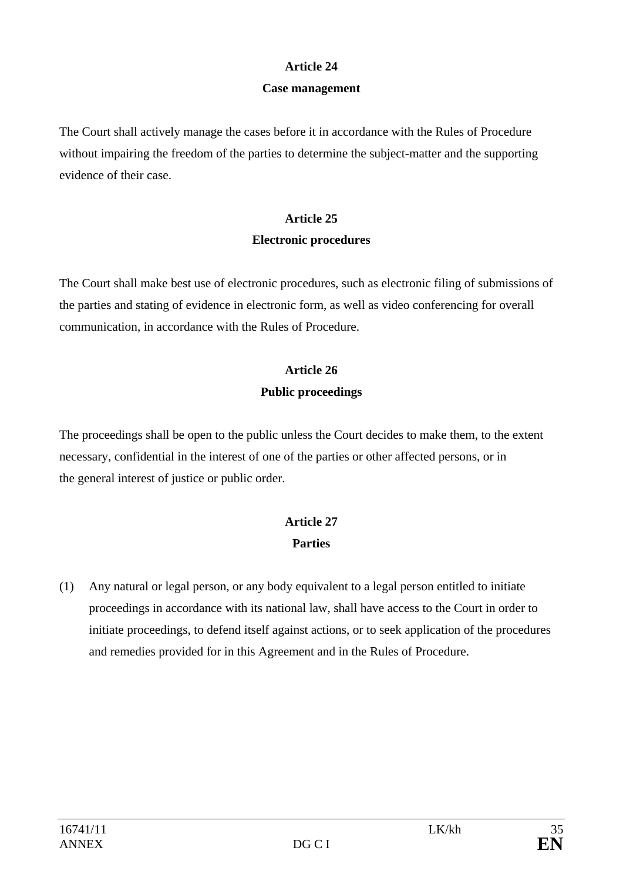## Article 24

### Case management

The Court shall actively manage the cases before it in accordance with the Rules of Procedure without impairing the freedom of the parties to determine the subject-matter and the supporting evidence of their case.

## Article 25

### Electronic procedures

The Court shall make best use of electronic procedures, such as electronic filing of submissions of the parties and stating of evidence in electronic form, as well as video conferencing for overall communication, in accordance with the Rules of Procedure.

## Article 26

### Public proceedings

The proceedings shall be open to the public unless the Court decides to make them, to the extent necessary, confidential in the interest of one of the parties or other affected persons, or in the general interest of justice or public order.

## Article 27

### Parties

(1) Any natural or legal person, or any body equivalent to a legal person entitled to initiate proceedings in accordance with its national law, shall have access to the Court in order to initiate proceedings, to defend itself against actions, or to seek application of the procedures and remedies provided for in this Agreement and in the Rules of Procedure.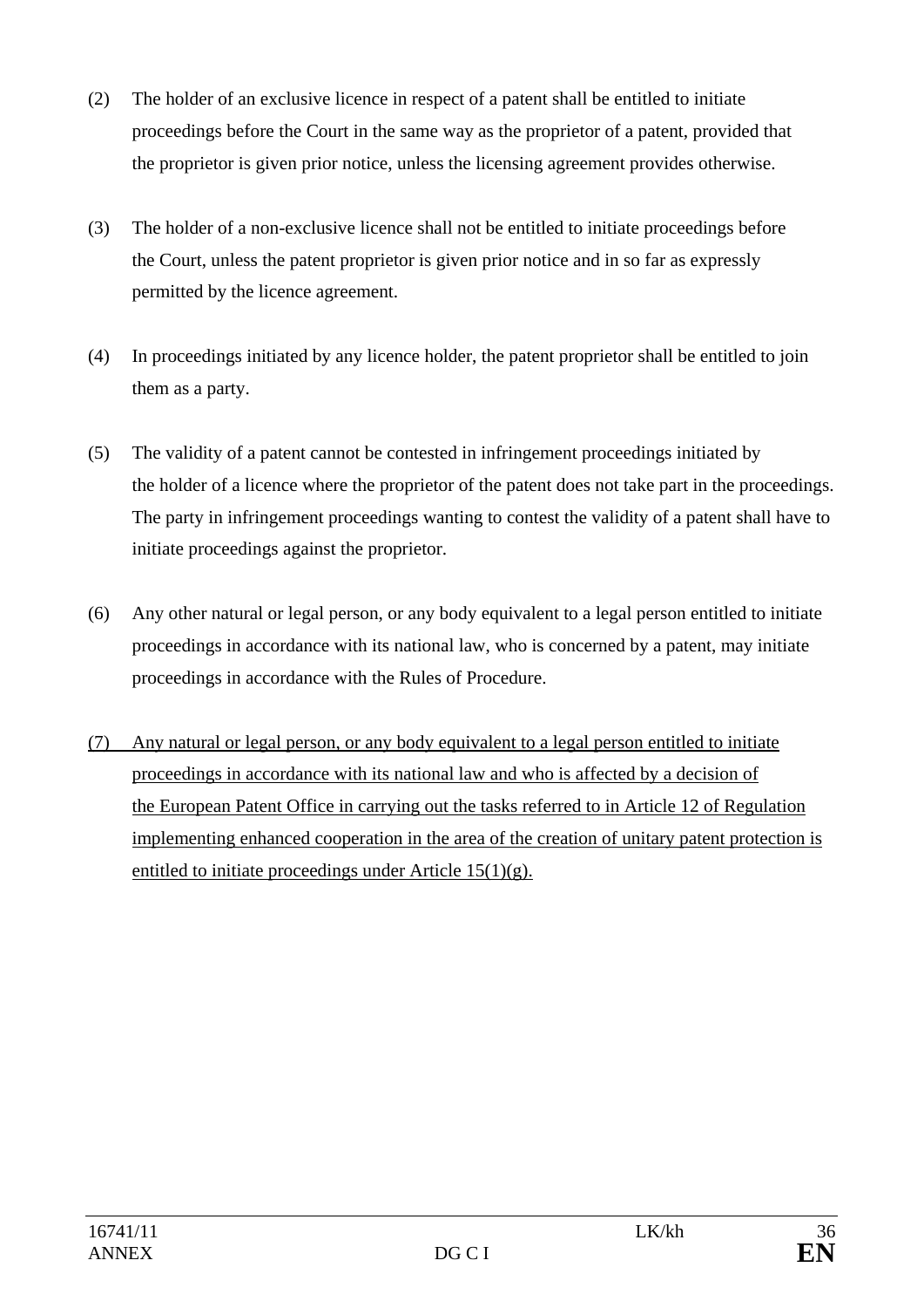(2) The holder of an exclusive licence in respect of a patent shall be entitled to initiate proceedings before the Court in the same way as the proprietor of a patent, provided that the proprietor is given prior notice, unless the licensing agreement provides otherwise.

(3) The holder of a non-exclusive licence shall not be entitled to initiate proceedings before the Court, unless the patent proprietor is given prior notice and in so far as expressly permitted by the licence agreement.

(4) In proceedings initiated by any licence holder, the patent proprietor shall be entitled to join them as a party.

(5) The validity of a patent cannot be contested in infringement proceedings initiated by the holder of a licence where the proprietor of the patent does not take part in the proceedings. The party in infringement proceedings wanting to contest the validity of a patent shall have to initiate proceedings against the proprietor.

(6) Any other natural or legal person, or any body equivalent to a legal person entitled to initiate proceedings in accordance with its national law, who is concerned by a patent, may initiate proceedings in accordance with the Rules of Procedure.

<u>(7) Any natural or legal person, or any body equivalent to a legal person entitled to initiate proceedings in accordance with its national law and who is affected by a decision of the European Patent Office in carrying out the tasks referred to in Article 12 of Regulation implementing enhanced cooperation in the area of the creation of unitary patent protection is entitled to initiate proceedings under Article 15(1)(g).</u>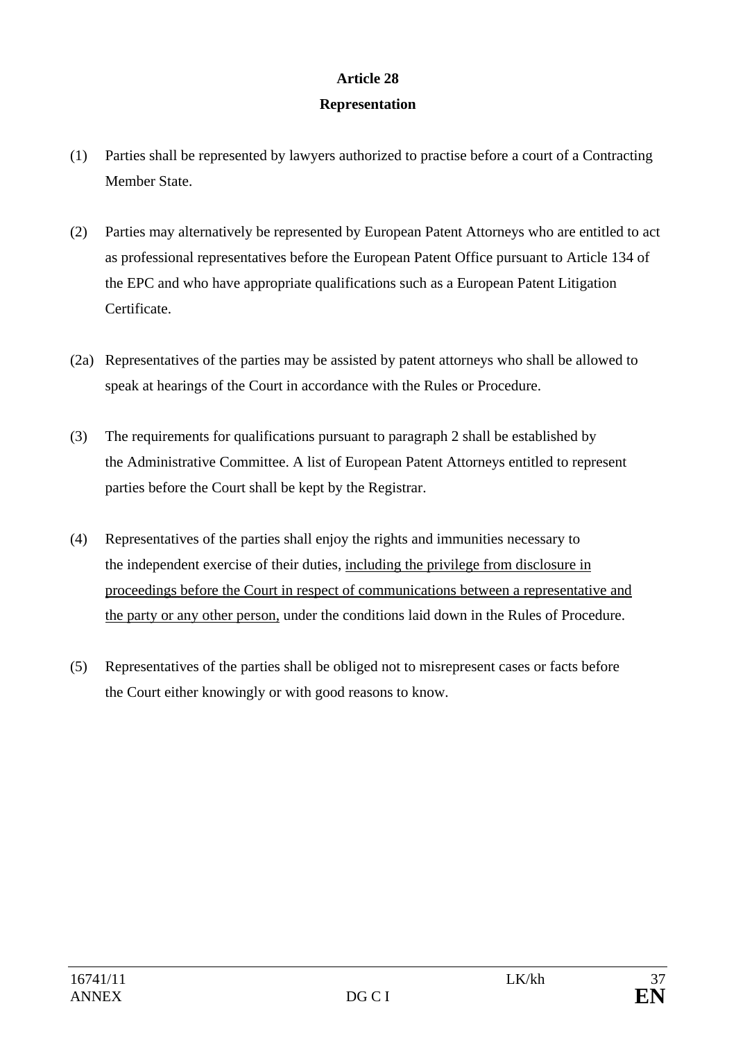**Article 28**

**Representation**

(1) Parties shall be represented by lawyers authorized to practise before a court of a Contracting Member State.

(2) Parties may alternatively be represented by European Patent Attorneys who are entitled to act as professional representatives before the European Patent Office pursuant to Article 134 of the EPC and who have appropriate qualifications such as a European Patent Litigation Certificate.

(2a) Representatives of the parties may be assisted by patent attorneys who shall be allowed to speak at hearings of the Court in accordance with the Rules or Procedure.

(3) The requirements for qualifications pursuant to paragraph 2 shall be established by the Administrative Committee. A list of European Patent Attorneys entitled to represent parties before the Court shall be kept by the Registrar.

(4) Representatives of the parties shall enjoy the rights and immunities necessary to the independent exercise of their duties, <u>including the privilege from disclosure in proceedings before the Court in respect of communications between a representative and the party or any other person,</u> under the conditions laid down in the Rules of Procedure.

(5) Representatives of the parties shall be obliged not to misrepresent cases or facts before the Court either knowingly or with good reasons to know.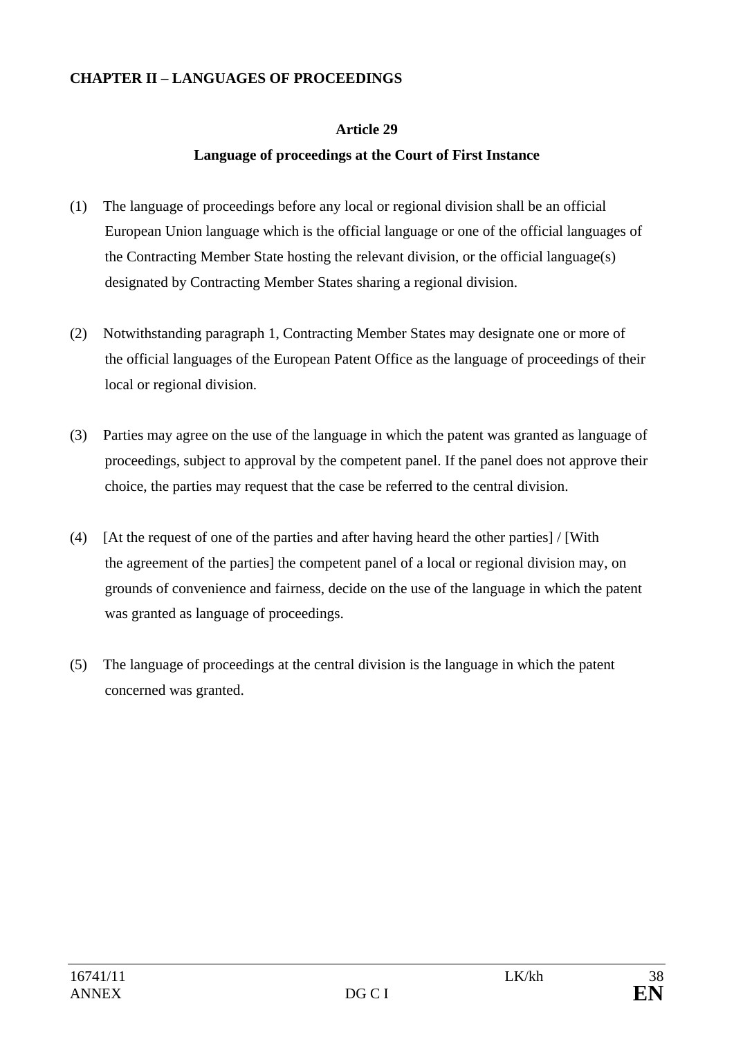## CHAPTER II – LANGUAGES OF PROCEEDINGS

### Article 29

### Language of proceedings at the Court of First Instance

(1) The language of proceedings before any local or regional division shall be an official European Union language which is the official language or one of the official languages of the Contracting Member State hosting the relevant division, or the official language(s) designated by Contracting Member States sharing a regional division.

(2) Notwithstanding paragraph 1, Contracting Member States may designate one or more of the official languages of the European Patent Office as the language of proceedings of their local or regional division.

(3) Parties may agree on the use of the language in which the patent was granted as language of proceedings, subject to approval by the competent panel. If the panel does not approve their choice, the parties may request that the case be referred to the central division.

(4) [At the request of one of the parties and after having heard the other parties] / [With the agreement of the parties] the competent panel of a local or regional division may, on grounds of convenience and fairness, decide on the use of the language in which the patent was granted as language of proceedings.

(5) The language of proceedings at the central division is the language in which the patent concerned was granted.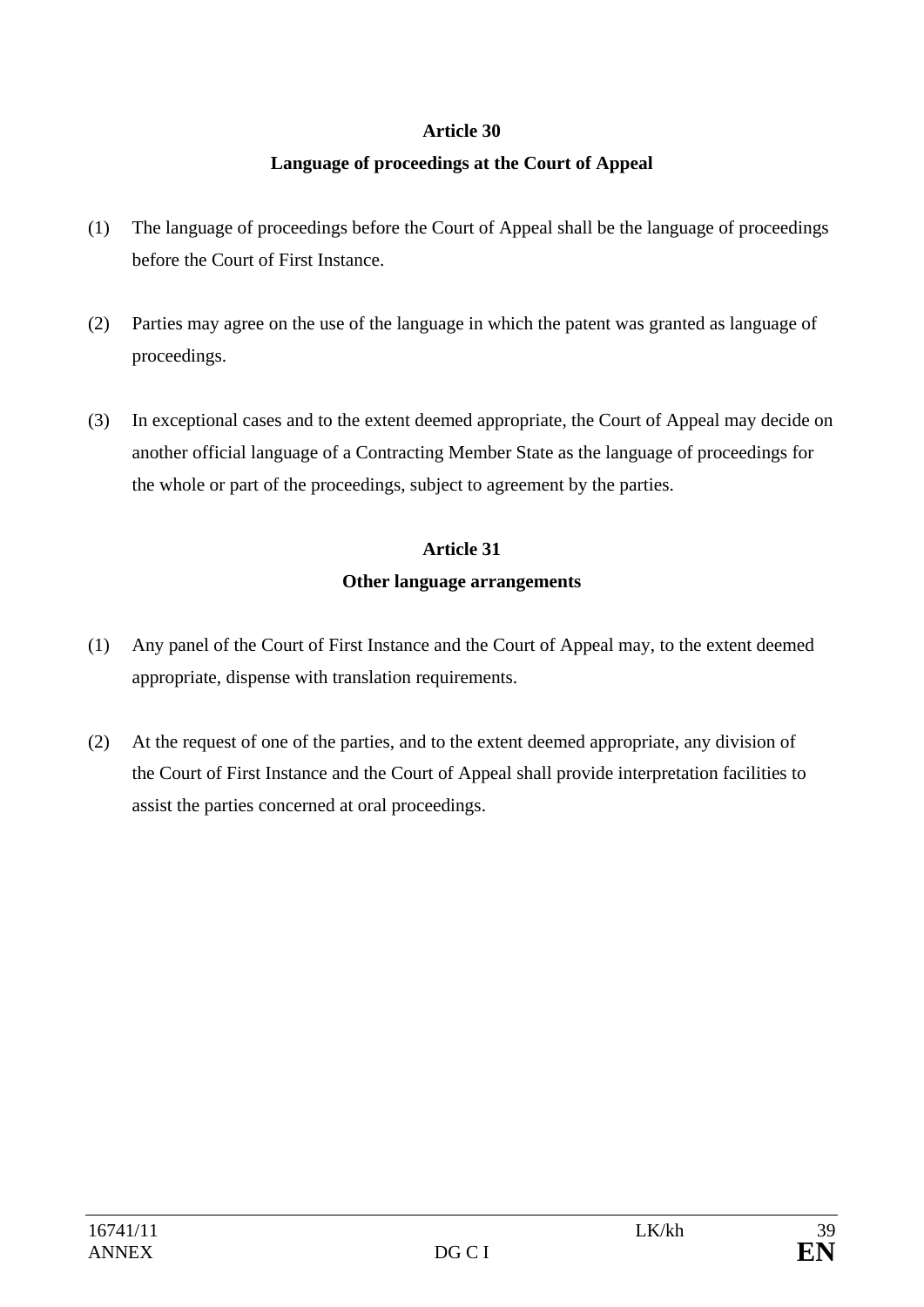## Article 30

## Language of proceedings at the Court of Appeal

(1) The language of proceedings before the Court of Appeal shall be the language of proceedings before the Court of First Instance.

(2) Parties may agree on the use of the language in which the patent was granted as language of proceedings.

(3) In exceptional cases and to the extent deemed appropriate, the Court of Appeal may decide on another official language of a Contracting Member State as the language of proceedings for the whole or part of the proceedings, subject to agreement by the parties.

## Article 31

## Other language arrangements

(1) Any panel of the Court of First Instance and the Court of Appeal may, to the extent deemed appropriate, dispense with translation requirements.

(2) At the request of one of the parties, and to the extent deemed appropriate, any division of the Court of First Instance and the Court of Appeal shall provide interpretation facilities to assist the parties concerned at oral proceedings.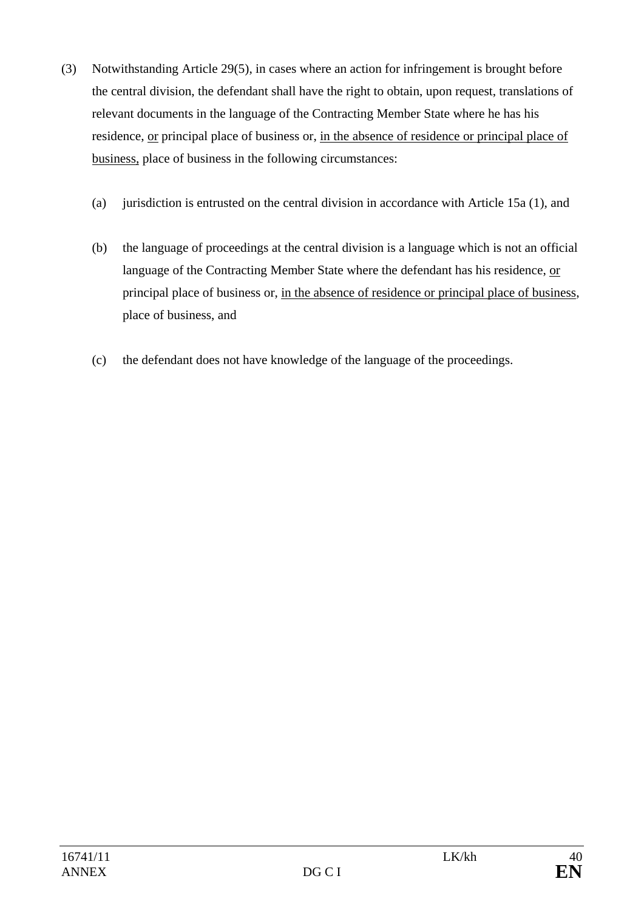(3) Notwithstanding Article 29(5), in cases where an action for infringement is brought before the central division, the defendant shall have the right to obtain, upon request, translations of relevant documents in the language of the Contracting Member State where he has his residence, <u>or</u> principal place of business or, <u>in the absence of residence or principal place of business,</u> place of business in the following circumstances:

(a) jurisdiction is entrusted on the central division in accordance with Article 15a (1), and

(b) the language of proceedings at the central division is a language which is not an official language of the Contracting Member State where the defendant has his residence, <u>or</u> principal place of business or, <u>in the absence of residence or principal place of business</u>, place of business, and

(c) the defendant does not have knowledge of the language of the proceedings.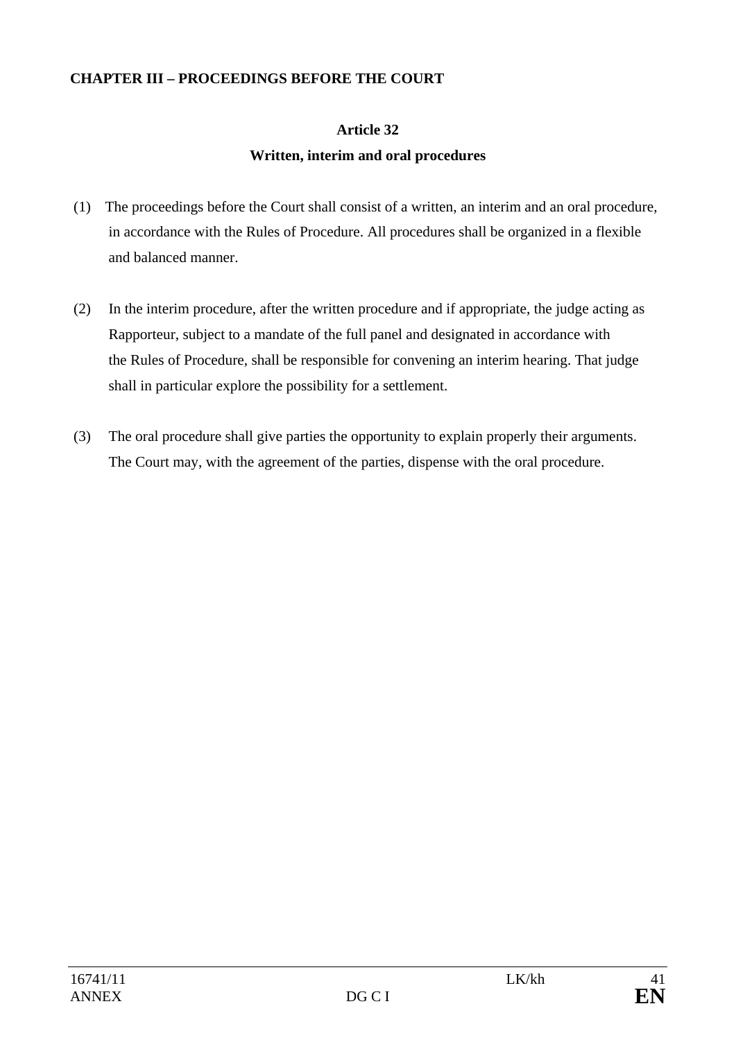## CHAPTER III – PROCEEDINGS BEFORE THE COURT

### Article 32

### Written, interim and oral procedures

(1) The proceedings before the Court shall consist of a written, an interim and an oral procedure, in accordance with the Rules of Procedure. All procedures shall be organized in a flexible and balanced manner.

(2) In the interim procedure, after the written procedure and if appropriate, the judge acting as Rapporteur, subject to a mandate of the full panel and designated in accordance with the Rules of Procedure, shall be responsible for convening an interim hearing. That judge shall in particular explore the possibility for a settlement.

(3) The oral procedure shall give parties the opportunity to explain properly their arguments. The Court may, with the agreement of the parties, dispense with the oral procedure.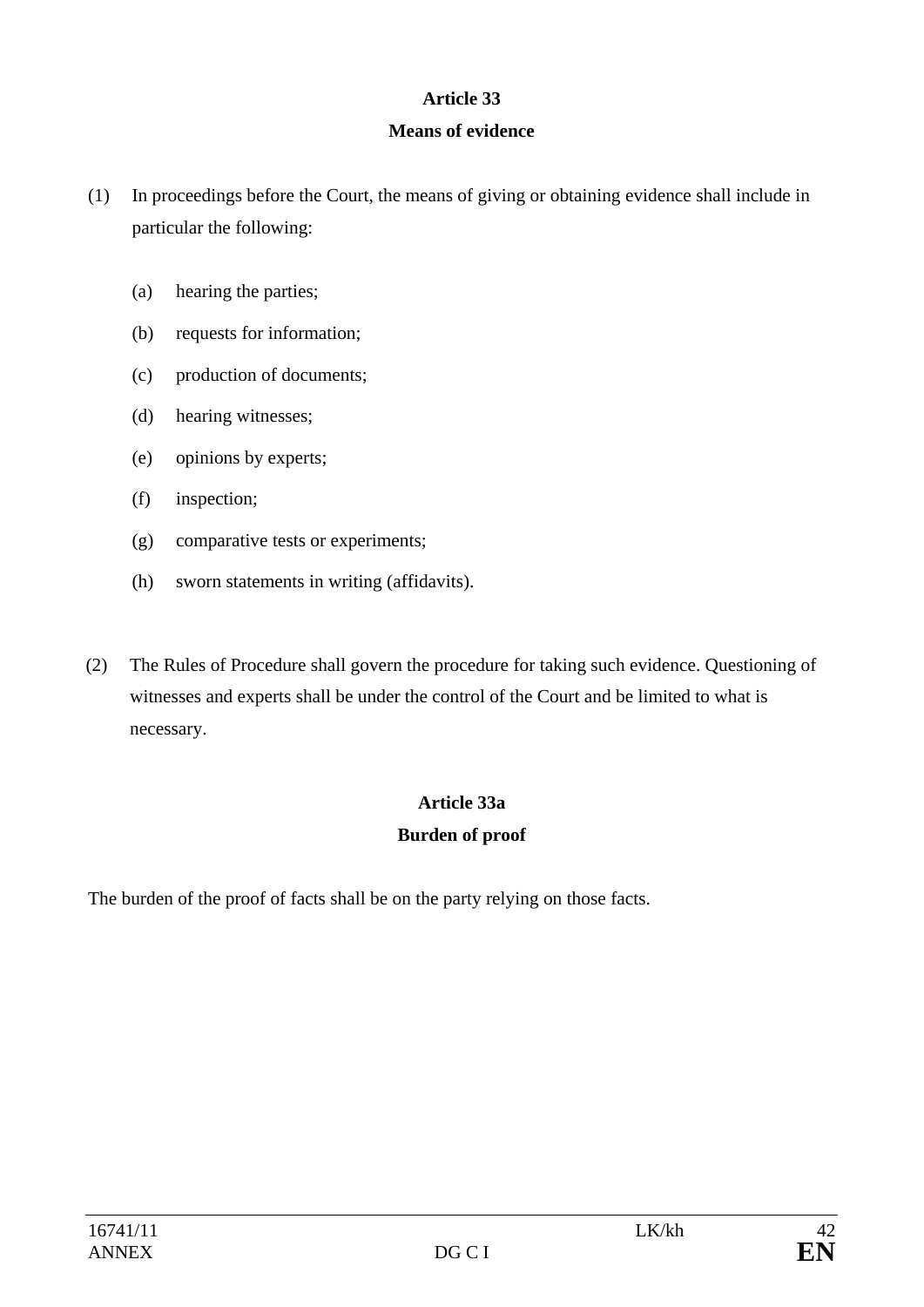## Article 33

## Means of evidence

(1) In proceedings before the Court, the means of giving or obtaining evidence shall include in particular the following:

(a) hearing the parties;

(b) requests for information;

(c) production of documents;

(d) hearing witnesses;

(e) opinions by experts;

(f) inspection;

(g) comparative tests or experiments;

(h) sworn statements in writing (affidavits).

(2) The Rules of Procedure shall govern the procedure for taking such evidence. Questioning of witnesses and experts shall be under the control of the Court and be limited to what is necessary.

## Article 33a

## Burden of proof

The burden of the proof of facts shall be on the party relying on those facts.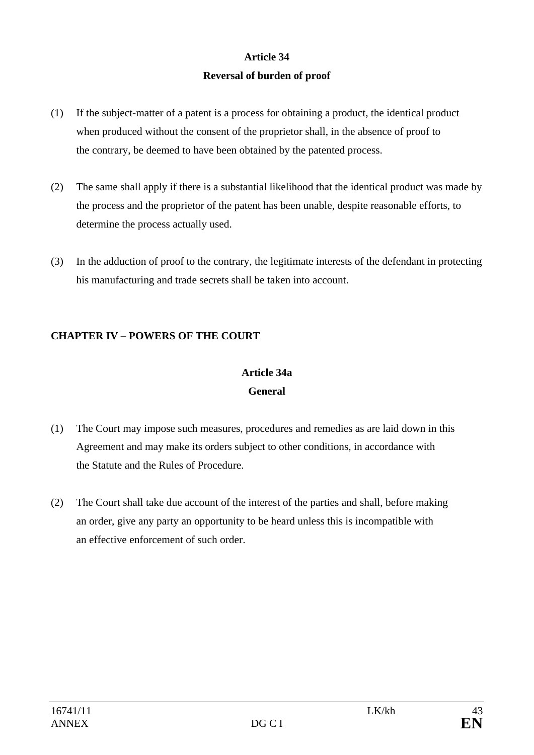## Article 34

### Reversal of burden of proof

(1) If the subject-matter of a patent is a process for obtaining a product, the identical product when produced without the consent of the proprietor shall, in the absence of proof to the contrary, be deemed to have been obtained by the patented process.

(2) The same shall apply if there is a substantial likelihood that the identical product was made by the process and the proprietor of the patent has been unable, despite reasonable efforts, to determine the process actually used.

(3) In the adduction of proof to the contrary, the legitimate interests of the defendant in protecting his manufacturing and trade secrets shall be taken into account.

# CHAPTER IV – POWERS OF THE COURT

## Article 34a

### General

(1) The Court may impose such measures, procedures and remedies as are laid down in this Agreement and may make its orders subject to other conditions, in accordance with the Statute and the Rules of Procedure.

(2) The Court shall take due account of the interest of the parties and shall, before making an order, give any party an opportunity to be heard unless this is incompatible with an effective enforcement of such order.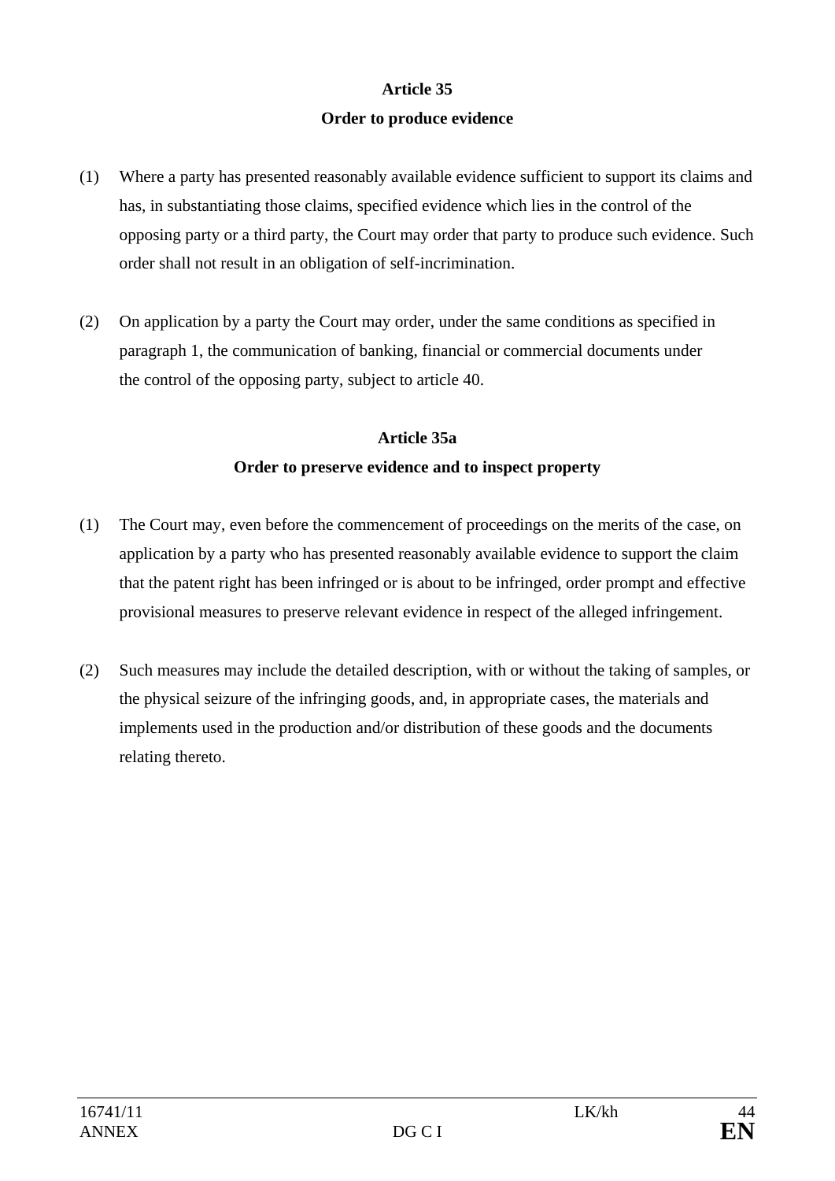**Article 35**

**Order to produce evidence**

(1) Where a party has presented reasonably available evidence sufficient to support its claims and has, in substantiating those claims, specified evidence which lies in the control of the opposing party or a third party, the Court may order that party to produce such evidence. Such order shall not result in an obligation of self-incrimination.

(2) On application by a party the Court may order, under the same conditions as specified in paragraph 1, the communication of banking, financial or commercial documents under the control of the opposing party, subject to article 40.

**Article 35a**

**Order to preserve evidence and to inspect property**

(1) The Court may, even before the commencement of proceedings on the merits of the case, on application by a party who has presented reasonably available evidence to support the claim that the patent right has been infringed or is about to be infringed, order prompt and effective provisional measures to preserve relevant evidence in respect of the alleged infringement.

(2) Such measures may include the detailed description, with or without the taking of samples, or the physical seizure of the infringing goods, and, in appropriate cases, the materials and implements used in the production and/or distribution of these goods and the documents relating thereto.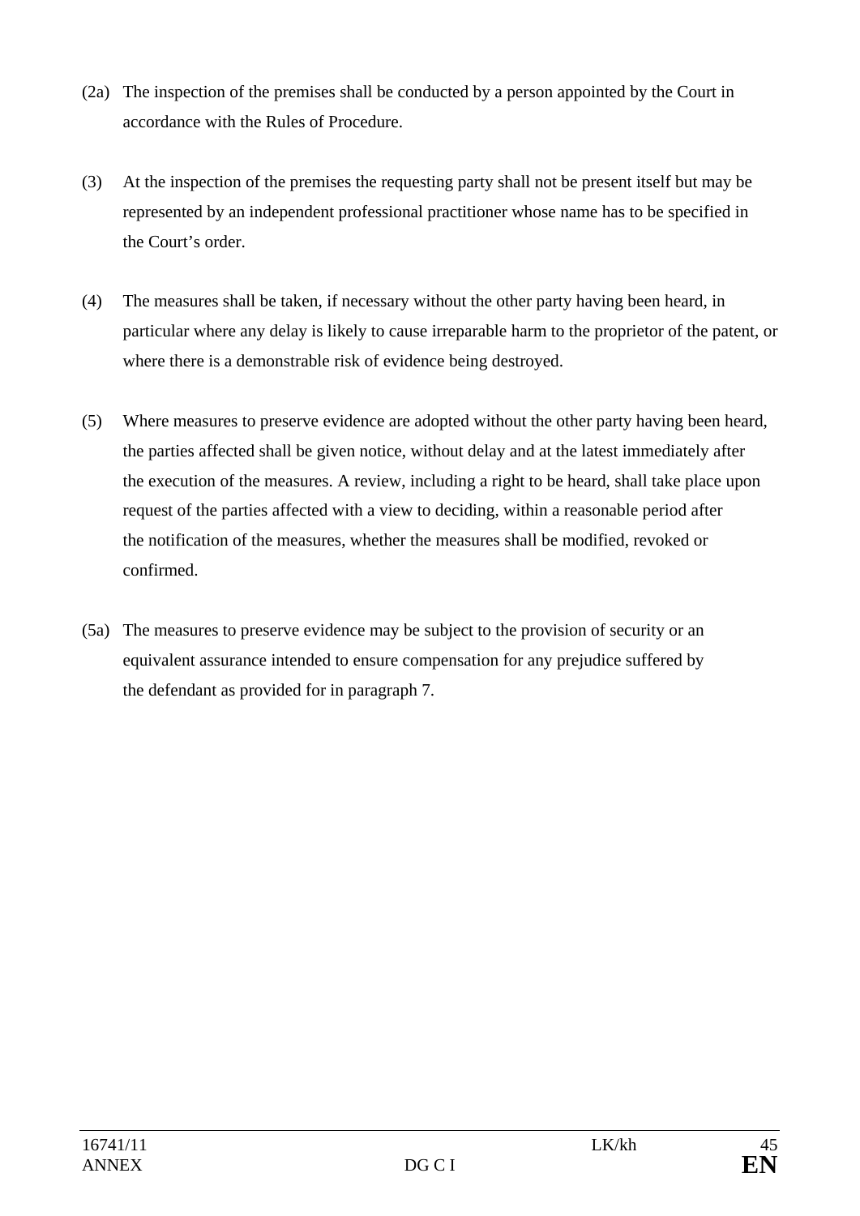(2a) The inspection of the premises shall be conducted by a person appointed by the Court in accordance with the Rules of Procedure.

(3) At the inspection of the premises the requesting party shall not be present itself but may be represented by an independent professional practitioner whose name has to be specified in the Court's order.

(4) The measures shall be taken, if necessary without the other party having been heard, in particular where any delay is likely to cause irreparable harm to the proprietor of the patent, or where there is a demonstrable risk of evidence being destroyed.

(5) Where measures to preserve evidence are adopted without the other party having been heard, the parties affected shall be given notice, without delay and at the latest immediately after the execution of the measures. A review, including a right to be heard, shall take place upon request of the parties affected with a view to deciding, within a reasonable period after the notification of the measures, whether the measures shall be modified, revoked or confirmed.

(5a) The measures to preserve evidence may be subject to the provision of security or an equivalent assurance intended to ensure compensation for any prejudice suffered by the defendant as provided for in paragraph 7.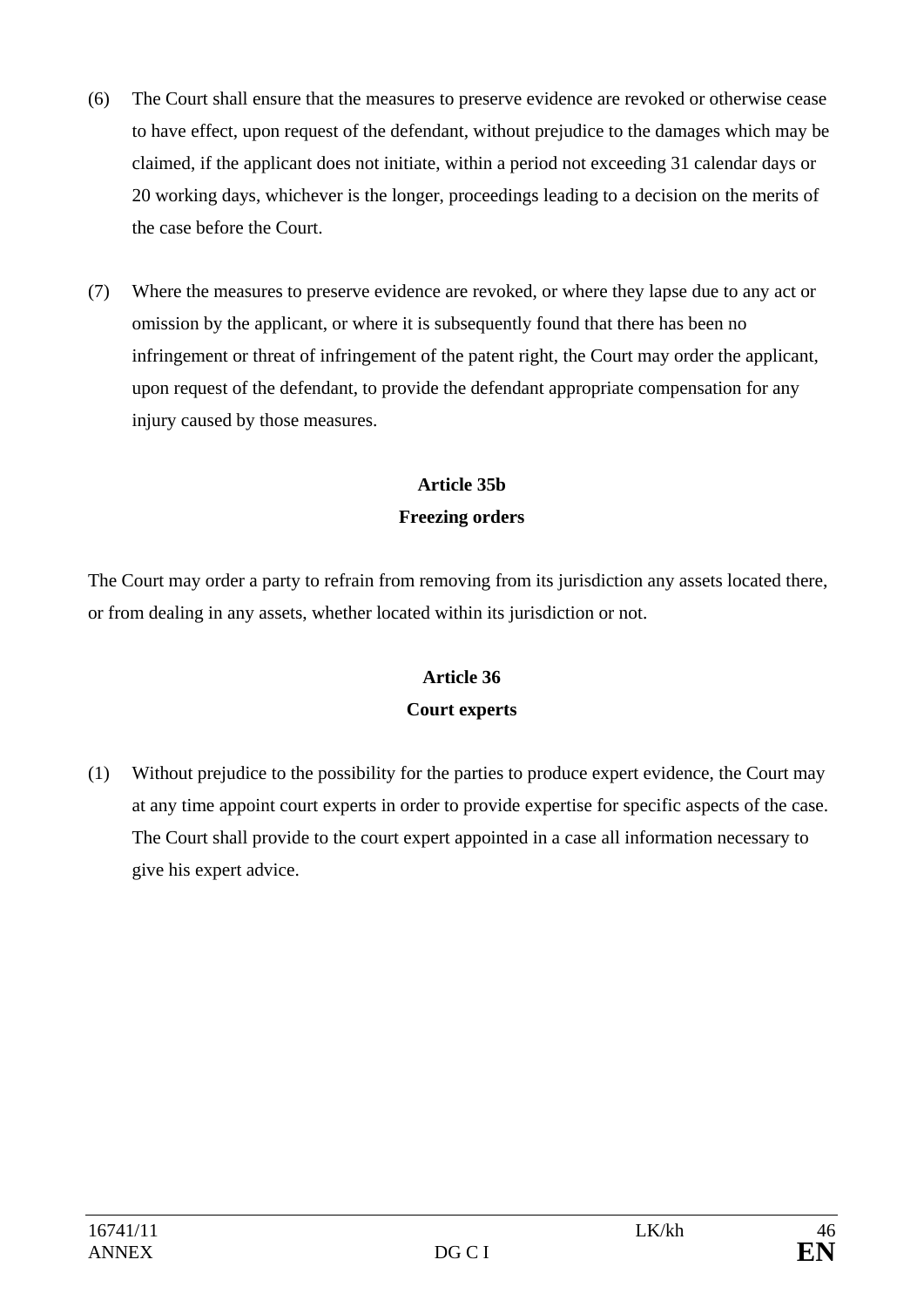(6) The Court shall ensure that the measures to preserve evidence are revoked or otherwise cease to have effect, upon request of the defendant, without prejudice to the damages which may be claimed, if the applicant does not initiate, within a period not exceeding 31 calendar days or 20 working days, whichever is the longer, proceedings leading to a decision on the merits of the case before the Court.

(7) Where the measures to preserve evidence are revoked, or where they lapse due to any act or omission by the applicant, or where it is subsequently found that there has been no infringement or threat of infringement of the patent right, the Court may order the applicant, upon request of the defendant, to provide the defendant appropriate compensation for any injury caused by those measures.

**Article 35b**

**Freezing orders**

The Court may order a party to refrain from removing from its jurisdiction any assets located there, or from dealing in any assets, whether located within its jurisdiction or not.

**Article 36**

**Court experts**

(1) Without prejudice to the possibility for the parties to produce expert evidence, the Court may at any time appoint court experts in order to provide expertise for specific aspects of the case. The Court shall provide to the court expert appointed in a case all information necessary to give his expert advice.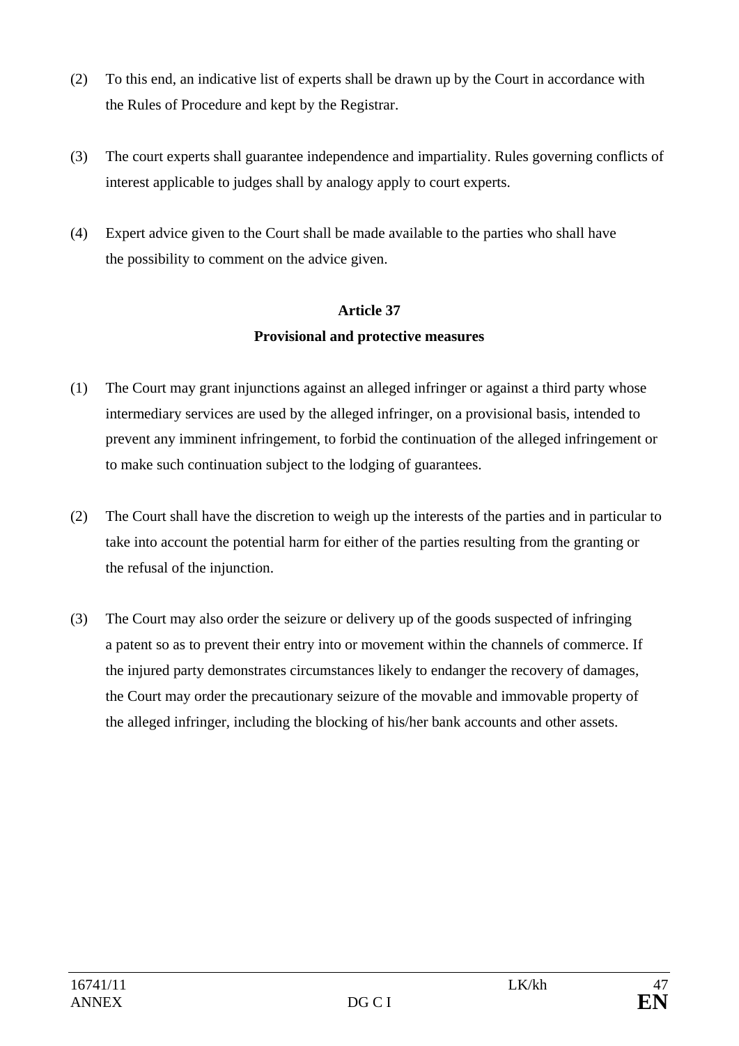(2) To this end, an indicative list of experts shall be drawn up by the Court in accordance with the Rules of Procedure and kept by the Registrar.

(3) The court experts shall guarantee independence and impartiality. Rules governing conflicts of interest applicable to judges shall by analogy apply to court experts.

(4) Expert advice given to the Court shall be made available to the parties who shall have the possibility to comment on the advice given.

**Article 37**
**Provisional and protective measures**

(1) The Court may grant injunctions against an alleged infringer or against a third party whose intermediary services are used by the alleged infringer, on a provisional basis, intended to prevent any imminent infringement, to forbid the continuation of the alleged infringement or to make such continuation subject to the lodging of guarantees.

(2) The Court shall have the discretion to weigh up the interests of the parties and in particular to take into account the potential harm for either of the parties resulting from the granting or the refusal of the injunction.

(3) The Court may also order the seizure or delivery up of the goods suspected of infringing a patent so as to prevent their entry into or movement within the channels of commerce. If the injured party demonstrates circumstances likely to endanger the recovery of damages, the Court may order the precautionary seizure of the movable and immovable property of the alleged infringer, including the blocking of his/her bank accounts and other assets.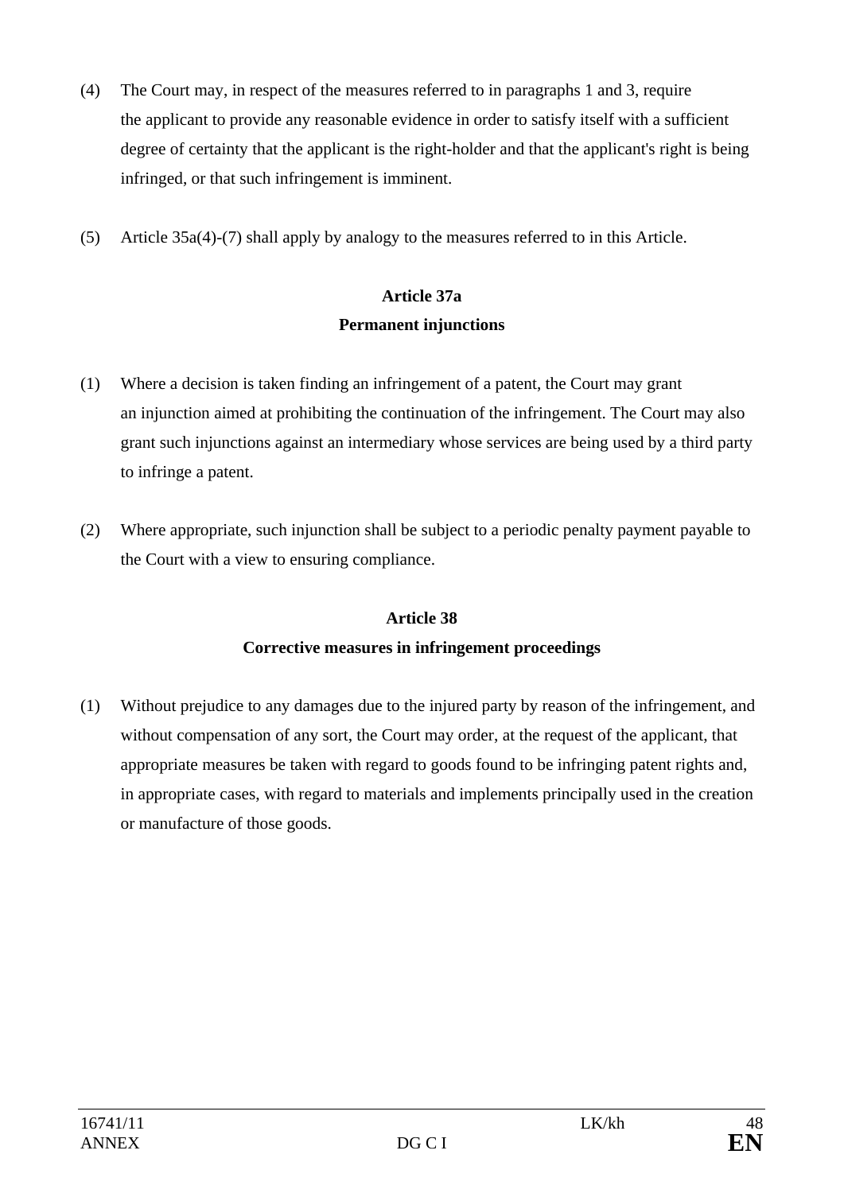(4) The Court may, in respect of the measures referred to in paragraphs 1 and 3, require the applicant to provide any reasonable evidence in order to satisfy itself with a sufficient degree of certainty that the applicant is the right-holder and that the applicant's right is being infringed, or that such infringement is imminent.

(5) Article 35a(4)-(7) shall apply by analogy to the measures referred to in this Article.

**Article 37a**

**Permanent injunctions**

(1) Where a decision is taken finding an infringement of a patent, the Court may grant an injunction aimed at prohibiting the continuation of the infringement. The Court may also grant such injunctions against an intermediary whose services are being used by a third party to infringe a patent.

(2) Where appropriate, such injunction shall be subject to a periodic penalty payment payable to the Court with a view to ensuring compliance.

**Article 38**

**Corrective measures in infringement proceedings**

(1) Without prejudice to any damages due to the injured party by reason of the infringement, and without compensation of any sort, the Court may order, at the request of the applicant, that appropriate measures be taken with regard to goods found to be infringing patent rights and, in appropriate cases, with regard to materials and implements principally used in the creation or manufacture of those goods.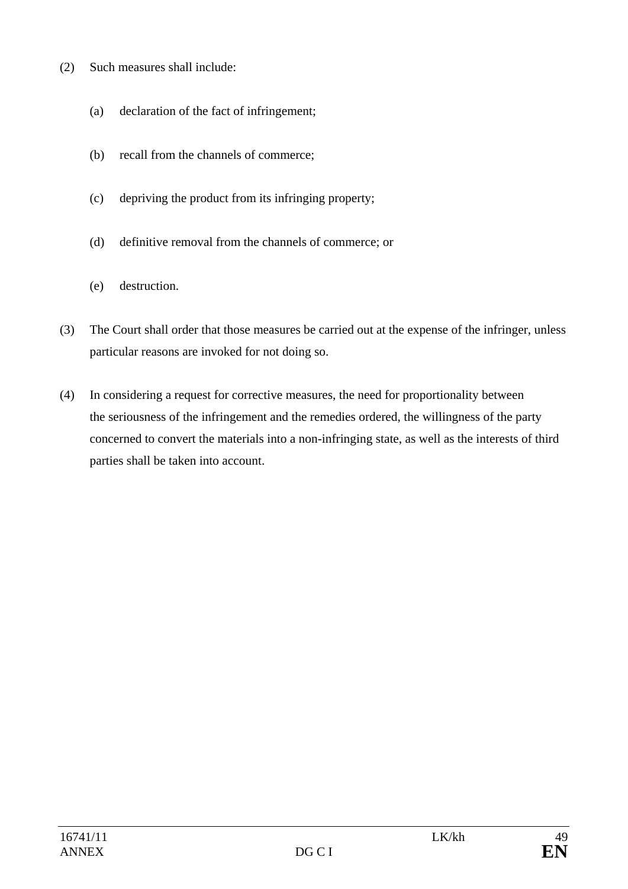(2) Such measures shall include:

(a) declaration of the fact of infringement;

(b) recall from the channels of commerce;

(c) depriving the product from its infringing property;

(d) definitive removal from the channels of commerce; or

(e) destruction.

(3) The Court shall order that those measures be carried out at the expense of the infringer, unless particular reasons are invoked for not doing so.

(4) In considering a request for corrective measures, the need for proportionality between the seriousness of the infringement and the remedies ordered, the willingness of the party concerned to convert the materials into a non-infringing state, as well as the interests of third parties shall be taken into account.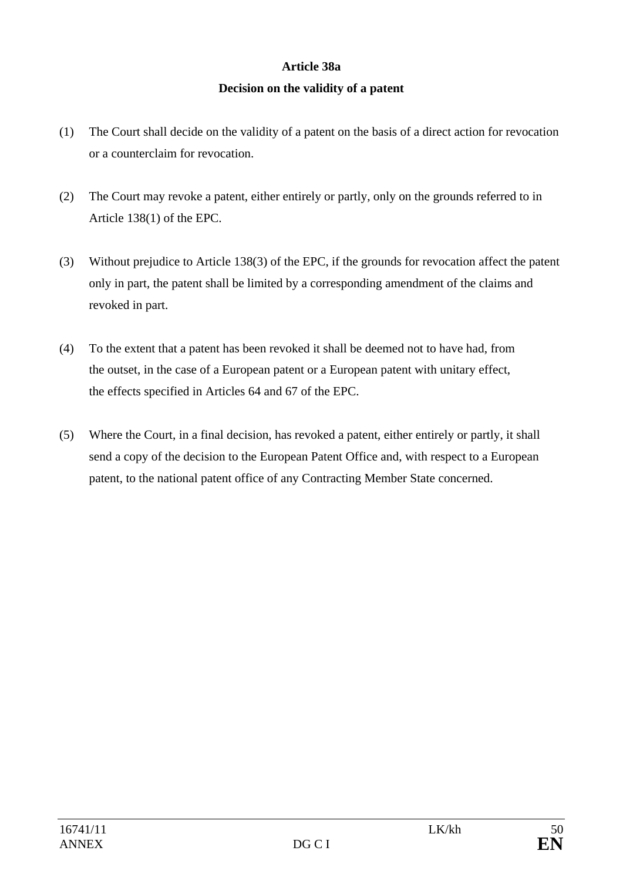**Article 38a**

**Decision on the validity of a patent**

(1) The Court shall decide on the validity of a patent on the basis of a direct action for revocation or a counterclaim for revocation.

(2) The Court may revoke a patent, either entirely or partly, only on the grounds referred to in Article 138(1) of the EPC.

(3) Without prejudice to Article 138(3) of the EPC, if the grounds for revocation affect the patent only in part, the patent shall be limited by a corresponding amendment of the claims and revoked in part.

(4) To the extent that a patent has been revoked it shall be deemed not to have had, from the outset, in the case of a European patent or a European patent with unitary effect, the effects specified in Articles 64 and 67 of the EPC.

(5) Where the Court, in a final decision, has revoked a patent, either entirely or partly, it shall send a copy of the decision to the European Patent Office and, with respect to a European patent, to the national patent office of any Contracting Member State concerned.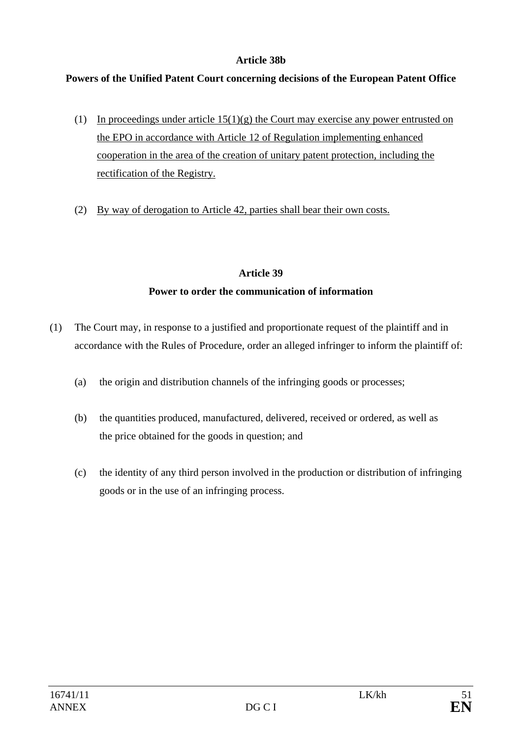**Article 38b**

**Powers of the Unified Patent Court concerning decisions of the European Patent Office**

(1) In proceedings under article 15(1)(g) the Court may exercise any power entrusted on the EPO in accordance with Article 12 of Regulation implementing enhanced cooperation in the area of the creation of unitary patent protection, including the rectification of the Registry.

(2) By way of derogation to Article 42, parties shall bear their own costs.

**Article 39**

**Power to order the communication of information**

(1) The Court may, in response to a justified and proportionate request of the plaintiff and in accordance with the Rules of Procedure, order an alleged infringer to inform the plaintiff of:

(a) the origin and distribution channels of the infringing goods or processes;

(b) the quantities produced, manufactured, delivered, received or ordered, as well as the price obtained for the goods in question; and

(c) the identity of any third person involved in the production or distribution of infringing goods or in the use of an infringing process.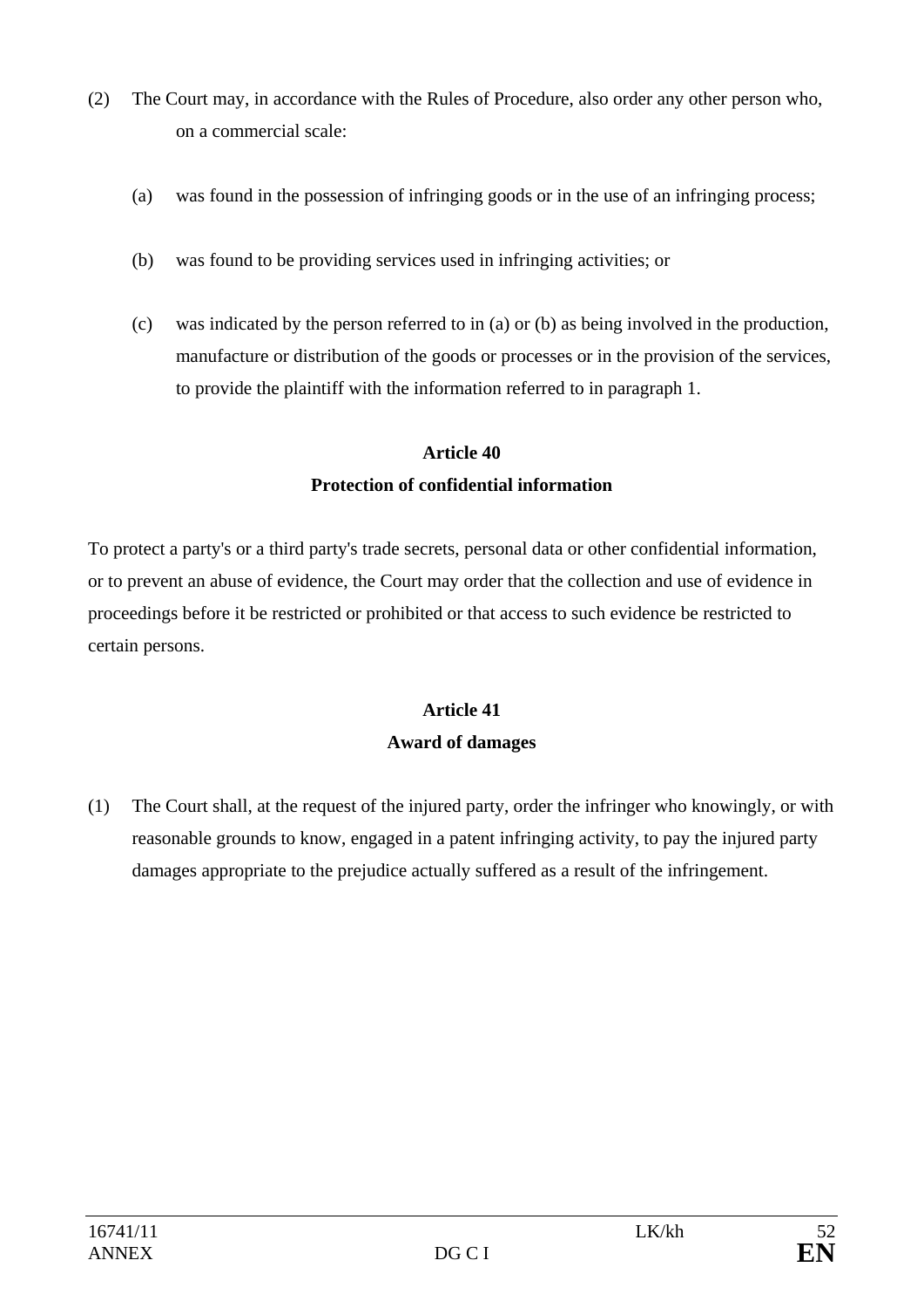(2) The Court may, in accordance with the Rules of Procedure, also order any other person who, on a commercial scale:

   (a) was found in the possession of infringing goods or in the use of an infringing process;

   (b) was found to be providing services used in infringing activities; or

   (c) was indicated by the person referred to in (a) or (b) as being involved in the production, manufacture or distribution of the goods or processes or in the provision of the services,

   to provide the plaintiff with the information referred to in paragraph 1.

## Article 40
## Protection of confidential information

To protect a party's or a third party's trade secrets, personal data or other confidential information, or to prevent an abuse of evidence, the Court may order that the collection and use of evidence in proceedings before it be restricted or prohibited or that access to such evidence be restricted to certain persons.

## Article 41
## Award of damages

(1) The Court shall, at the request of the injured party, order the infringer who knowingly, or with reasonable grounds to know, engaged in a patent infringing activity, to pay the injured party damages appropriate to the prejudice actually suffered as a result of the infringement.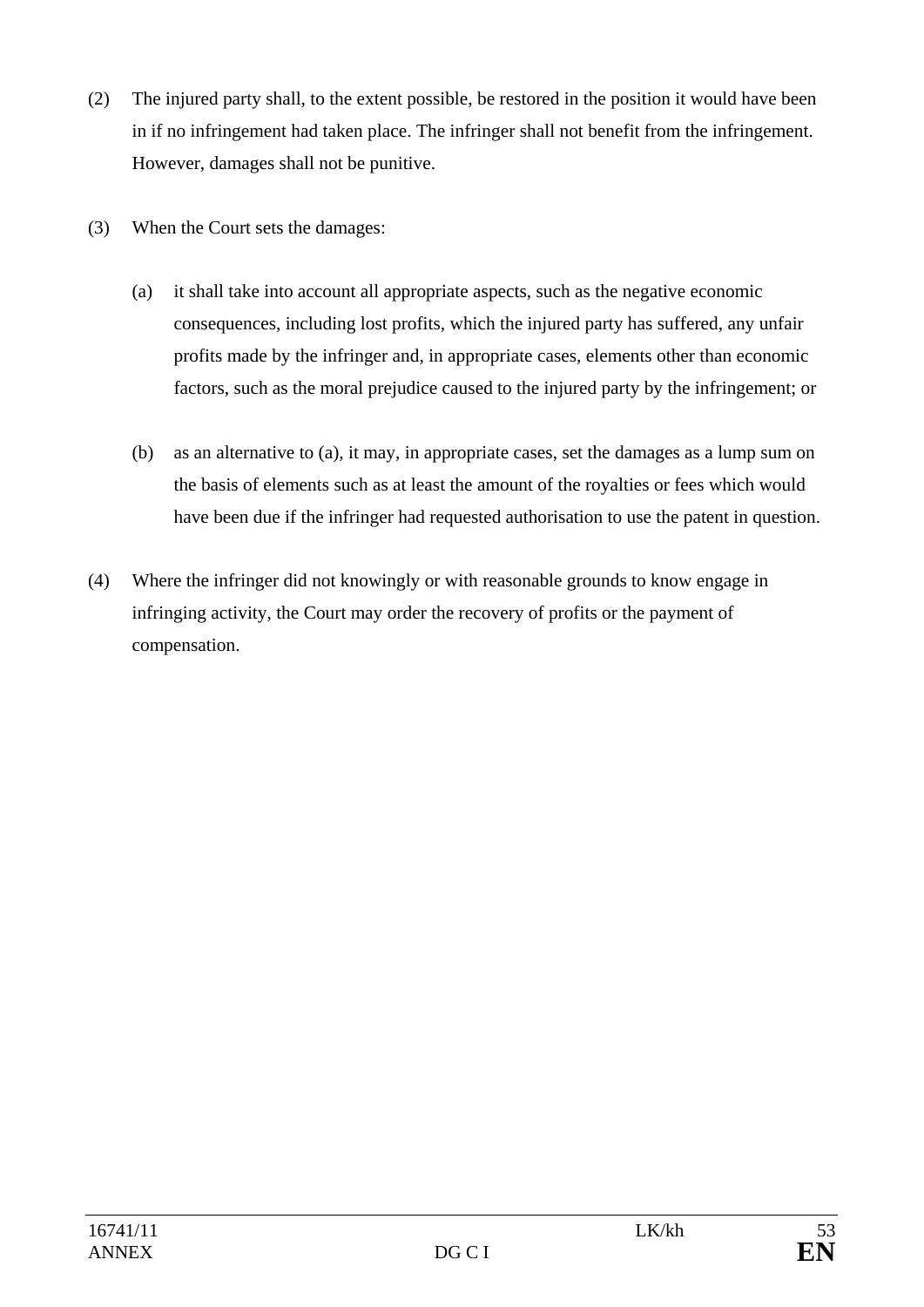(2) The injured party shall, to the extent possible, be restored in the position it would have been in if no infringement had taken place. The infringer shall not benefit from the infringement. However, damages shall not be punitive.

(3) When the Court sets the damages:

   (a) it shall take into account all appropriate aspects, such as the negative economic consequences, including lost profits, which the injured party has suffered, any unfair profits made by the infringer and, in appropriate cases, elements other than economic factors, such as the moral prejudice caused to the injured party by the infringement; or

   (b) as an alternative to (a), it may, in appropriate cases, set the damages as a lump sum on the basis of elements such as at least the amount of the royalties or fees which would have been due if the infringer had requested authorisation to use the patent in question.

(4) Where the infringer did not knowingly or with reasonable grounds to know engage in infringing activity, the Court may order the recovery of profits or the payment of compensation.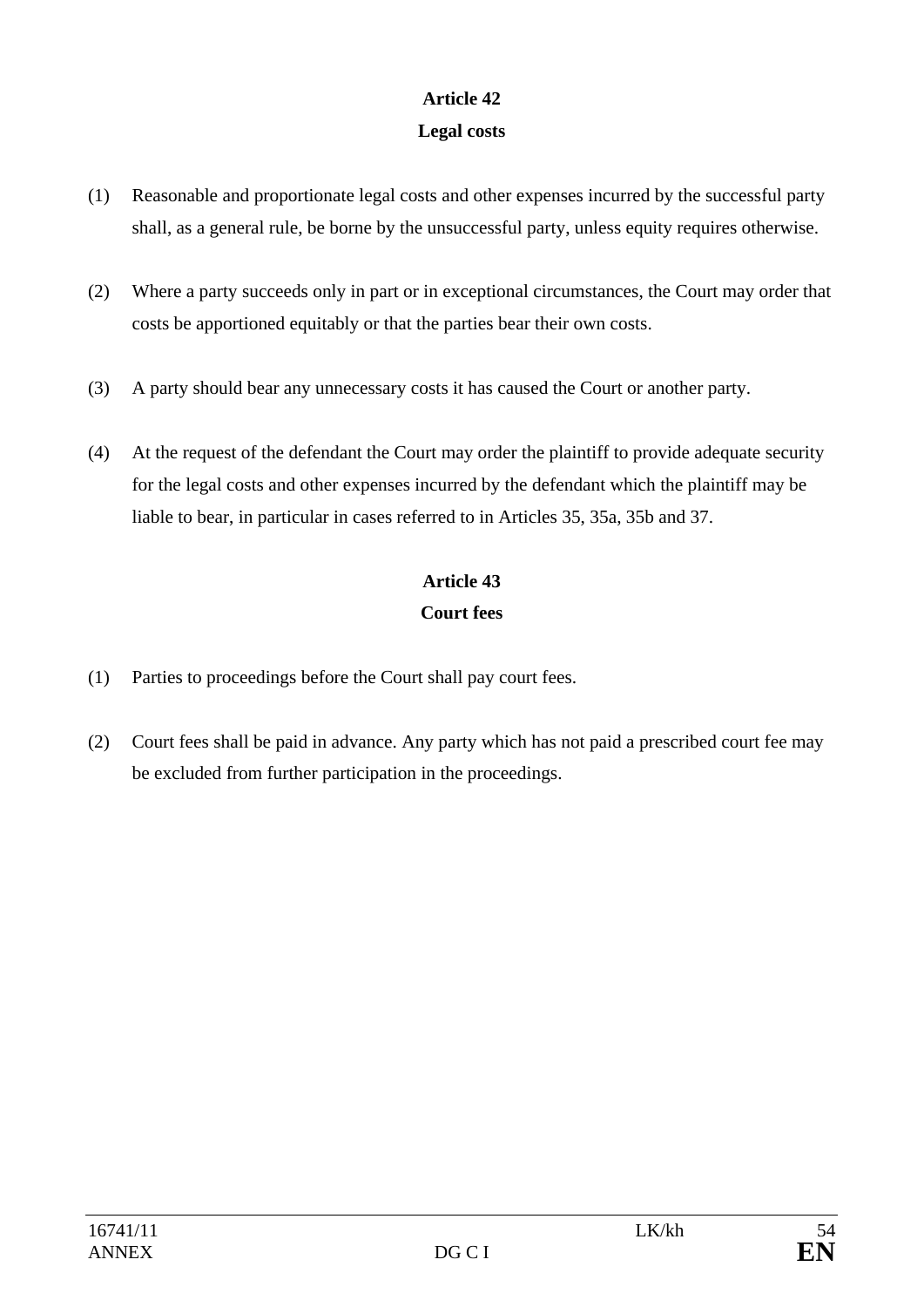### Article 42
### Legal costs

(1) Reasonable and proportionate legal costs and other expenses incurred by the successful party shall, as a general rule, be borne by the unsuccessful party, unless equity requires otherwise.

(2) Where a party succeeds only in part or in exceptional circumstances, the Court may order that costs be apportioned equitably or that the parties bear their own costs.

(3) A party should bear any unnecessary costs it has caused the Court or another party.

(4) At the request of the defendant the Court may order the plaintiff to provide adequate security for the legal costs and other expenses incurred by the defendant which the plaintiff may be liable to bear, in particular in cases referred to in Articles 35, 35a, 35b and 37.

### Article 43
### Court fees

(1) Parties to proceedings before the Court shall pay court fees.

(2) Court fees shall be paid in advance. Any party which has not paid a prescribed court fee may be excluded from further participation in the proceedings.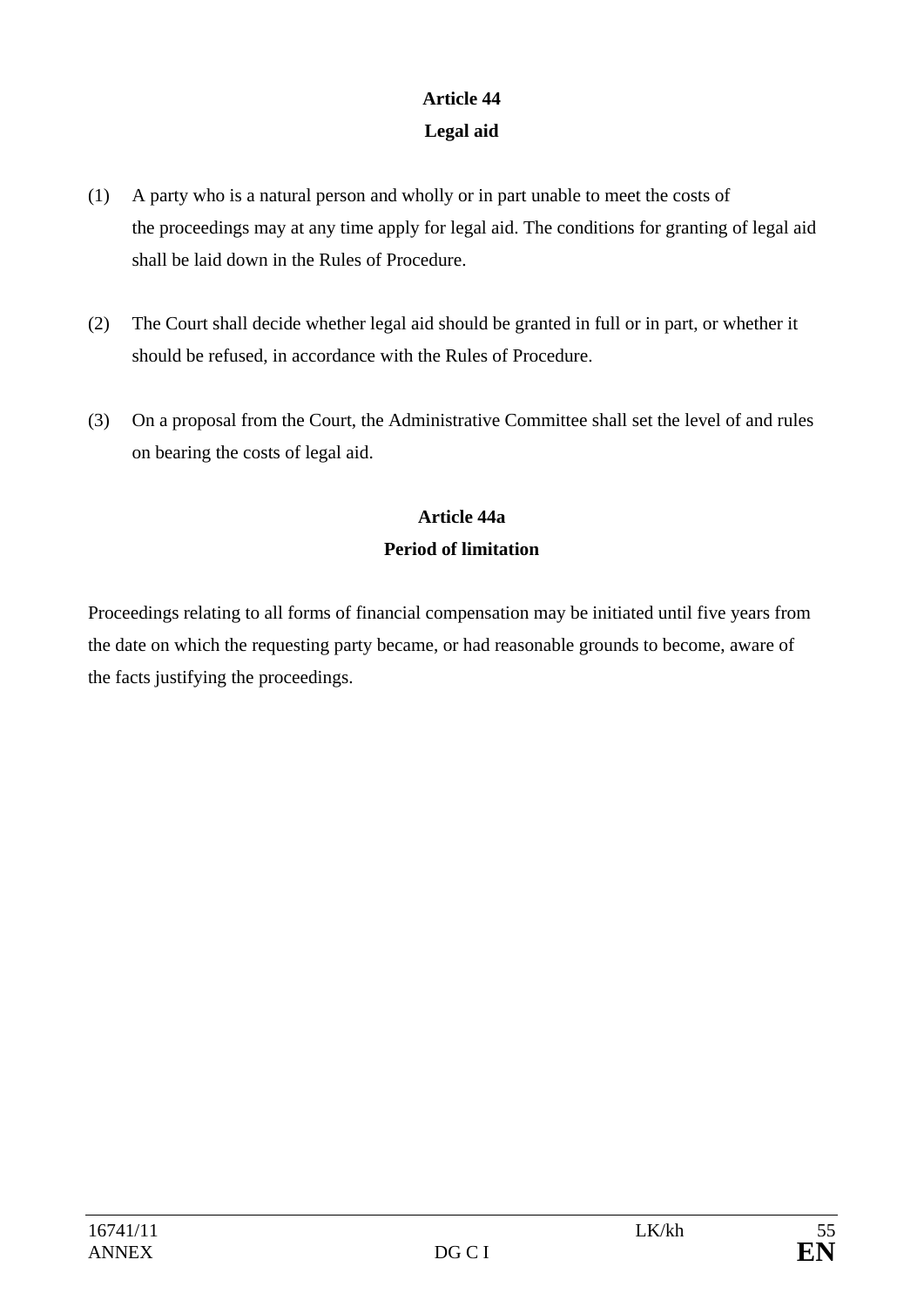**Article 44**

**Legal aid**

(1) A party who is a natural person and wholly or in part unable to meet the costs of the proceedings may at any time apply for legal aid. The conditions for granting of legal aid shall be laid down in the Rules of Procedure.

(2) The Court shall decide whether legal aid should be granted in full or in part, or whether it should be refused, in accordance with the Rules of Procedure.

(3) On a proposal from the Court, the Administrative Committee shall set the level of and rules on bearing the costs of legal aid.

**Article 44a**

**Period of limitation**

Proceedings relating to all forms of financial compensation may be initiated until five years from the date on which the requesting party became, or had reasonable grounds to become, aware of the facts justifying the proceedings.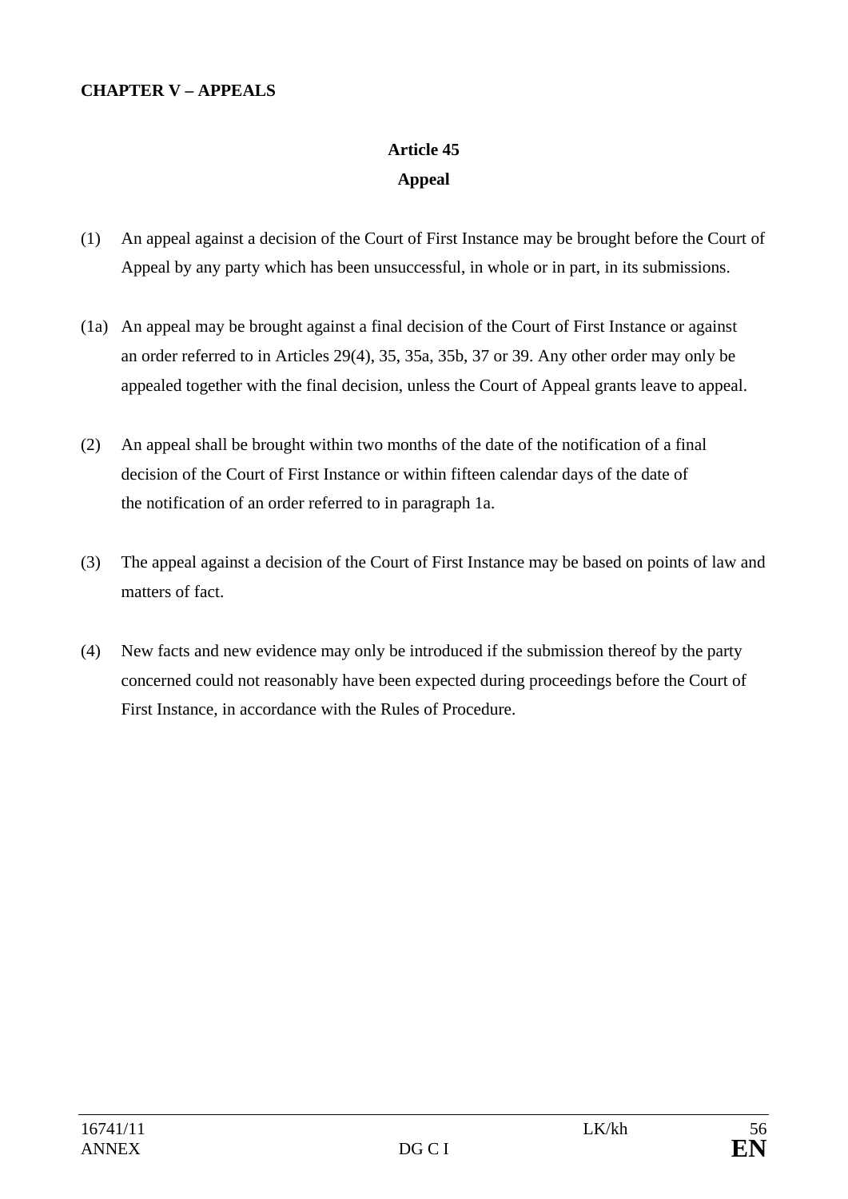**CHAPTER V – APPEALS**

**Article 45**

**Appeal**

(1) An appeal against a decision of the Court of First Instance may be brought before the Court of Appeal by any party which has been unsuccessful, in whole or in part, in its submissions.

(1a) An appeal may be brought against a final decision of the Court of First Instance or against an order referred to in Articles 29(4), 35, 35a, 35b, 37 or 39. Any other order may only be appealed together with the final decision, unless the Court of Appeal grants leave to appeal.

(2) An appeal shall be brought within two months of the date of the notification of a final decision of the Court of First Instance or within fifteen calendar days of the date of the notification of an order referred to in paragraph 1a.

(3) The appeal against a decision of the Court of First Instance may be based on points of law and matters of fact.

(4) New facts and new evidence may only be introduced if the submission thereof by the party concerned could not reasonably have been expected during proceedings before the Court of First Instance, in accordance with the Rules of Procedure.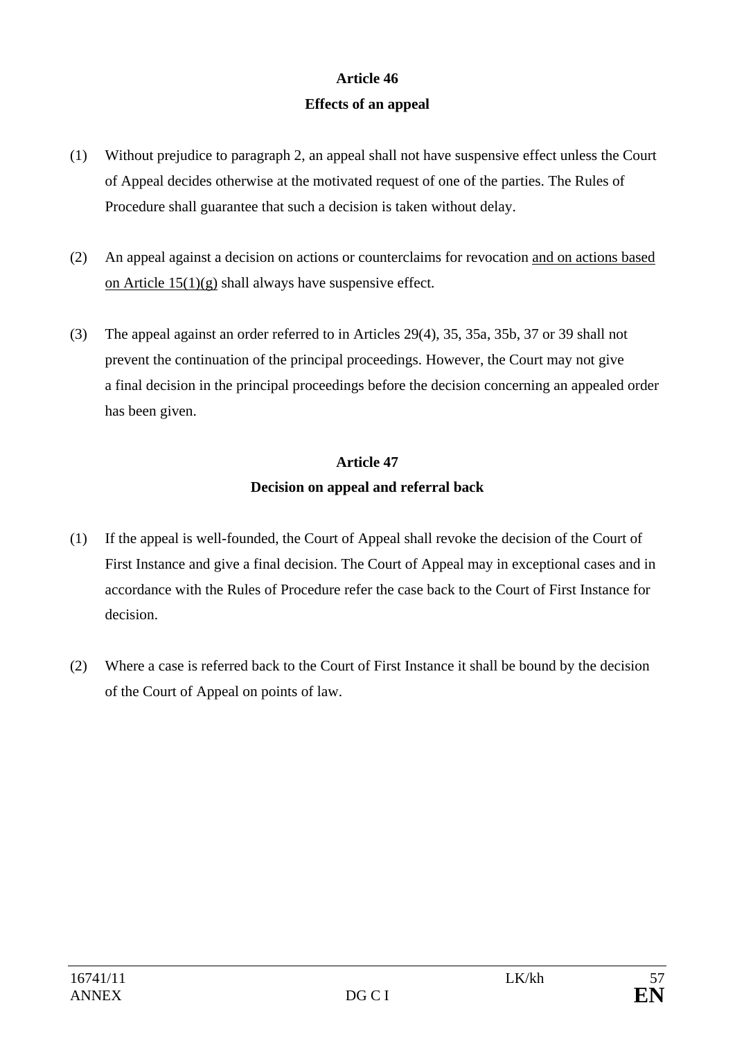## Article 46

### Effects of an appeal

(1) Without prejudice to paragraph 2, an appeal shall not have suspensive effect unless the Court of Appeal decides otherwise at the motivated request of one of the parties. The Rules of Procedure shall guarantee that such a decision is taken without delay.

(2) An appeal against a decision on actions or counterclaims for revocation <u>and on actions based on Article 15(1)(g)</u> shall always have suspensive effect.

(3) The appeal against an order referred to in Articles 29(4), 35, 35a, 35b, 37 or 39 shall not prevent the continuation of the principal proceedings. However, the Court may not give a final decision in the principal proceedings before the decision concerning an appealed order has been given.

## Article 47

### Decision on appeal and referral back

(1) If the appeal is well-founded, the Court of Appeal shall revoke the decision of the Court of First Instance and give a final decision. The Court of Appeal may in exceptional cases and in accordance with the Rules of Procedure refer the case back to the Court of First Instance for decision.

(2) Where a case is referred back to the Court of First Instance it shall be bound by the decision of the Court of Appeal on points of law.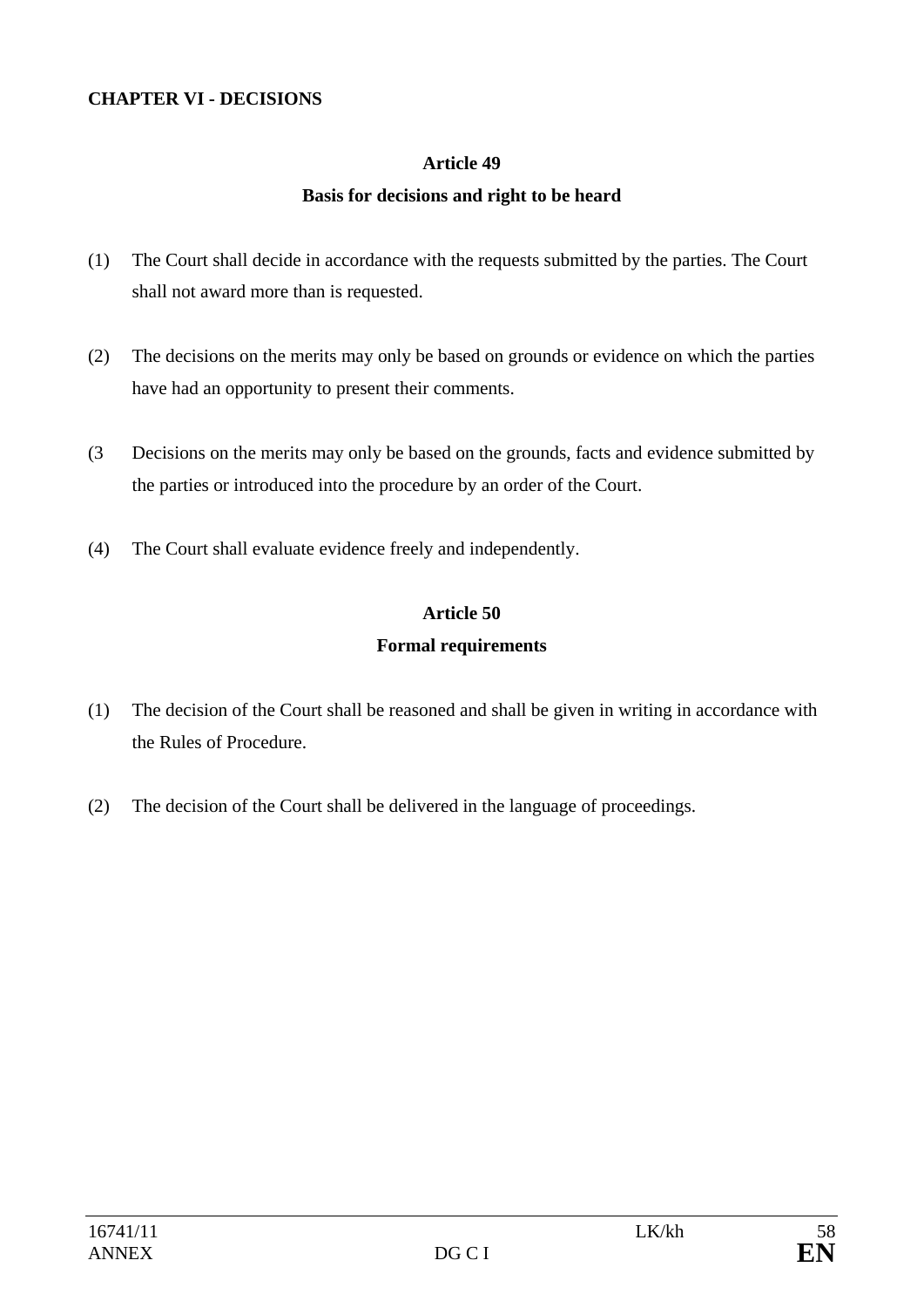**CHAPTER VI - DECISIONS**

**Article 49**

**Basis for decisions and right to be heard**

(1) The Court shall decide in accordance with the requests submitted by the parties. The Court shall not award more than is requested.

(2) The decisions on the merits may only be based on grounds or evidence on which the parties have had an opportunity to present their comments.

(3 Decisions on the merits may only be based on the grounds, facts and evidence submitted by the parties or introduced into the procedure by an order of the Court.

(4) The Court shall evaluate evidence freely and independently.

**Article 50**

**Formal requirements**

(1) The decision of the Court shall be reasoned and shall be given in writing in accordance with the Rules of Procedure.

(2) The decision of the Court shall be delivered in the language of proceedings.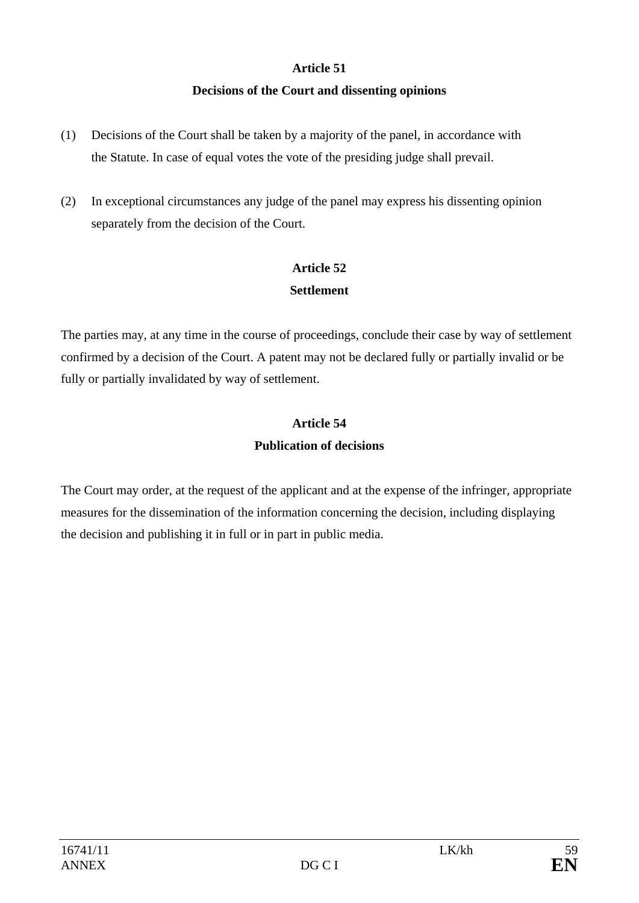**Article 51**

**Decisions of the Court and dissenting opinions**

(1) Decisions of the Court shall be taken by a majority of the panel, in accordance with the Statute. In case of equal votes the vote of the presiding judge shall prevail.

(2) In exceptional circumstances any judge of the panel may express his dissenting opinion separately from the decision of the Court.

**Article 52**

**Settlement**

The parties may, at any time in the course of proceedings, conclude their case by way of settlement confirmed by a decision of the Court. A patent may not be declared fully or partially invalid or be fully or partially invalidated by way of settlement.

**Article 54**

**Publication of decisions**

The Court may order, at the request of the applicant and at the expense of the infringer, appropriate measures for the dissemination of the information concerning the decision, including displaying the decision and publishing it in full or in part in public media.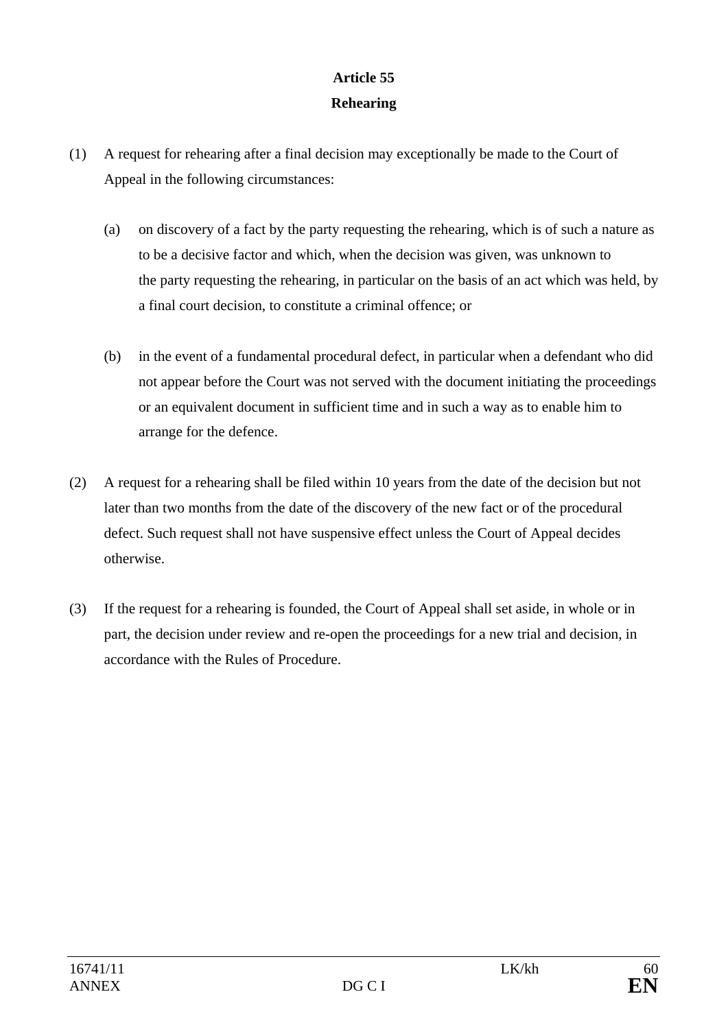**Article 55**

**Rehearing**

(1) A request for rehearing after a final decision may exceptionally be made to the Court of Appeal in the following circumstances:

(a) on discovery of a fact by the party requesting the rehearing, which is of such a nature as to be a decisive factor and which, when the decision was given, was unknown to the party requesting the rehearing, in particular on the basis of an act which was held, by a final court decision, to constitute a criminal offence; or

(b) in the event of a fundamental procedural defect, in particular when a defendant who did not appear before the Court was not served with the document initiating the proceedings or an equivalent document in sufficient time and in such a way as to enable him to arrange for the defence.

(2) A request for a rehearing shall be filed within 10 years from the date of the decision but not later than two months from the date of the discovery of the new fact or of the procedural defect. Such request shall not have suspensive effect unless the Court of Appeal decides otherwise.

(3) If the request for a rehearing is founded, the Court of Appeal shall set aside, in whole or in part, the decision under review and re-open the proceedings for a new trial and decision, in accordance with the Rules of Procedure.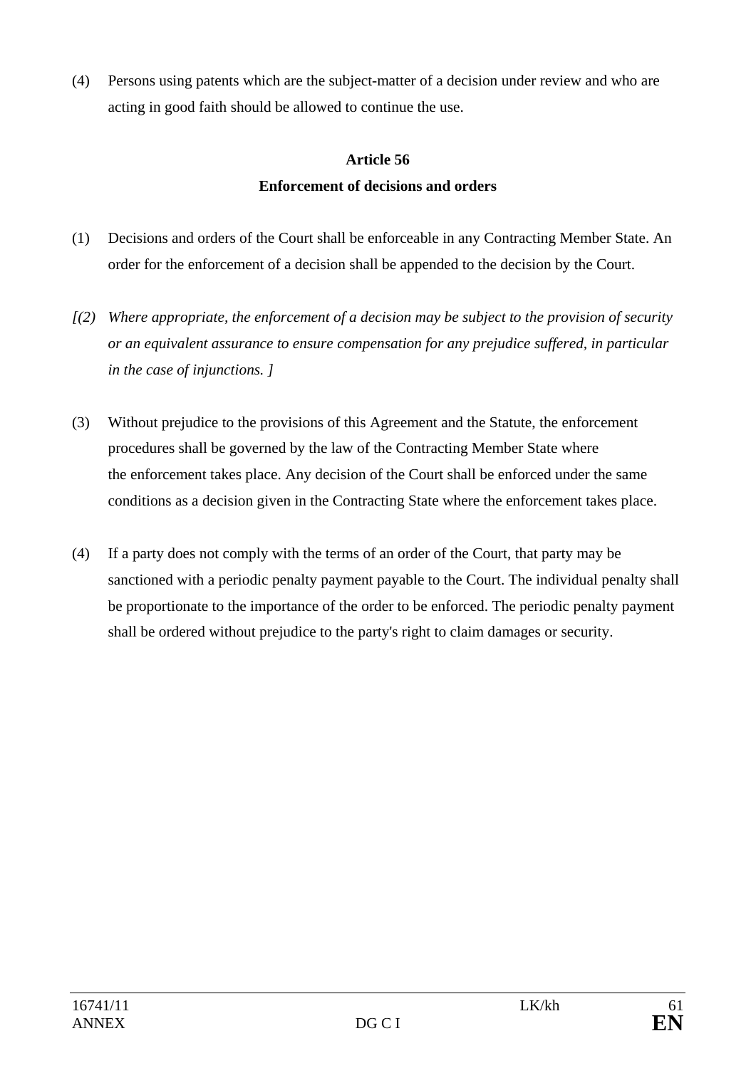(4) Persons using patents which are the subject-matter of a decision under review and who are acting in good faith should be allowed to continue the use.

**Article 56**

**Enforcement of decisions and orders**

(1) Decisions and orders of the Court shall be enforceable in any Contracting Member State. An order for the enforcement of a decision shall be appended to the decision by the Court.

*[(2) Where appropriate, the enforcement of a decision may be subject to the provision of security or an equivalent assurance to ensure compensation for any prejudice suffered, in particular in the case of injunctions. ]*

(3) Without prejudice to the provisions of this Agreement and the Statute, the enforcement procedures shall be governed by the law of the Contracting Member State where the enforcement takes place. Any decision of the Court shall be enforced under the same conditions as a decision given in the Contracting State where the enforcement takes place.

(4) If a party does not comply with the terms of an order of the Court, that party may be sanctioned with a periodic penalty payment payable to the Court. The individual penalty shall be proportionate to the importance of the order to be enforced. The periodic penalty payment shall be ordered without prejudice to the party's right to claim damages or security.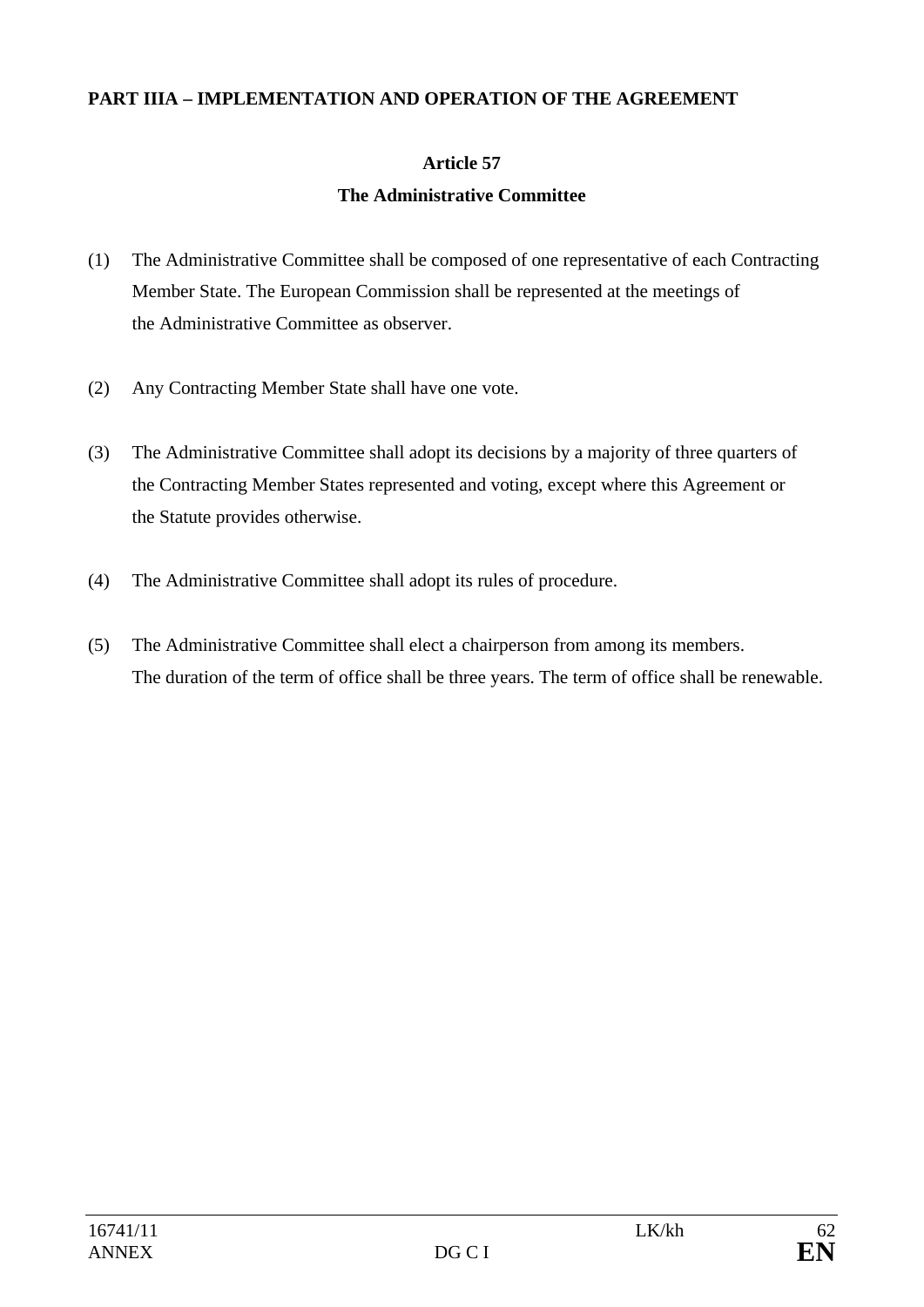**PART IIIA – IMPLEMENTATION AND OPERATION OF THE AGREEMENT**

**Article 57**

**The Administrative Committee**

(1) The Administrative Committee shall be composed of one representative of each Contracting Member State. The European Commission shall be represented at the meetings of the Administrative Committee as observer.

(2) Any Contracting Member State shall have one vote.

(3) The Administrative Committee shall adopt its decisions by a majority of three quarters of the Contracting Member States represented and voting, except where this Agreement or the Statute provides otherwise.

(4) The Administrative Committee shall adopt its rules of procedure.

(5) The Administrative Committee shall elect a chairperson from among its members. The duration of the term of office shall be three years. The term of office shall be renewable.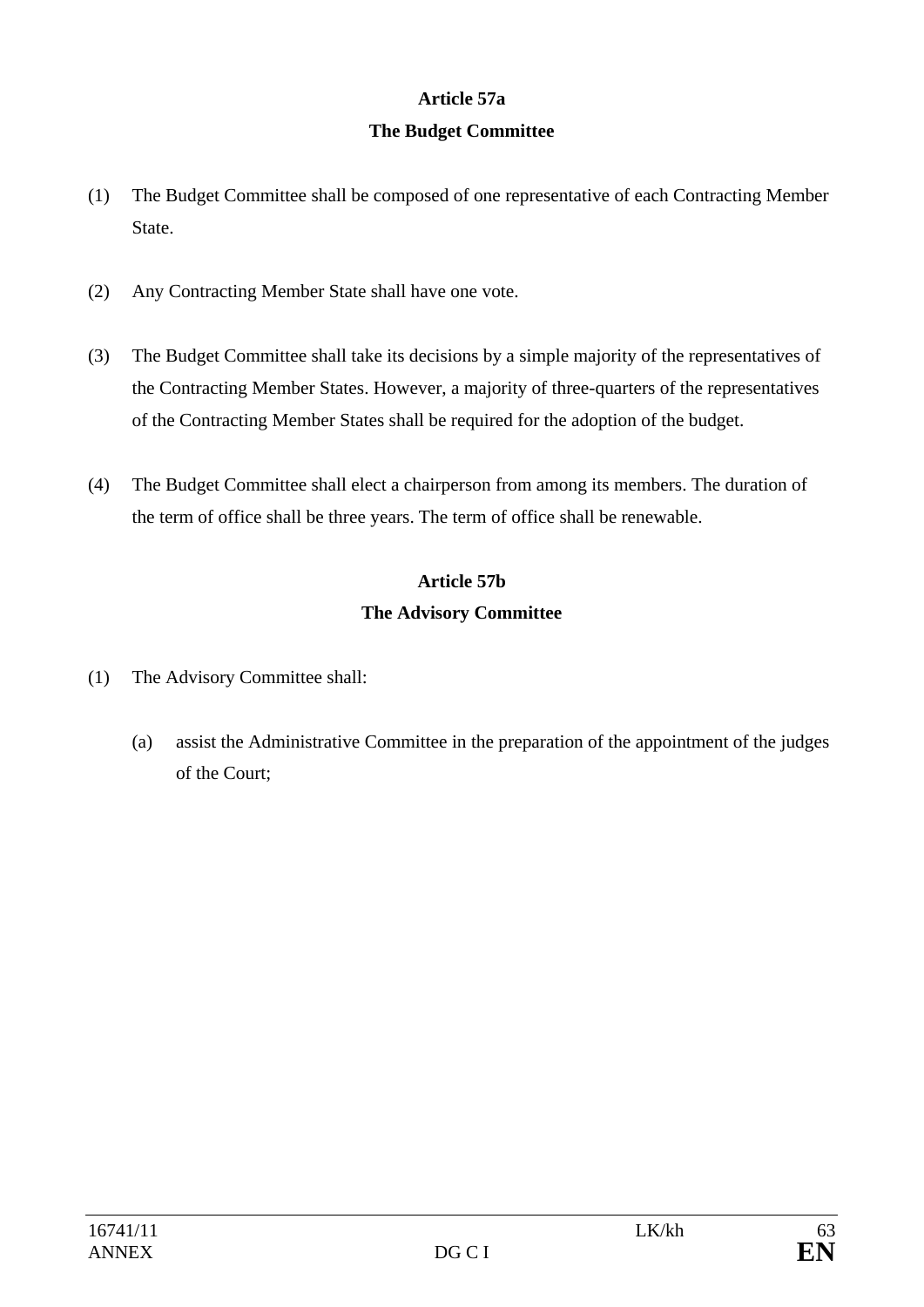**Article 57a**

**The Budget Committee**

(1) The Budget Committee shall be composed of one representative of each Contracting Member State.

(2) Any Contracting Member State shall have one vote.

(3) The Budget Committee shall take its decisions by a simple majority of the representatives of the Contracting Member States. However, a majority of three-quarters of the representatives of the Contracting Member States shall be required for the adoption of the budget.

(4) The Budget Committee shall elect a chairperson from among its members. The duration of the term of office shall be three years. The term of office shall be renewable.

**Article 57b**

**The Advisory Committee**

(1) The Advisory Committee shall:

(a) assist the Administrative Committee in the preparation of the appointment of the judges of the Court;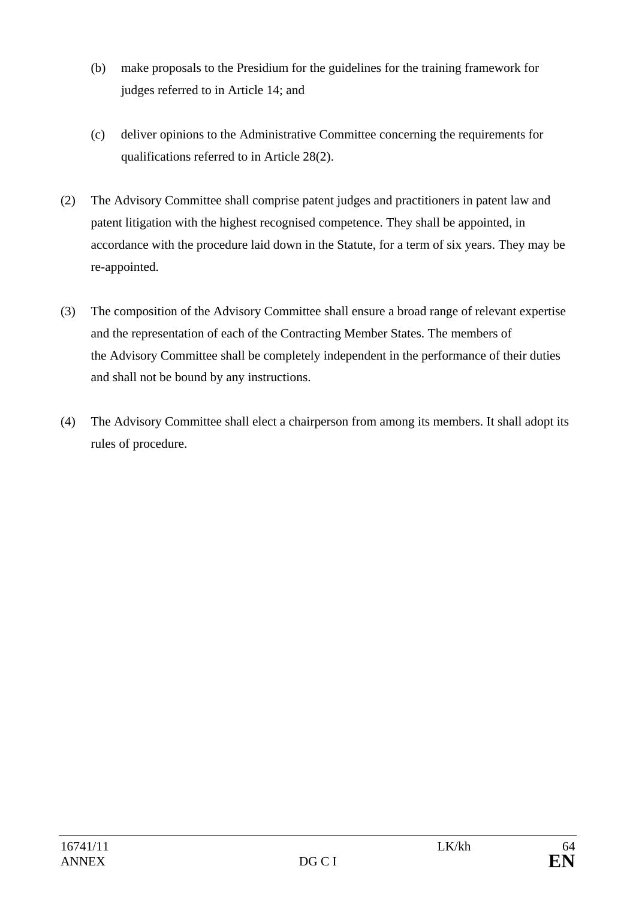(b) make proposals to the Presidium for the guidelines for the training framework for judges referred to in Article 14; and

(c) deliver opinions to the Administrative Committee concerning the requirements for qualifications referred to in Article 28(2).

(2) The Advisory Committee shall comprise patent judges and practitioners in patent law and patent litigation with the highest recognised competence. They shall be appointed, in accordance with the procedure laid down in the Statute, for a term of six years. They may be re-appointed.

(3) The composition of the Advisory Committee shall ensure a broad range of relevant expertise and the representation of each of the Contracting Member States. The members of the Advisory Committee shall be completely independent in the performance of their duties and shall not be bound by any instructions.

(4) The Advisory Committee shall elect a chairperson from among its members. It shall adopt its rules of procedure.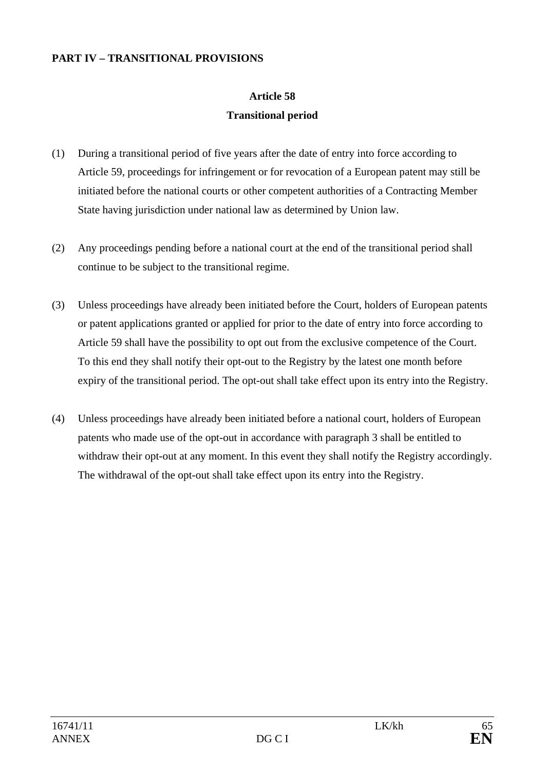**PART IV – TRANSITIONAL PROVISIONS**

## Article 58

## Transitional period

(1) During a transitional period of five years after the date of entry into force according to Article 59, proceedings for infringement or for revocation of a European patent may still be initiated before the national courts or other competent authorities of a Contracting Member State having jurisdiction under national law as determined by Union law.

(2) Any proceedings pending before a national court at the end of the transitional period shall continue to be subject to the transitional regime.

(3) Unless proceedings have already been initiated before the Court, holders of European patents or patent applications granted or applied for prior to the date of entry into force according to Article 59 shall have the possibility to opt out from the exclusive competence of the Court. To this end they shall notify their opt-out to the Registry by the latest one month before expiry of the transitional period. The opt-out shall take effect upon its entry into the Registry.

(4) Unless proceedings have already been initiated before a national court, holders of European patents who made use of the opt-out in accordance with paragraph 3 shall be entitled to withdraw their opt-out at any moment. In this event they shall notify the Registry accordingly. The withdrawal of the opt-out shall take effect upon its entry into the Registry.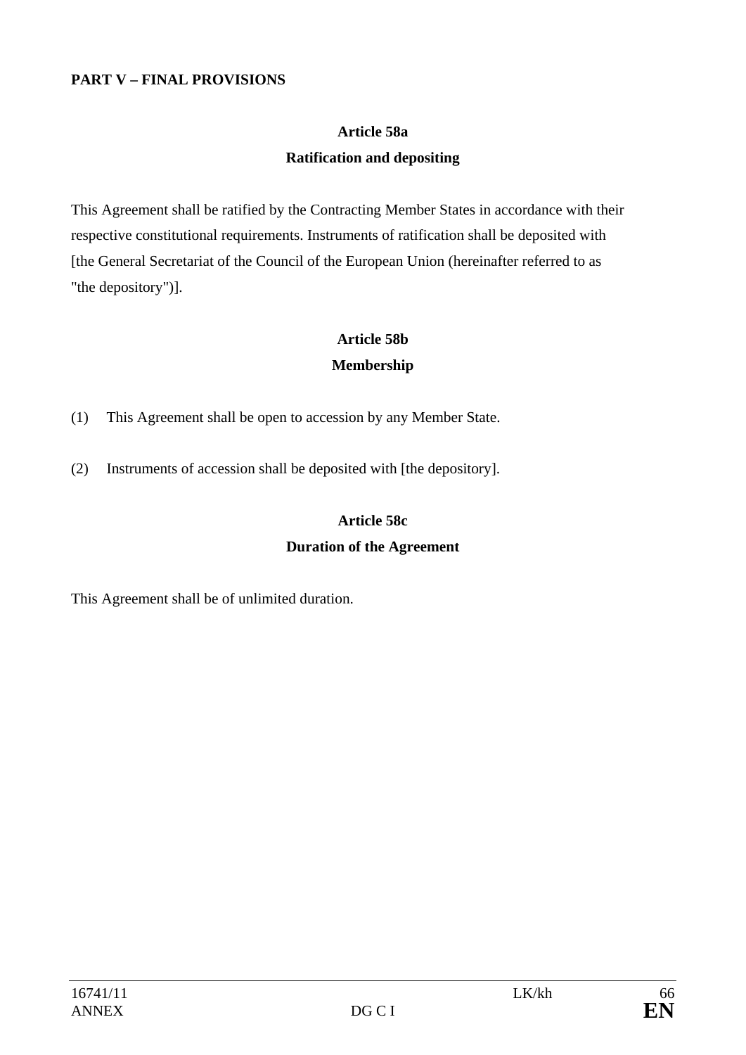**PART V – FINAL PROVISIONS**

**Article 58a**

**Ratification and depositing**

This Agreement shall be ratified by the Contracting Member States in accordance with their respective constitutional requirements. Instruments of ratification shall be deposited with [the General Secretariat of the Council of the European Union (hereinafter referred to as "the depository")].

**Article 58b**

**Membership**

(1) This Agreement shall be open to accession by any Member State.

(2) Instruments of accession shall be deposited with [the depository].

**Article 58c**

**Duration of the Agreement**

This Agreement shall be of unlimited duration.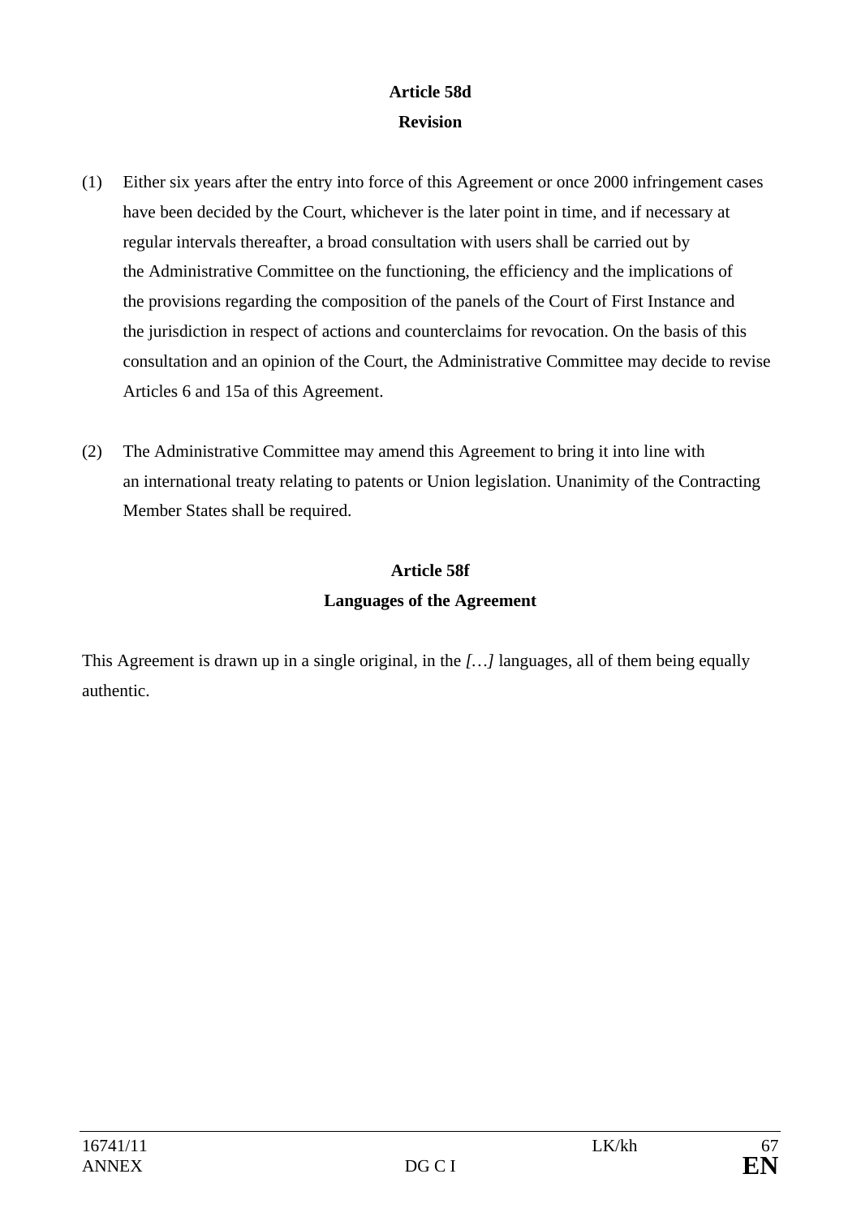**Article 58d**

**Revision**

(1) Either six years after the entry into force of this Agreement or once 2000 infringement cases have been decided by the Court, whichever is the later point in time, and if necessary at regular intervals thereafter, a broad consultation with users shall be carried out by the Administrative Committee on the functioning, the efficiency and the implications of the provisions regarding the composition of the panels of the Court of First Instance and the jurisdiction in respect of actions and counterclaims for revocation. On the basis of this consultation and an opinion of the Court, the Administrative Committee may decide to revise Articles 6 and 15a of this Agreement.

(2) The Administrative Committee may amend this Agreement to bring it into line with an international treaty relating to patents or Union legislation. Unanimity of the Contracting Member States shall be required.

**Article 58f**

**Languages of the Agreement**

This Agreement is drawn up in a single original, in the *[…]* languages, all of them being equally authentic.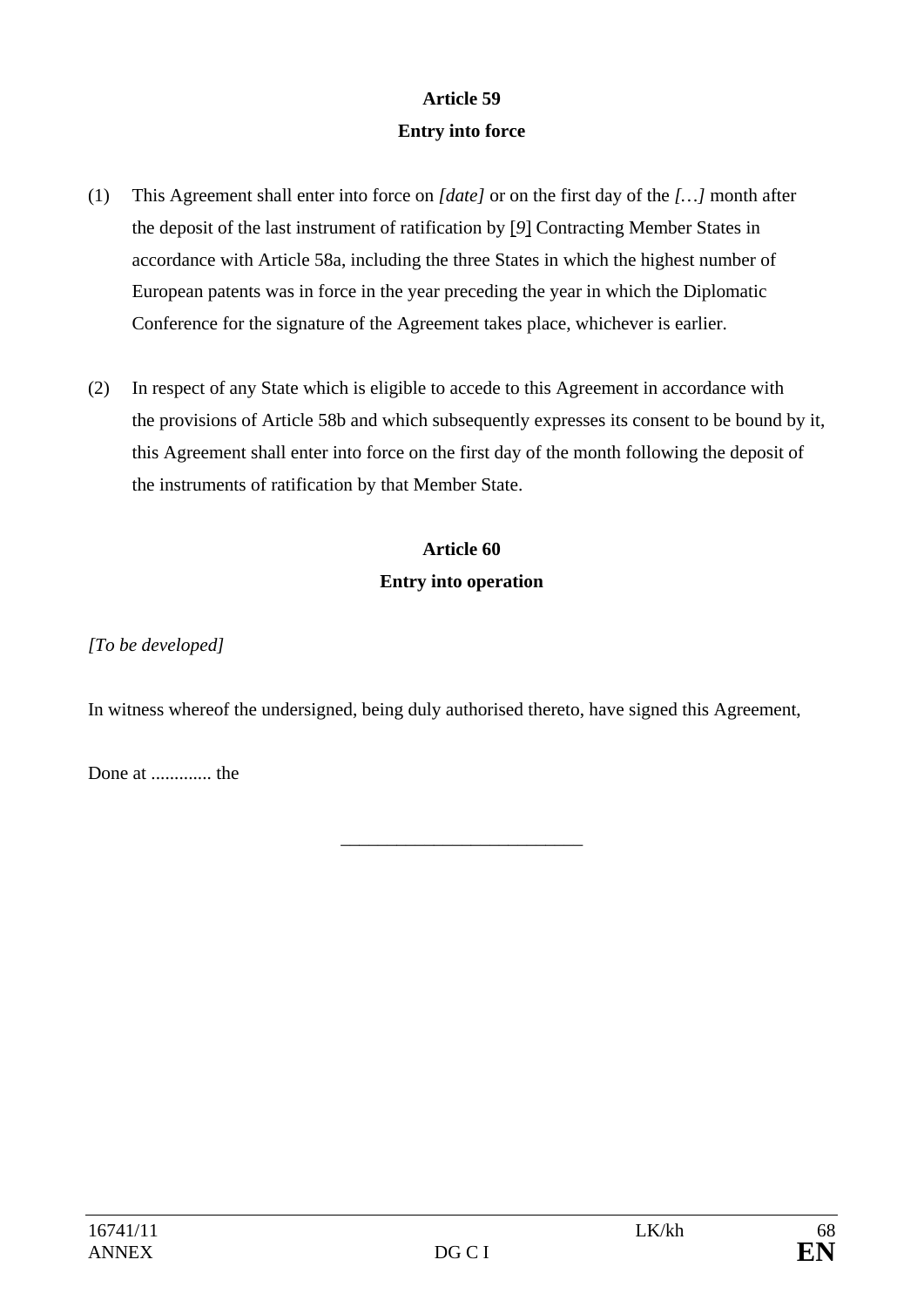**Article 59**

**Entry into force**

(1) This Agreement shall enter into force on *[date]* or on the first day of the *[…]* month after the deposit of the last instrument of ratification by [*9*] Contracting Member States in accordance with Article 58a, including the three States in which the highest number of European patents was in force in the year preceding the year in which the Diplomatic Conference for the signature of the Agreement takes place, whichever is earlier.

(2) In respect of any State which is eligible to accede to this Agreement in accordance with the provisions of Article 58b and which subsequently expresses its consent to be bound by it, this Agreement shall enter into force on the first day of the month following the deposit of the instruments of ratification by that Member State.

**Article 60**

**Entry into operation**

*[To be developed]*

In witness whereof the undersigned, being duly authorised thereto, have signed this Agreement,

Done at ............. the

\_\_\_\_\_\_\_\_\_\_\_\_\_\_\_\_\_\_\_\_\_\_\_\_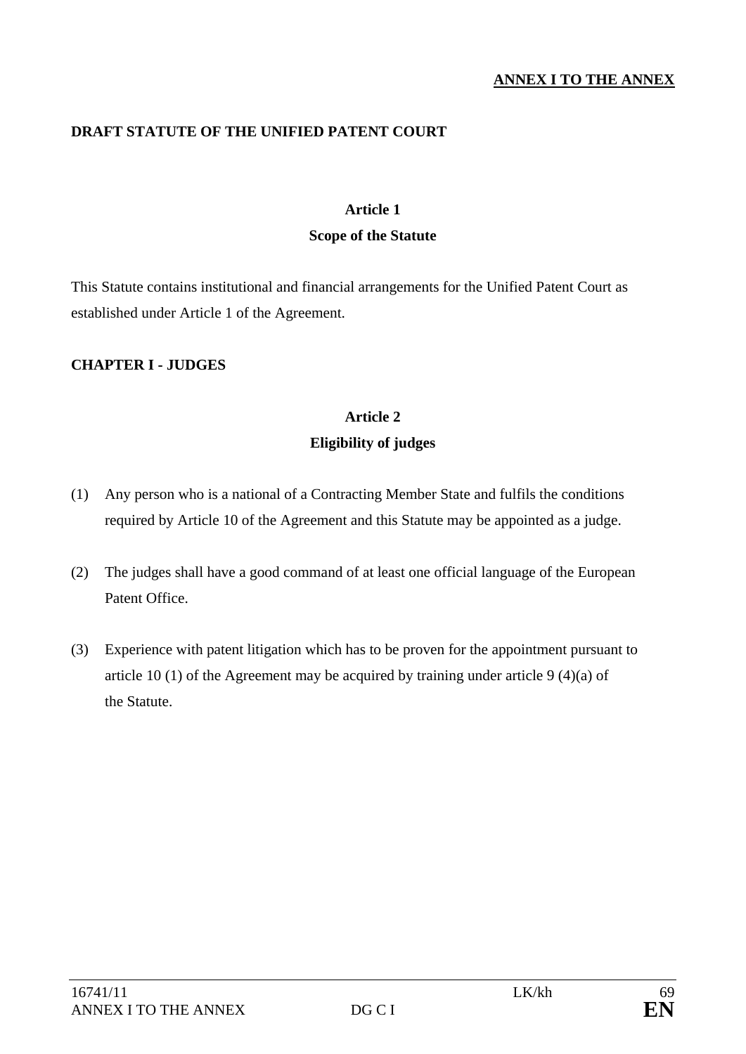**ANNEX I TO THE ANNEX**

## DRAFT STATUTE OF THE UNIFIED PATENT COURT

### Article 1
### Scope of the Statute

This Statute contains institutional and financial arrangements for the Unified Patent Court as established under Article 1 of the Agreement.

## CHAPTER I - JUDGES

### Article 2
### Eligibility of judges

(1) Any person who is a national of a Contracting Member State and fulfils the conditions required by Article 10 of the Agreement and this Statute may be appointed as a judge.

(2) The judges shall have a good command of at least one official language of the European Patent Office.

(3) Experience with patent litigation which has to be proven for the appointment pursuant to article 10 (1) of the Agreement may be acquired by training under article 9 (4)(a) of the Statute.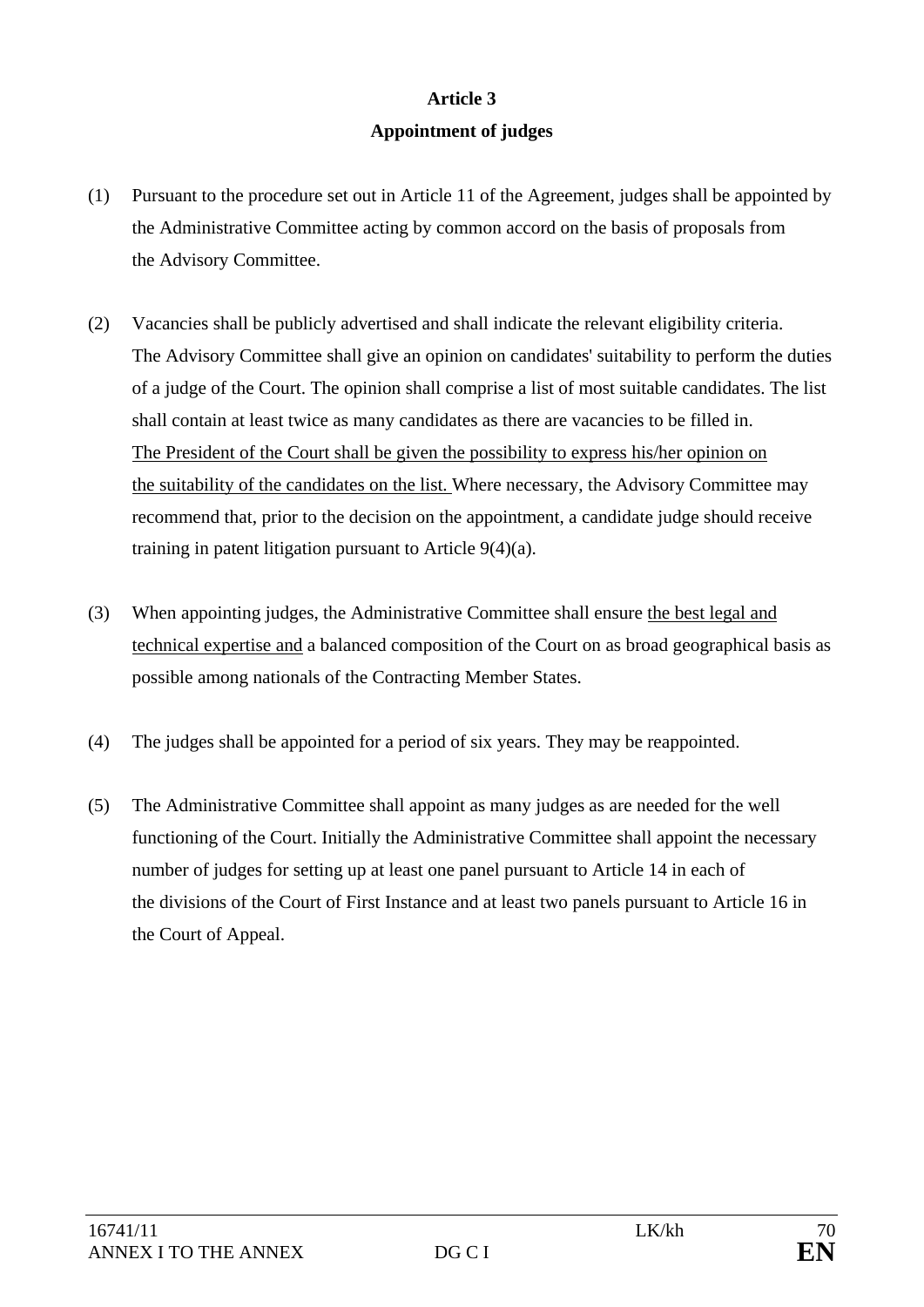**Article 3**

**Appointment of judges**

(1) Pursuant to the procedure set out in Article 11 of the Agreement, judges shall be appointed by the Administrative Committee acting by common accord on the basis of proposals from the Advisory Committee.

(2) Vacancies shall be publicly advertised and shall indicate the relevant eligibility criteria. The Advisory Committee shall give an opinion on candidates' suitability to perform the duties of a judge of the Court. The opinion shall comprise a list of most suitable candidates. The list shall contain at least twice as many candidates as there are vacancies to be filled in. <u>The President of the Court shall be given the possibility to express his/her opinion on the suitability of the candidates on the list.</u> Where necessary, the Advisory Committee may recommend that, prior to the decision on the appointment, a candidate judge should receive training in patent litigation pursuant to Article 9(4)(a).

(3) When appointing judges, the Administrative Committee shall ensure <u>the best legal and technical expertise and</u> a balanced composition of the Court on as broad geographical basis as possible among nationals of the Contracting Member States.

(4) The judges shall be appointed for a period of six years. They may be reappointed.

(5) The Administrative Committee shall appoint as many judges as are needed for the well functioning of the Court. Initially the Administrative Committee shall appoint the necessary number of judges for setting up at least one panel pursuant to Article 14 in each of the divisions of the Court of First Instance and at least two panels pursuant to Article 16 in the Court of Appeal.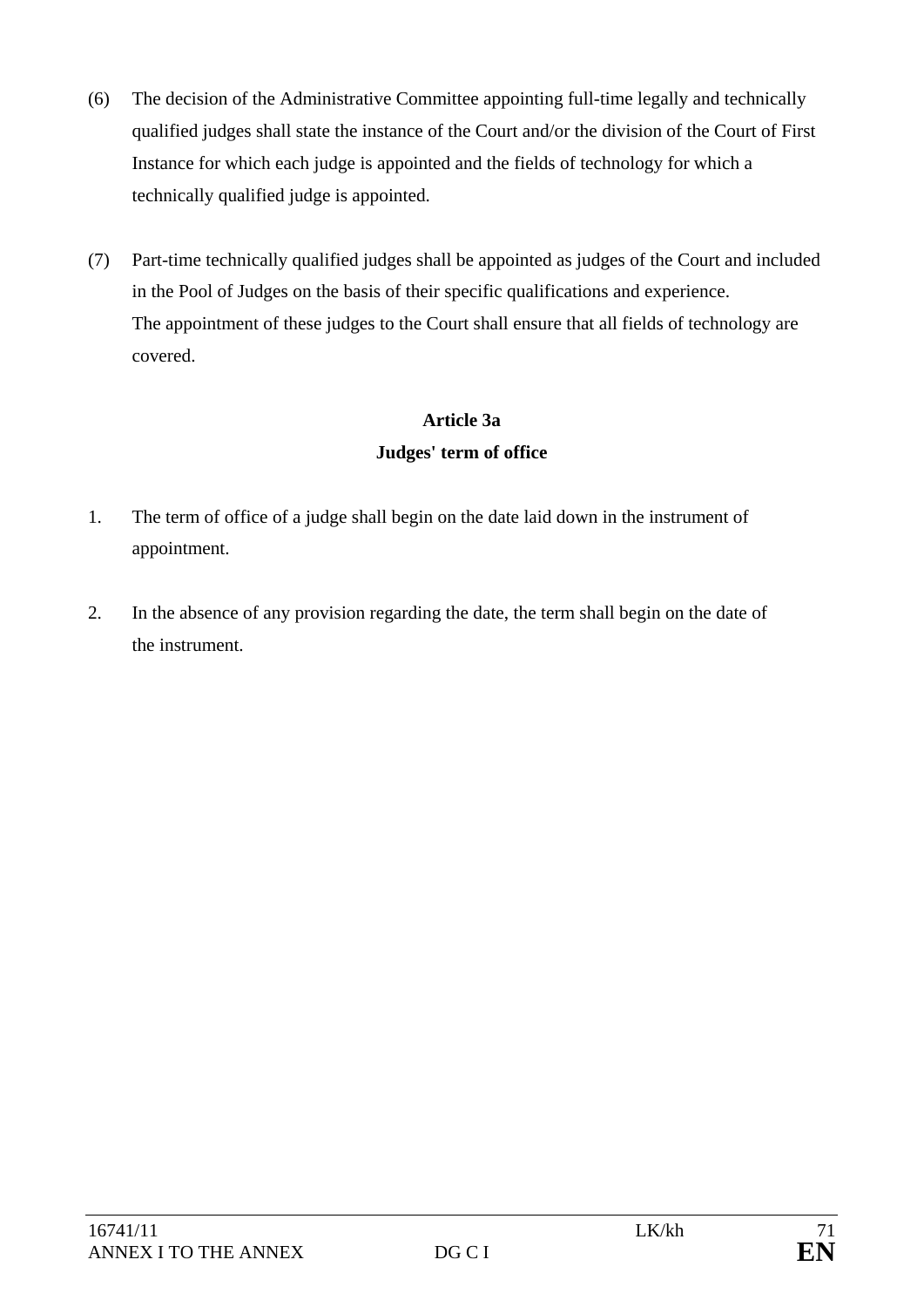(6) The decision of the Administrative Committee appointing full-time legally and technically qualified judges shall state the instance of the Court and/or the division of the Court of First Instance for which each judge is appointed and the fields of technology for which a technically qualified judge is appointed.

(7) Part-time technically qualified judges shall be appointed as judges of the Court and included in the Pool of Judges on the basis of their specific qualifications and experience. The appointment of these judges to the Court shall ensure that all fields of technology are covered.

**Article 3a**

**Judges' term of office**

1. The term of office of a judge shall begin on the date laid down in the instrument of appointment.

2. In the absence of any provision regarding the date, the term shall begin on the date of the instrument.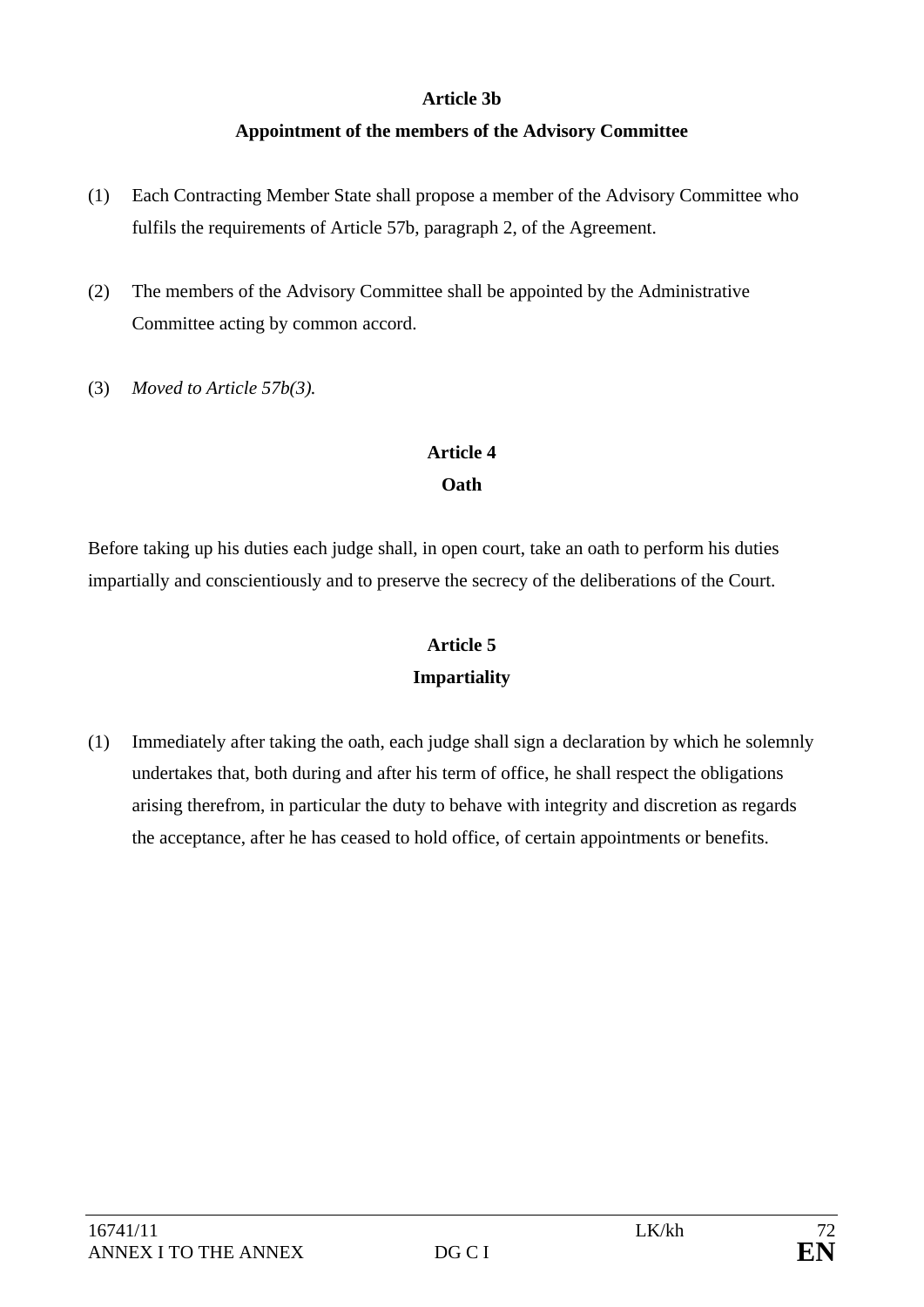**Article 3b**

**Appointment of the members of the Advisory Committee**

(1) Each Contracting Member State shall propose a member of the Advisory Committee who fulfils the requirements of Article 57b, paragraph 2, of the Agreement.

(2) The members of the Advisory Committee shall be appointed by the Administrative Committee acting by common accord.

(3) *Moved to Article 57b(3).*

**Article 4**

**Oath**

Before taking up his duties each judge shall, in open court, take an oath to perform his duties impartially and conscientiously and to preserve the secrecy of the deliberations of the Court.

**Article 5**

**Impartiality**

(1) Immediately after taking the oath, each judge shall sign a declaration by which he solemnly undertakes that, both during and after his term of office, he shall respect the obligations arising therefrom, in particular the duty to behave with integrity and discretion as regards the acceptance, after he has ceased to hold office, of certain appointments or benefits.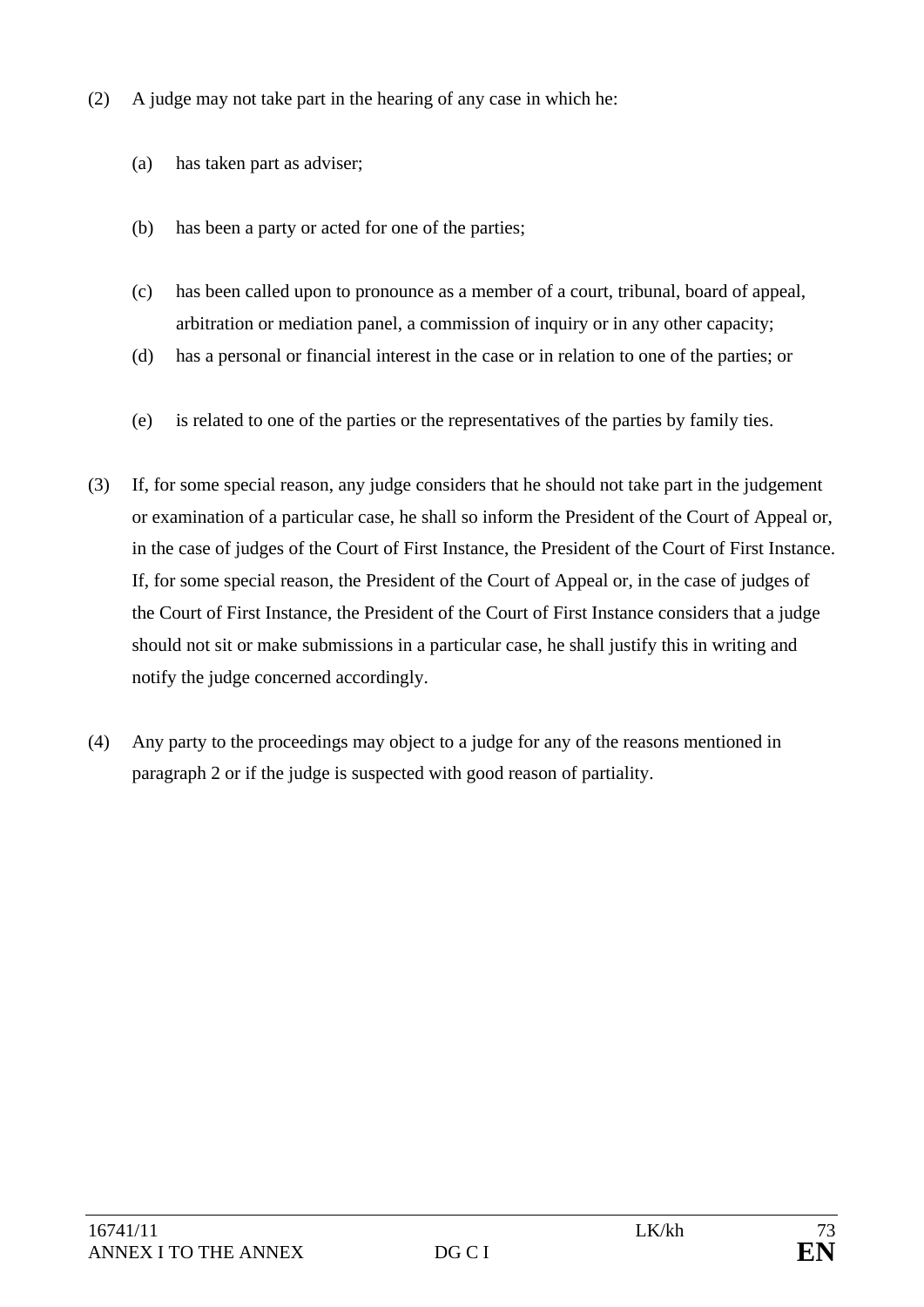(2) A judge may not take part in the hearing of any case in which he:

   (a) has taken part as adviser;

   (b) has been a party or acted for one of the parties;

   (c) has been called upon to pronounce as a member of a court, tribunal, board of appeal, arbitration or mediation panel, a commission of inquiry or in any other capacity;

   (d) has a personal or financial interest in the case or in relation to one of the parties; or

   (e) is related to one of the parties or the representatives of the parties by family ties.

(3) If, for some special reason, any judge considers that he should not take part in the judgement or examination of a particular case, he shall so inform the President of the Court of Appeal or, in the case of judges of the Court of First Instance, the President of the Court of First Instance. If, for some special reason, the President of the Court of Appeal or, in the case of judges of the Court of First Instance, the President of the Court of First Instance considers that a judge should not sit or make submissions in a particular case, he shall justify this in writing and notify the judge concerned accordingly.

(4) Any party to the proceedings may object to a judge for any of the reasons mentioned in paragraph 2 or if the judge is suspected with good reason of partiality.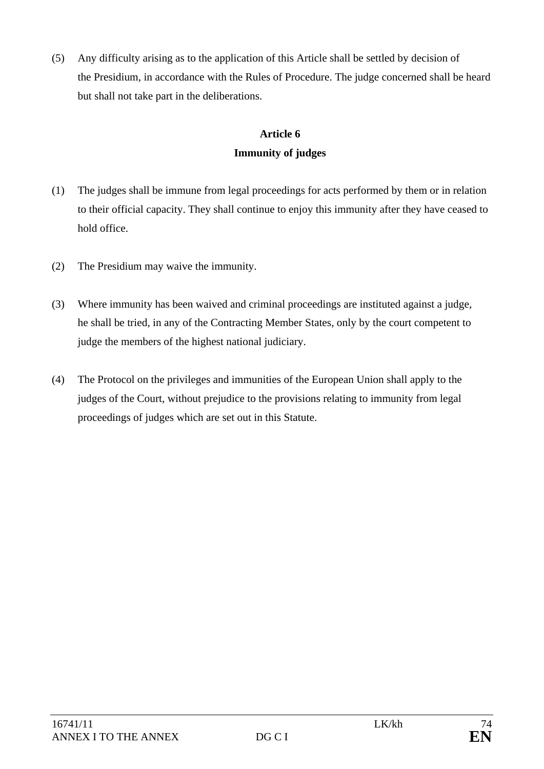(5) Any difficulty arising as to the application of this Article shall be settled by decision of the Presidium, in accordance with the Rules of Procedure. The judge concerned shall be heard but shall not take part in the deliberations.

**Article 6**
**Immunity of judges**

(1) The judges shall be immune from legal proceedings for acts performed by them or in relation to their official capacity. They shall continue to enjoy this immunity after they have ceased to hold office.

(2) The Presidium may waive the immunity.

(3) Where immunity has been waived and criminal proceedings are instituted against a judge, he shall be tried, in any of the Contracting Member States, only by the court competent to judge the members of the highest national judiciary.

(4) The Protocol on the privileges and immunities of the European Union shall apply to the judges of the Court, without prejudice to the provisions relating to immunity from legal proceedings of judges which are set out in this Statute.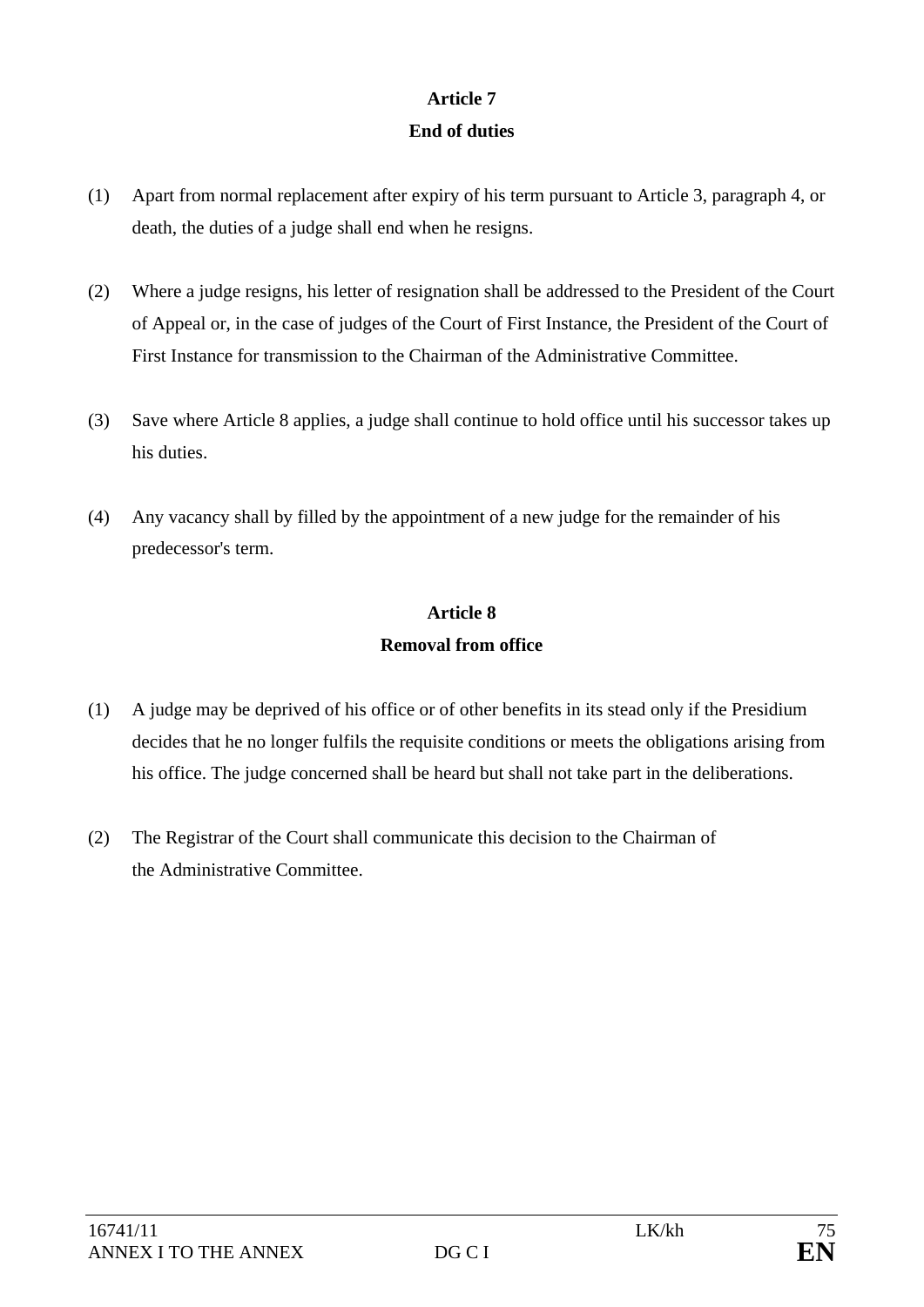## Article 7
## End of duties

(1) Apart from normal replacement after expiry of his term pursuant to Article 3, paragraph 4, or death, the duties of a judge shall end when he resigns.

(2) Where a judge resigns, his letter of resignation shall be addressed to the President of the Court of Appeal or, in the case of judges of the Court of First Instance, the President of the Court of First Instance for transmission to the Chairman of the Administrative Committee.

(3) Save where Article 8 applies, a judge shall continue to hold office until his successor takes up his duties.

(4) Any vacancy shall by filled by the appointment of a new judge for the remainder of his predecessor's term.

## Article 8
## Removal from office

(1) A judge may be deprived of his office or of other benefits in its stead only if the Presidium decides that he no longer fulfils the requisite conditions or meets the obligations arising from his office. The judge concerned shall be heard but shall not take part in the deliberations.

(2) The Registrar of the Court shall communicate this decision to the Chairman of the Administrative Committee.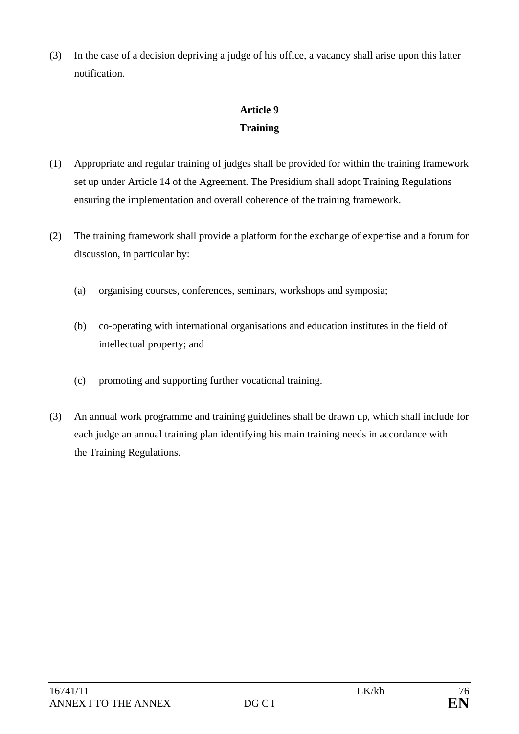(3) In the case of a decision depriving a judge of his office, a vacancy shall arise upon this latter notification.

**Article 9**
**Training**

(1) Appropriate and regular training of judges shall be provided for within the training framework set up under Article 14 of the Agreement. The Presidium shall adopt Training Regulations ensuring the implementation and overall coherence of the training framework.

(2) The training framework shall provide a platform for the exchange of expertise and a forum for discussion, in particular by:

   (a) organising courses, conferences, seminars, workshops and symposia;

   (b) co-operating with international organisations and education institutes in the field of intellectual property; and

   (c) promoting and supporting further vocational training.

(3) An annual work programme and training guidelines shall be drawn up, which shall include for each judge an annual training plan identifying his main training needs in accordance with the Training Regulations.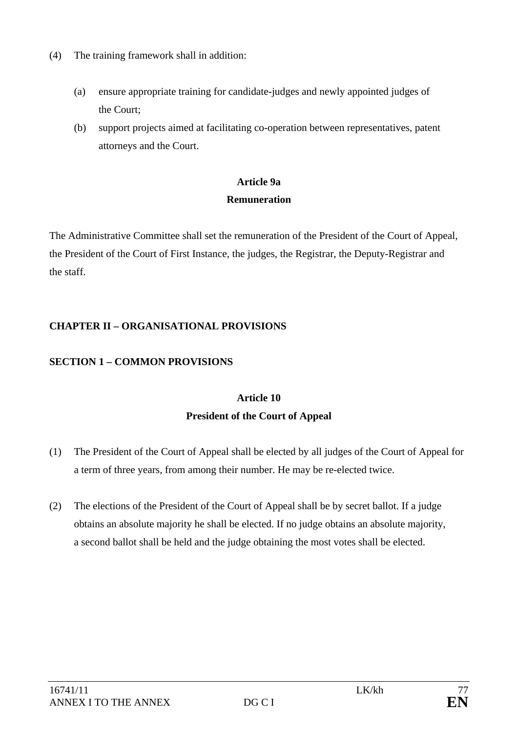(4) The training framework shall in addition:

(a) ensure appropriate training for candidate-judges and newly appointed judges of the Court;

(b) support projects aimed at facilitating co-operation between representatives, patent attorneys and the Court.

**Article 9a**

**Remuneration**

The Administrative Committee shall set the remuneration of the President of the Court of Appeal, the President of the Court of First Instance, the judges, the Registrar, the Deputy-Registrar and the staff.

## CHAPTER II – ORGANISATIONAL PROVISIONS

### SECTION 1 – COMMON PROVISIONS

**Article 10**

**President of the Court of Appeal**

(1) The President of the Court of Appeal shall be elected by all judges of the Court of Appeal for a term of three years, from among their number. He may be re-elected twice.

(2) The elections of the President of the Court of Appeal shall be by secret ballot. If a judge obtains an absolute majority he shall be elected. If no judge obtains an absolute majority, a second ballot shall be held and the judge obtaining the most votes shall be elected.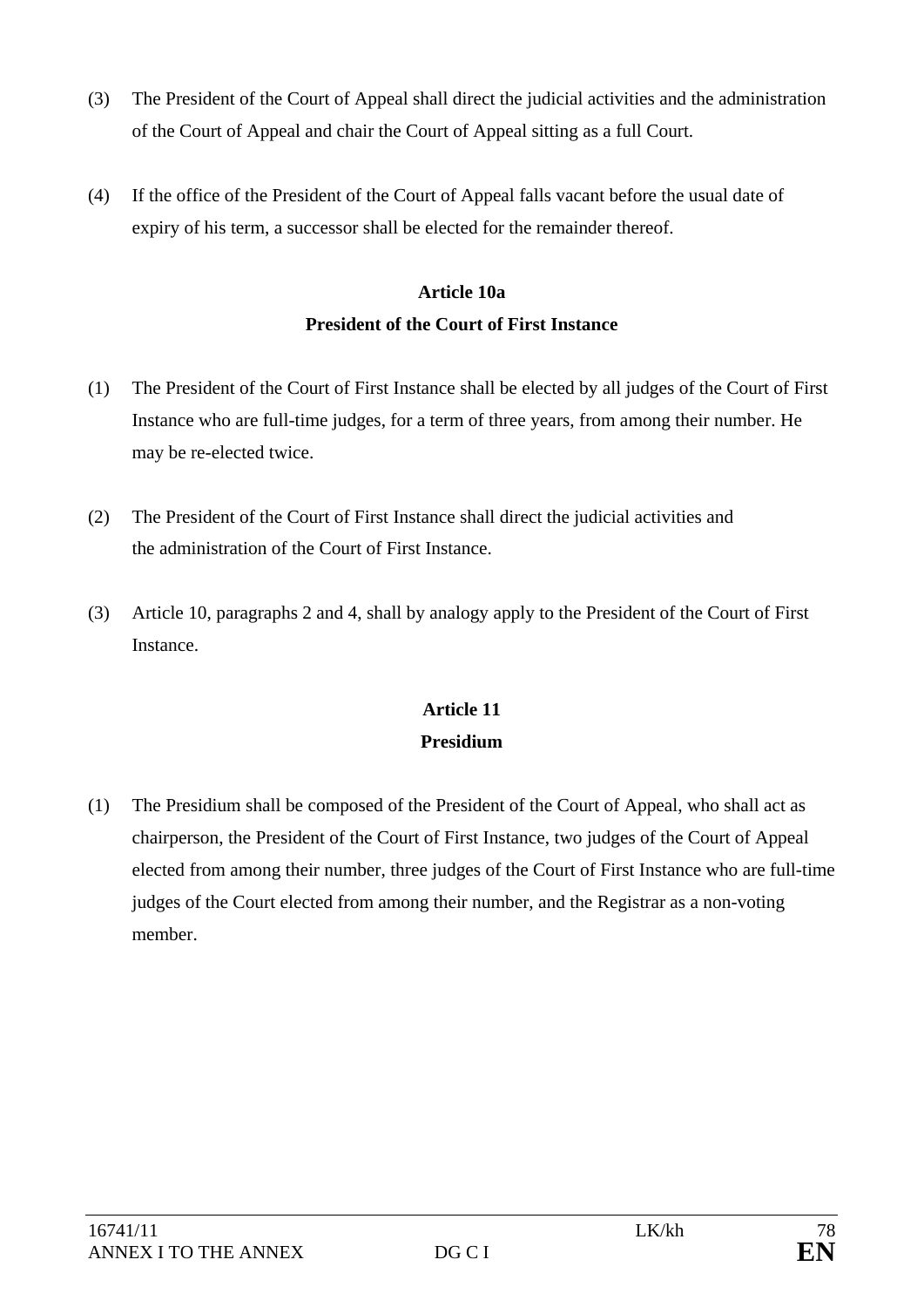(3) The President of the Court of Appeal shall direct the judicial activities and the administration of the Court of Appeal and chair the Court of Appeal sitting as a full Court.

(4) If the office of the President of the Court of Appeal falls vacant before the usual date of expiry of his term, a successor shall be elected for the remainder thereof.

**Article 10a**
**President of the Court of First Instance**

(1) The President of the Court of First Instance shall be elected by all judges of the Court of First Instance who are full-time judges, for a term of three years, from among their number. He may be re-elected twice.

(2) The President of the Court of First Instance shall direct the judicial activities and the administration of the Court of First Instance.

(3) Article 10, paragraphs 2 and 4, shall by analogy apply to the President of the Court of First Instance.

**Article 11**
**Presidium**

(1) The Presidium shall be composed of the President of the Court of Appeal, who shall act as chairperson, the President of the Court of First Instance, two judges of the Court of Appeal elected from among their number, three judges of the Court of First Instance who are full-time judges of the Court elected from among their number, and the Registrar as a non-voting member.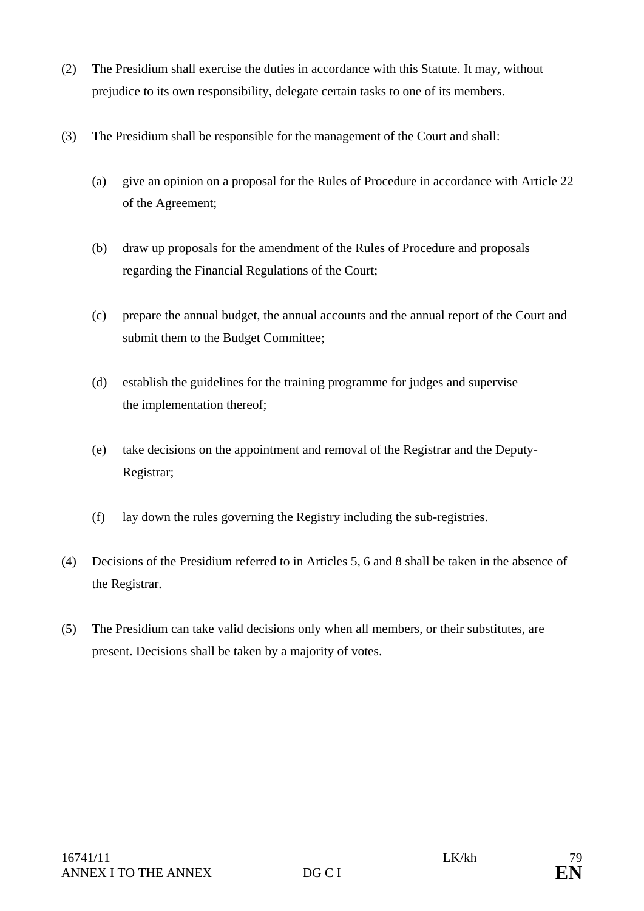(2) The Presidium shall exercise the duties in accordance with this Statute. It may, without prejudice to its own responsibility, delegate certain tasks to one of its members.

(3) The Presidium shall be responsible for the management of the Court and shall:

(a) give an opinion on a proposal for the Rules of Procedure in accordance with Article 22 of the Agreement;

(b) draw up proposals for the amendment of the Rules of Procedure and proposals regarding the Financial Regulations of the Court;

(c) prepare the annual budget, the annual accounts and the annual report of the Court and submit them to the Budget Committee;

(d) establish the guidelines for the training programme for judges and supervise the implementation thereof;

(e) take decisions on the appointment and removal of the Registrar and the Deputy-Registrar;

(f) lay down the rules governing the Registry including the sub-registries.

(4) Decisions of the Presidium referred to in Articles 5, 6 and 8 shall be taken in the absence of the Registrar.

(5) The Presidium can take valid decisions only when all members, or their substitutes, are present. Decisions shall be taken by a majority of votes.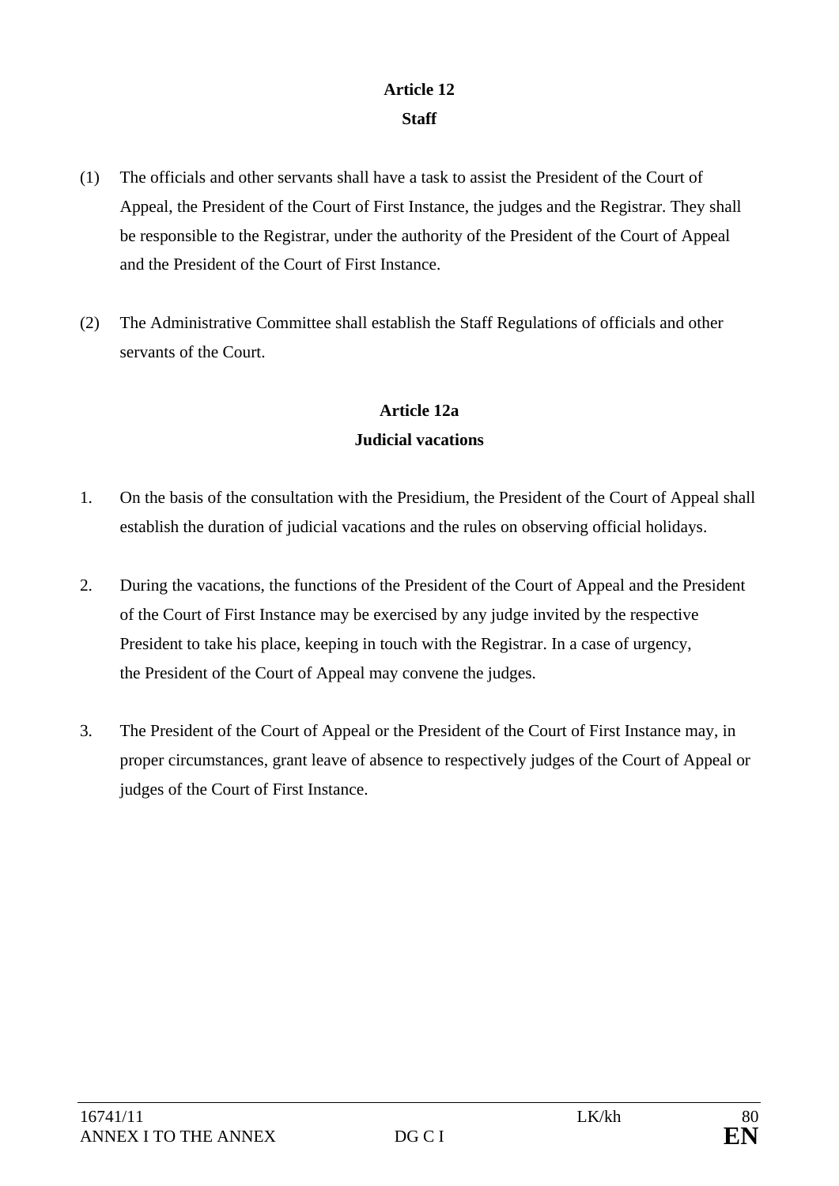## Article 12
### Staff

(1) The officials and other servants shall have a task to assist the President of the Court of Appeal, the President of the Court of First Instance, the judges and the Registrar. They shall be responsible to the Registrar, under the authority of the President of the Court of Appeal and the President of the Court of First Instance.

(2) The Administrative Committee shall establish the Staff Regulations of officials and other servants of the Court.

## Article 12a
### Judicial vacations

1. On the basis of the consultation with the Presidium, the President of the Court of Appeal shall establish the duration of judicial vacations and the rules on observing official holidays.

2. During the vacations, the functions of the President of the Court of Appeal and the President of the Court of First Instance may be exercised by any judge invited by the respective President to take his place, keeping in touch with the Registrar. In a case of urgency, the President of the Court of Appeal may convene the judges.

3. The President of the Court of Appeal or the President of the Court of First Instance may, in proper circumstances, grant leave of absence to respectively judges of the Court of Appeal or judges of the Court of First Instance.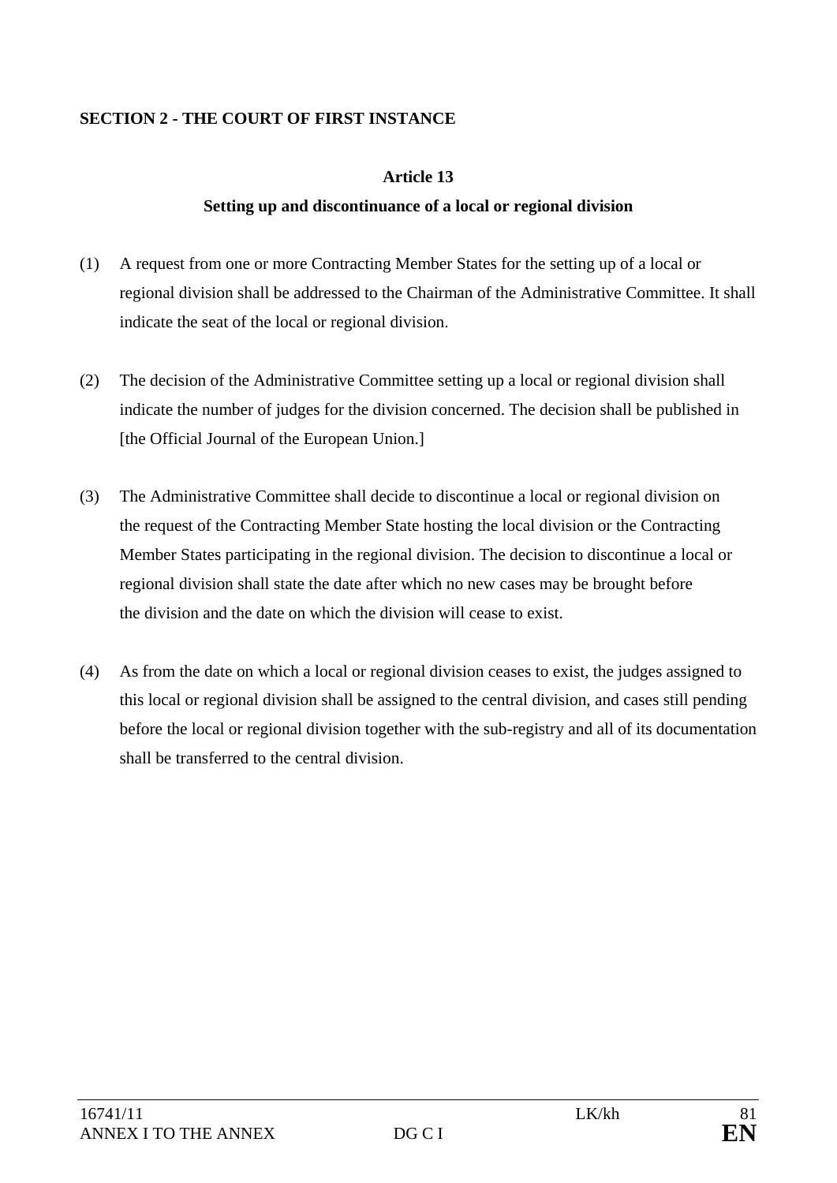## SECTION 2 - THE COURT OF FIRST INSTANCE

### Article 13

### Setting up and discontinuance of a local or regional division

(1) A request from one or more Contracting Member States for the setting up of a local or regional division shall be addressed to the Chairman of the Administrative Committee. It shall indicate the seat of the local or regional division.

(2) The decision of the Administrative Committee setting up a local or regional division shall indicate the number of judges for the division concerned. The decision shall be published in [the Official Journal of the European Union.]

(3) The Administrative Committee shall decide to discontinue a local or regional division on the request of the Contracting Member State hosting the local division or the Contracting Member States participating in the regional division. The decision to discontinue a local or regional division shall state the date after which no new cases may be brought before the division and the date on which the division will cease to exist.

(4) As from the date on which a local or regional division ceases to exist, the judges assigned to this local or regional division shall be assigned to the central division, and cases still pending before the local or regional division together with the sub-registry and all of its documentation shall be transferred to the central division.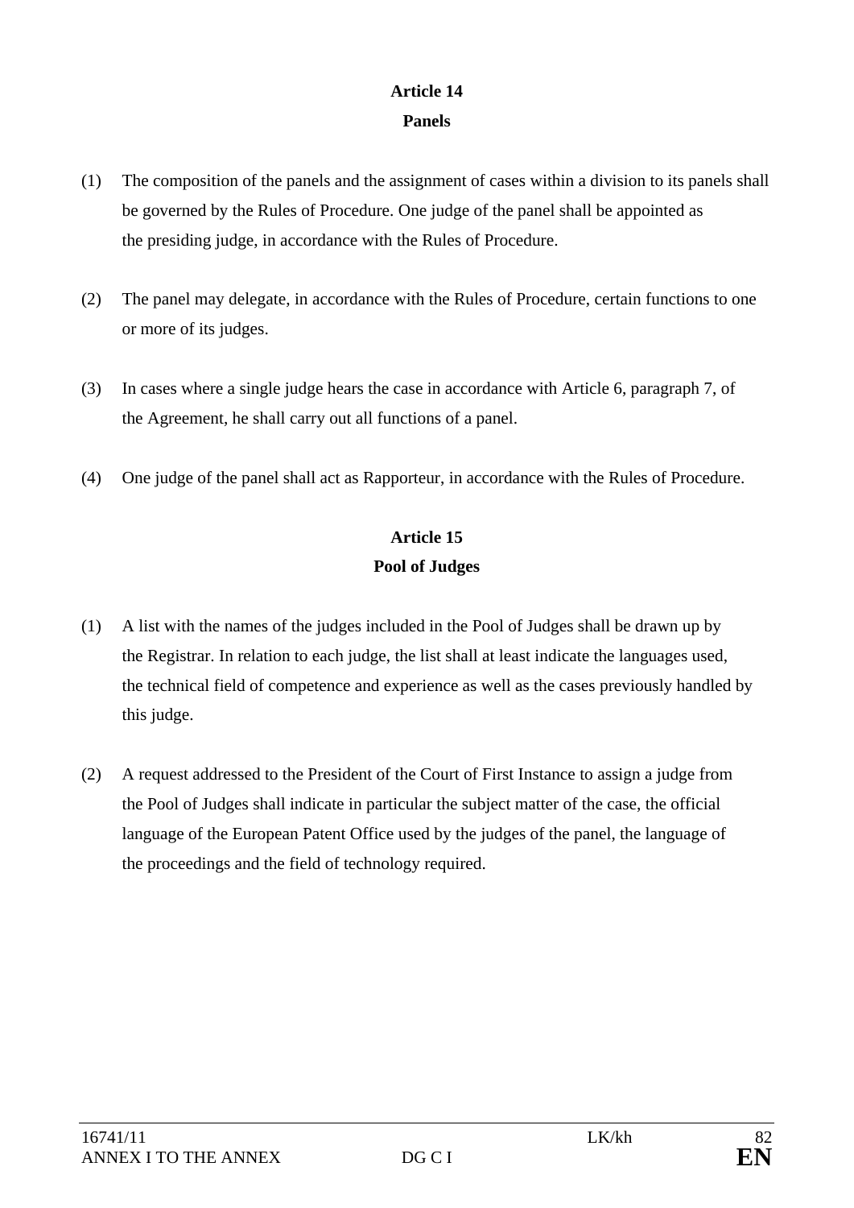## Article 14
**Panels**

(1) The composition of the panels and the assignment of cases within a division to its panels shall be governed by the Rules of Procedure. One judge of the panel shall be appointed as the presiding judge, in accordance with the Rules of Procedure.

(2) The panel may delegate, in accordance with the Rules of Procedure, certain functions to one or more of its judges.

(3) In cases where a single judge hears the case in accordance with Article 6, paragraph 7, of the Agreement, he shall carry out all functions of a panel.

(4) One judge of the panel shall act as Rapporteur, in accordance with the Rules of Procedure.

## Article 15
**Pool of Judges**

(1) A list with the names of the judges included in the Pool of Judges shall be drawn up by the Registrar. In relation to each judge, the list shall at least indicate the languages used, the technical field of competence and experience as well as the cases previously handled by this judge.

(2) A request addressed to the President of the Court of First Instance to assign a judge from the Pool of Judges shall indicate in particular the subject matter of the case, the official language of the European Patent Office used by the judges of the panel, the language of the proceedings and the field of technology required.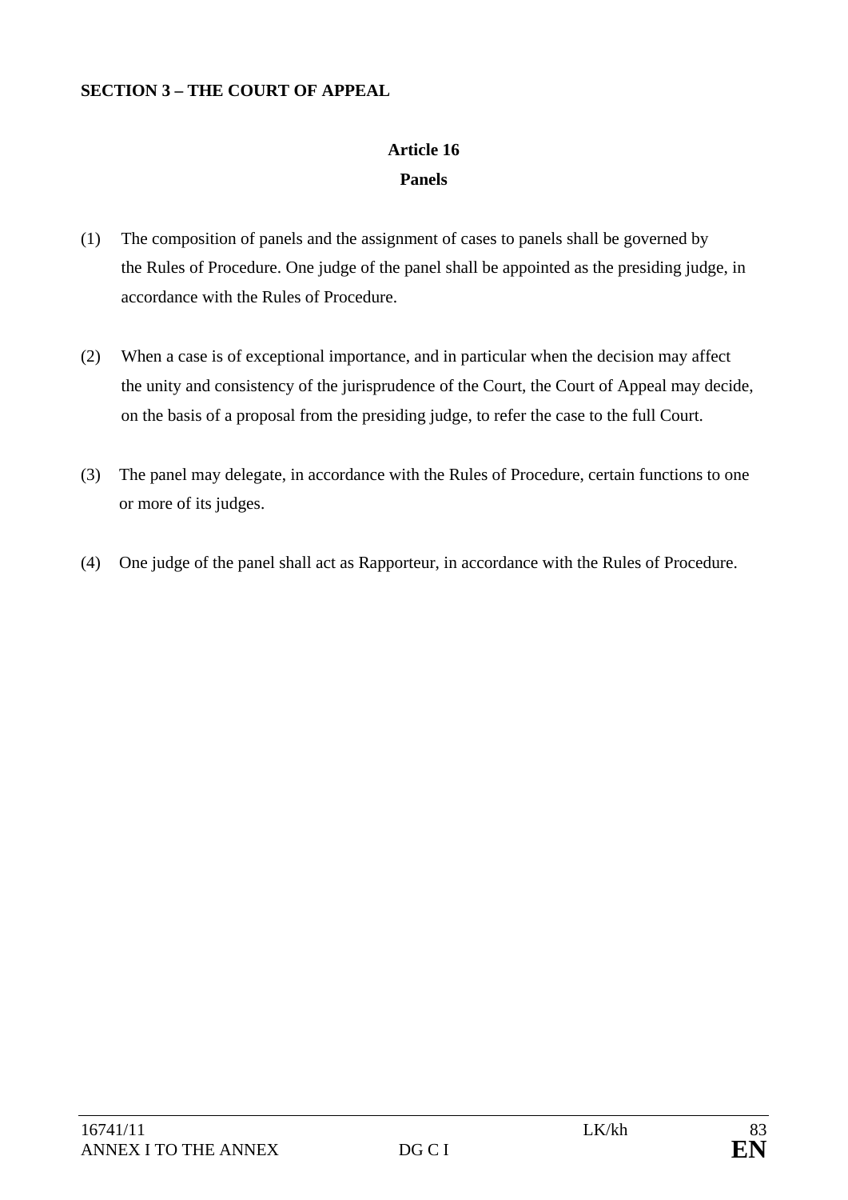**SECTION 3 – THE COURT OF APPEAL**

**Article 16**

**Panels**

(1) The composition of panels and the assignment of cases to panels shall be governed by the Rules of Procedure. One judge of the panel shall be appointed as the presiding judge, in accordance with the Rules of Procedure.

(2) When a case is of exceptional importance, and in particular when the decision may affect the unity and consistency of the jurisprudence of the Court, the Court of Appeal may decide, on the basis of a proposal from the presiding judge, to refer the case to the full Court.

(3) The panel may delegate, in accordance with the Rules of Procedure, certain functions to one or more of its judges.

(4) One judge of the panel shall act as Rapporteur, in accordance with the Rules of Procedure.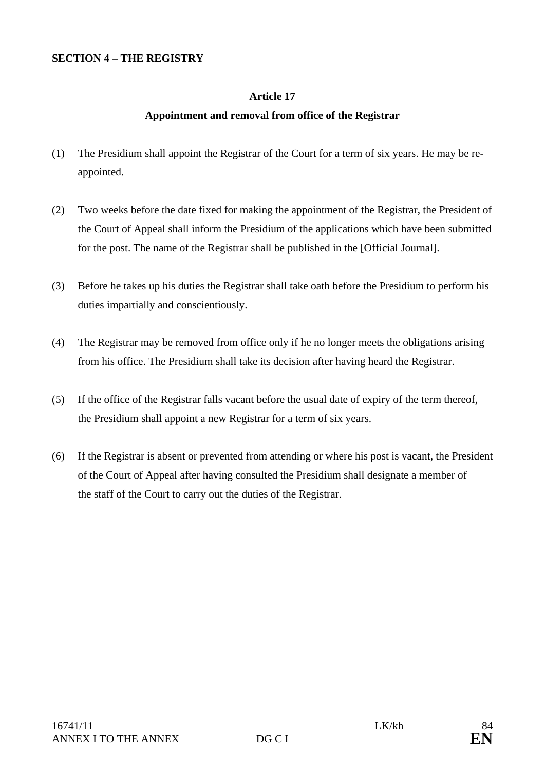**SECTION 4 – THE REGISTRY**

**Article 17**

**Appointment and removal from office of the Registrar**

(1) The Presidium shall appoint the Registrar of the Court for a term of six years. He may be re-appointed.

(2) Two weeks before the date fixed for making the appointment of the Registrar, the President of the Court of Appeal shall inform the Presidium of the applications which have been submitted for the post. The name of the Registrar shall be published in the [Official Journal].

(3) Before he takes up his duties the Registrar shall take oath before the Presidium to perform his duties impartially and conscientiously.

(4) The Registrar may be removed from office only if he no longer meets the obligations arising from his office. The Presidium shall take its decision after having heard the Registrar.

(5) If the office of the Registrar falls vacant before the usual date of expiry of the term thereof, the Presidium shall appoint a new Registrar for a term of six years.

(6) If the Registrar is absent or prevented from attending or where his post is vacant, the President of the Court of Appeal after having consulted the Presidium shall designate a member of the staff of the Court to carry out the duties of the Registrar.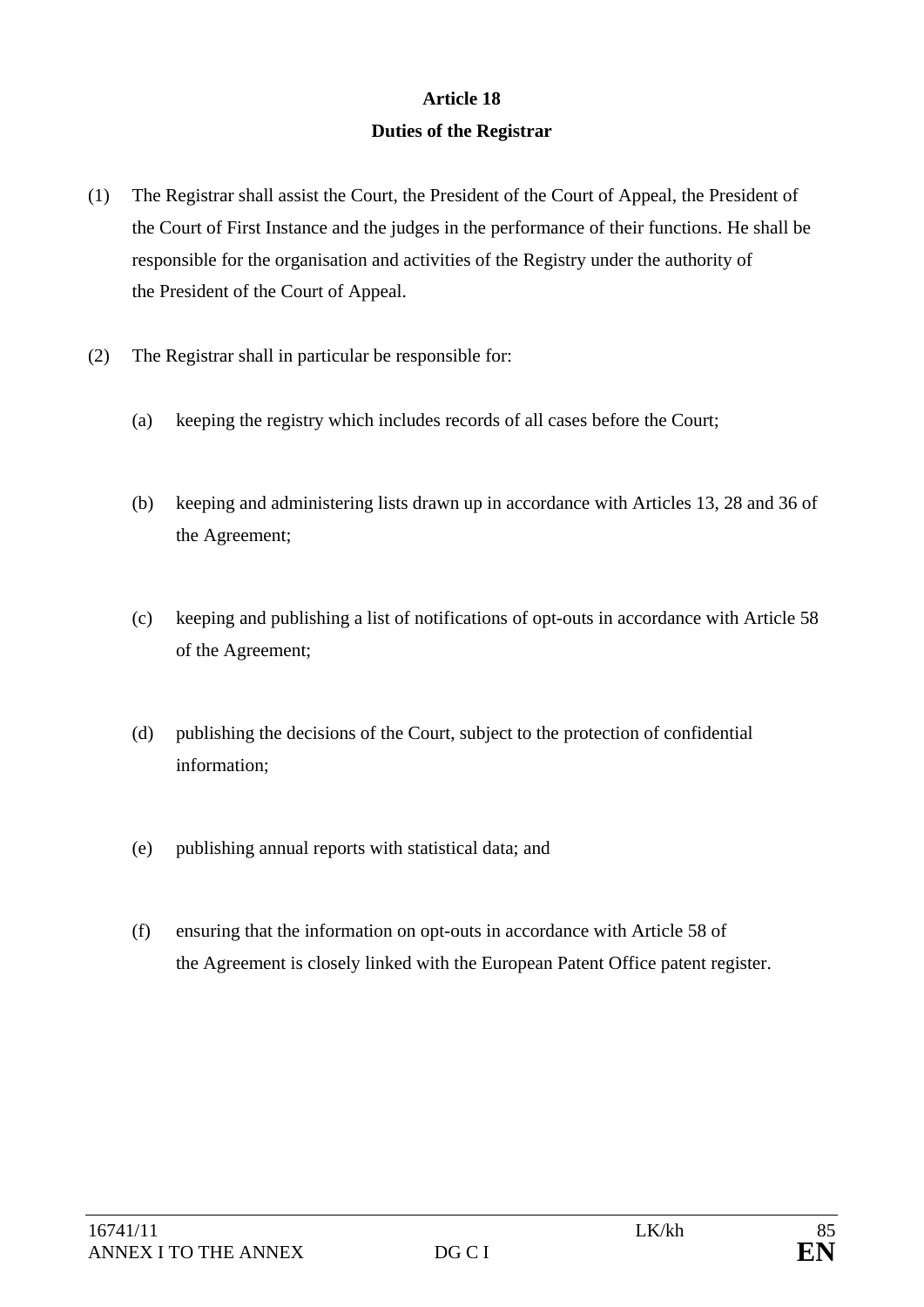## Article 18

## Duties of the Registrar

(1) The Registrar shall assist the Court, the President of the Court of Appeal, the President of the Court of First Instance and the judges in the performance of their functions. He shall be responsible for the organisation and activities of the Registry under the authority of the President of the Court of Appeal.

(2) The Registrar shall in particular be responsible for:

(a) keeping the registry which includes records of all cases before the Court;

(b) keeping and administering lists drawn up in accordance with Articles 13, 28 and 36 of the Agreement;

(c) keeping and publishing a list of notifications of opt-outs in accordance with Article 58 of the Agreement;

(d) publishing the decisions of the Court, subject to the protection of confidential information;

(e) publishing annual reports with statistical data; and

(f) ensuring that the information on opt-outs in accordance with Article 58 of the Agreement is closely linked with the European Patent Office patent register.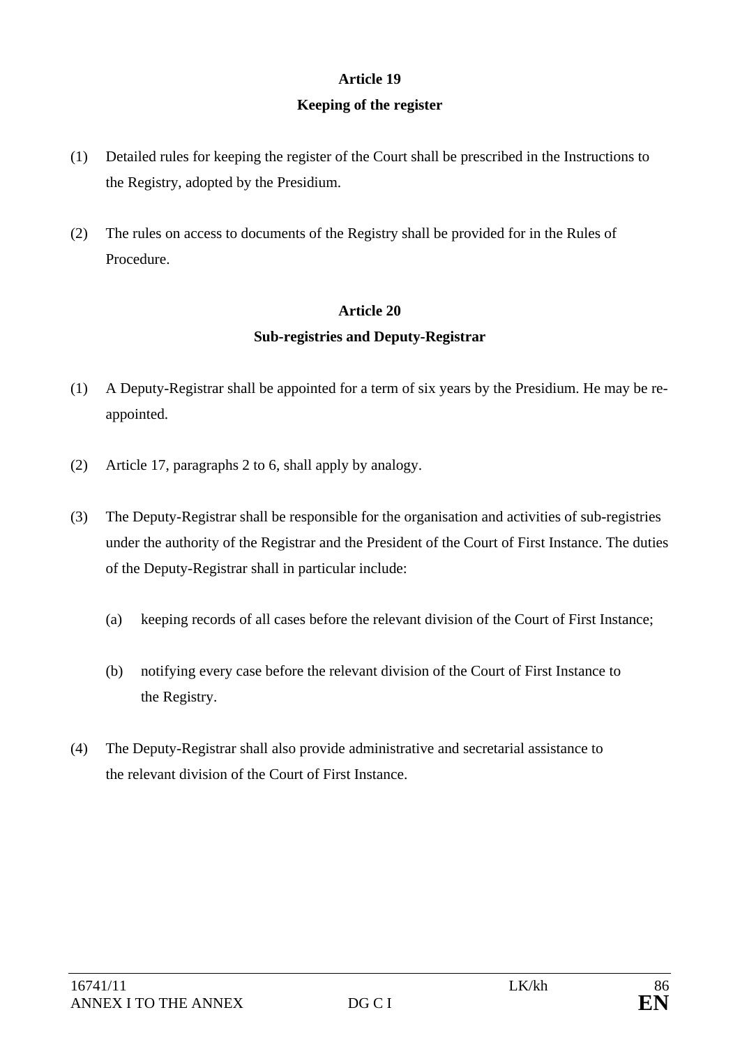**Article 19**

**Keeping of the register**

(1) Detailed rules for keeping the register of the Court shall be prescribed in the Instructions to the Registry, adopted by the Presidium.

(2) The rules on access to documents of the Registry shall be provided for in the Rules of Procedure.

**Article 20**

**Sub-registries and Deputy-Registrar**

(1) A Deputy-Registrar shall be appointed for a term of six years by the Presidium. He may be re-appointed.

(2) Article 17, paragraphs 2 to 6, shall apply by analogy.

(3) The Deputy-Registrar shall be responsible for the organisation and activities of sub-registries under the authority of the Registrar and the President of the Court of First Instance. The duties of the Deputy-Registrar shall in particular include:

   (a) keeping records of all cases before the relevant division of the Court of First Instance;

   (b) notifying every case before the relevant division of the Court of First Instance to the Registry.

(4) The Deputy-Registrar shall also provide administrative and secretarial assistance to the relevant division of the Court of First Instance.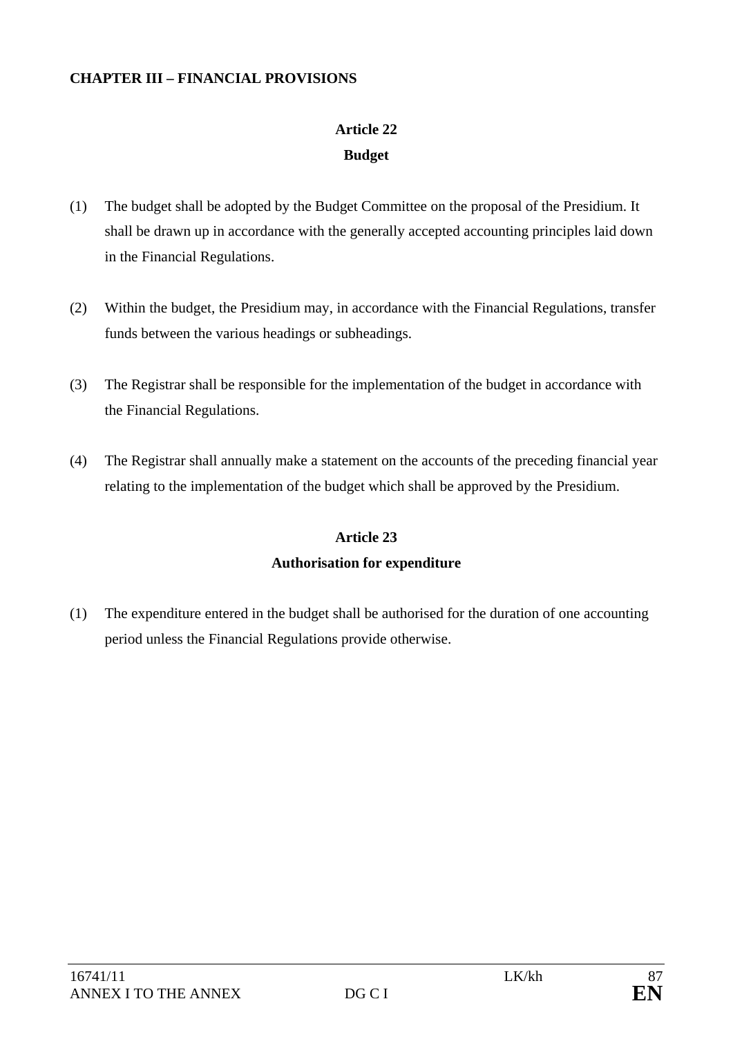## CHAPTER III – FINANCIAL PROVISIONS

### Article 22
### Budget

(1) The budget shall be adopted by the Budget Committee on the proposal of the Presidium. It shall be drawn up in accordance with the generally accepted accounting principles laid down in the Financial Regulations.

(2) Within the budget, the Presidium may, in accordance with the Financial Regulations, transfer funds between the various headings or subheadings.

(3) The Registrar shall be responsible for the implementation of the budget in accordance with the Financial Regulations.

(4) The Registrar shall annually make a statement on the accounts of the preceding financial year relating to the implementation of the budget which shall be approved by the Presidium.

### Article 23
### Authorisation for expenditure

(1) The expenditure entered in the budget shall be authorised for the duration of one accounting period unless the Financial Regulations provide otherwise.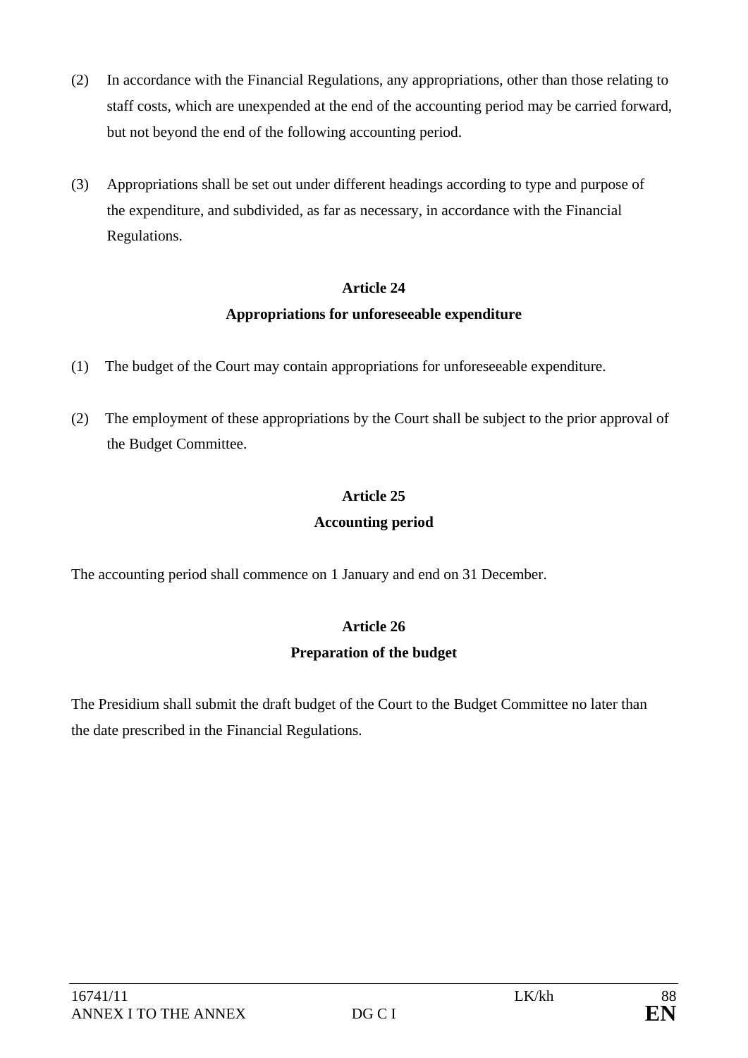(2) In accordance with the Financial Regulations, any appropriations, other than those relating to staff costs, which are unexpended at the end of the accounting period may be carried forward, but not beyond the end of the following accounting period.

(3) Appropriations shall be set out under different headings according to type and purpose of the expenditure, and subdivided, as far as necessary, in accordance with the Financial Regulations.

**Article 24**

**Appropriations for unforeseeable expenditure**

(1) The budget of the Court may contain appropriations for unforeseeable expenditure.

(2) The employment of these appropriations by the Court shall be subject to the prior approval of the Budget Committee.

**Article 25**

**Accounting period**

The accounting period shall commence on 1 January and end on 31 December.

**Article 26**

**Preparation of the budget**

The Presidium shall submit the draft budget of the Court to the Budget Committee no later than the date prescribed in the Financial Regulations.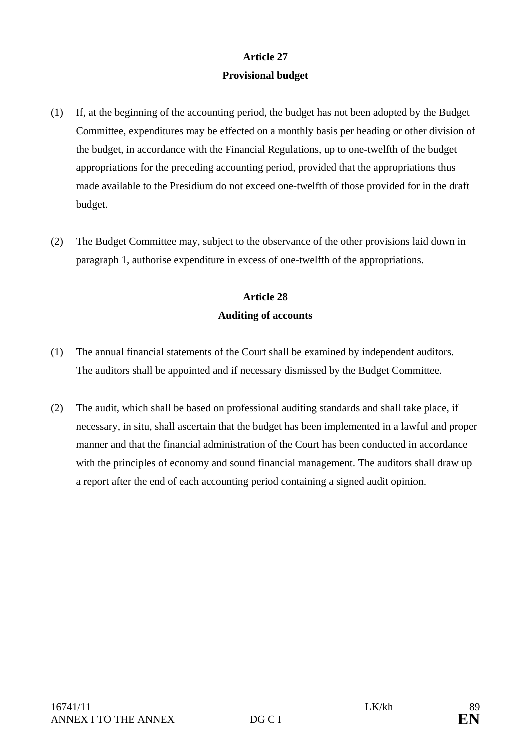**Article 27**

**Provisional budget**

(1) If, at the beginning of the accounting period, the budget has not been adopted by the Budget Committee, expenditures may be effected on a monthly basis per heading or other division of the budget, in accordance with the Financial Regulations, up to one-twelfth of the budget appropriations for the preceding accounting period, provided that the appropriations thus made available to the Presidium do not exceed one-twelfth of those provided for in the draft budget.

(2) The Budget Committee may, subject to the observance of the other provisions laid down in paragraph 1, authorise expenditure in excess of one-twelfth of the appropriations.

**Article 28**

**Auditing of accounts**

(1) The annual financial statements of the Court shall be examined by independent auditors. The auditors shall be appointed and if necessary dismissed by the Budget Committee.

(2) The audit, which shall be based on professional auditing standards and shall take place, if necessary, in situ, shall ascertain that the budget has been implemented in a lawful and proper manner and that the financial administration of the Court has been conducted in accordance with the principles of economy and sound financial management. The auditors shall draw up a report after the end of each accounting period containing a signed audit opinion.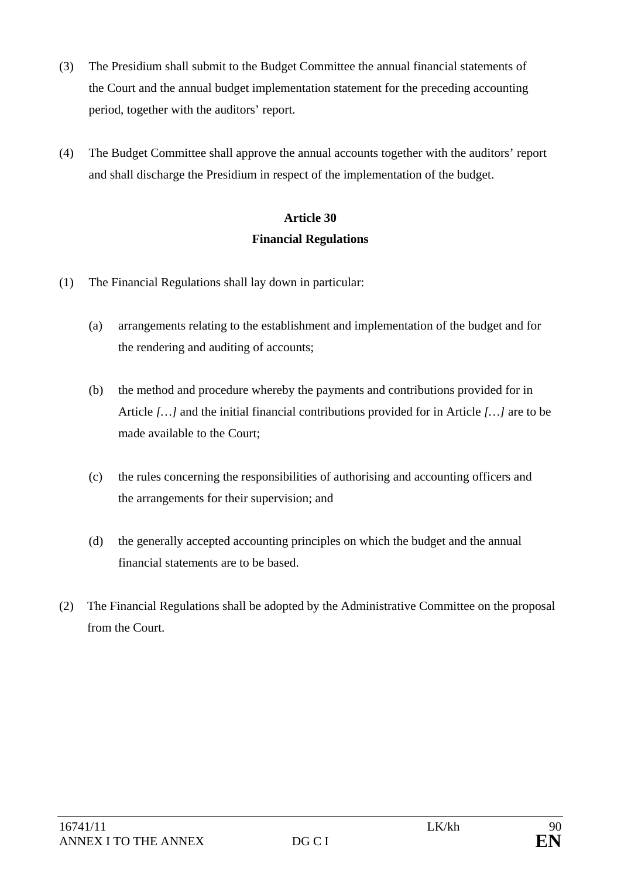(3) The Presidium shall submit to the Budget Committee the annual financial statements of the Court and the annual budget implementation statement for the preceding accounting period, together with the auditors' report.

(4) The Budget Committee shall approve the annual accounts together with the auditors' report and shall discharge the Presidium in respect of the implementation of the budget.

**Article 30**
**Financial Regulations**

(1) The Financial Regulations shall lay down in particular:

(a) arrangements relating to the establishment and implementation of the budget and for the rendering and auditing of accounts;

(b) the method and procedure whereby the payments and contributions provided for in Article *[…]* and the initial financial contributions provided for in Article *[…]* are to be made available to the Court;

(c) the rules concerning the responsibilities of authorising and accounting officers and the arrangements for their supervision; and

(d) the generally accepted accounting principles on which the budget and the annual financial statements are to be based.

(2) The Financial Regulations shall be adopted by the Administrative Committee on the proposal from the Court.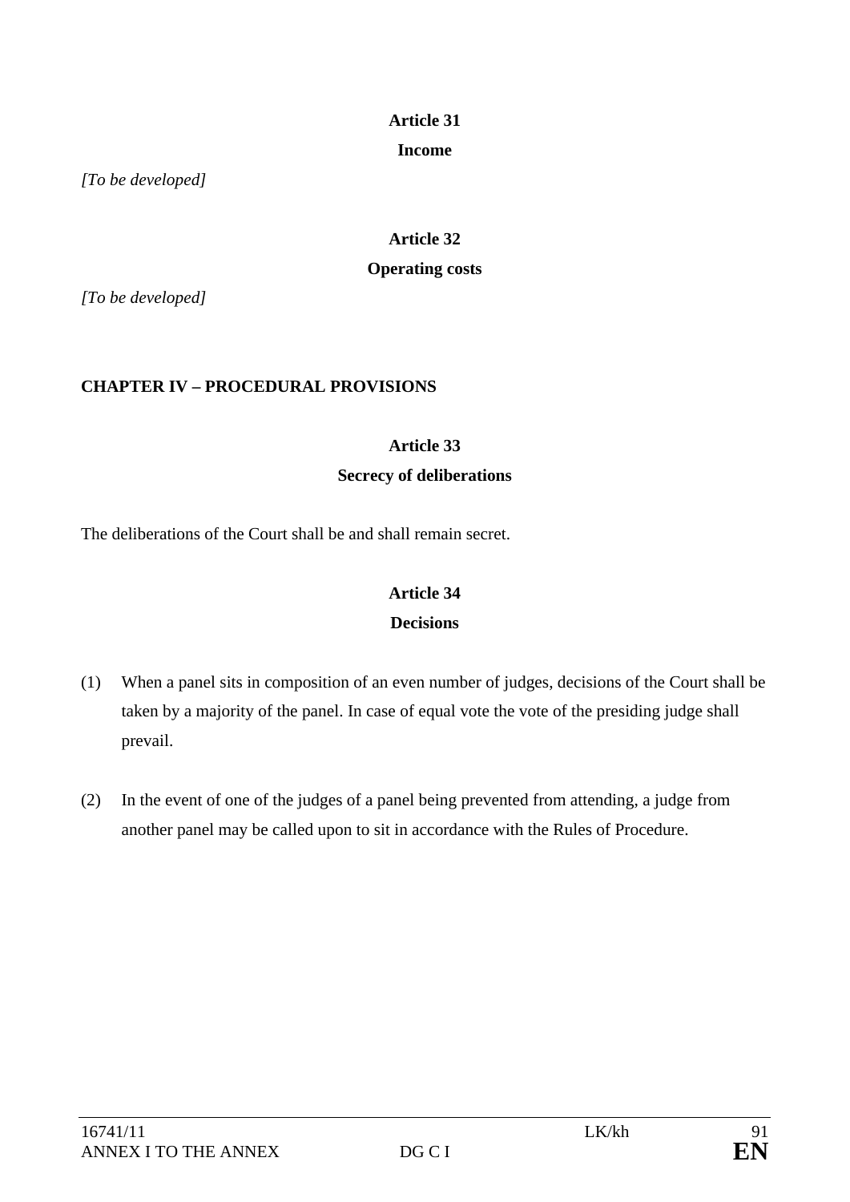**Article 31**

**Income**

*[To be developed]*

**Article 32**

**Operating costs**

*[To be developed]*

## CHAPTER IV – PROCEDURAL PROVISIONS

**Article 33**

**Secrecy of deliberations**

The deliberations of the Court shall be and shall remain secret.

**Article 34**

**Decisions**

(1) When a panel sits in composition of an even number of judges, decisions of the Court shall be taken by a majority of the panel. In case of equal vote the vote of the presiding judge shall prevail.

(2) In the event of one of the judges of a panel being prevented from attending, a judge from another panel may be called upon to sit in accordance with the Rules of Procedure.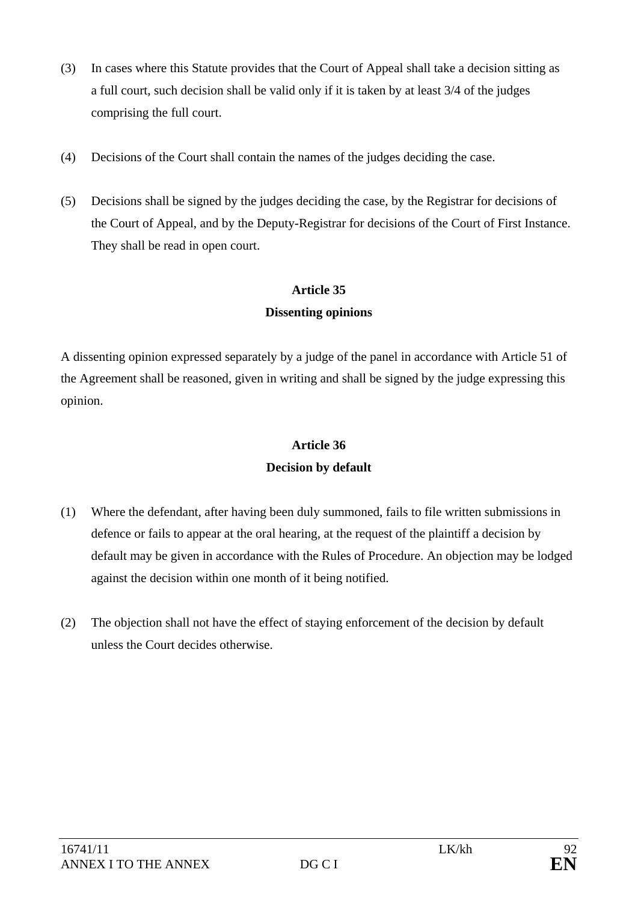(3) In cases where this Statute provides that the Court of Appeal shall take a decision sitting as a full court, such decision shall be valid only if it is taken by at least 3/4 of the judges comprising the full court.

(4) Decisions of the Court shall contain the names of the judges deciding the case.

(5) Decisions shall be signed by the judges deciding the case, by the Registrar for decisions of the Court of Appeal, and by the Deputy-Registrar for decisions of the Court of First Instance. They shall be read in open court.

**Article 35**

**Dissenting opinions**

A dissenting opinion expressed separately by a judge of the panel in accordance with Article 51 of the Agreement shall be reasoned, given in writing and shall be signed by the judge expressing this opinion.

**Article 36**

**Decision by default**

(1) Where the defendant, after having been duly summoned, fails to file written submissions in defence or fails to appear at the oral hearing, at the request of the plaintiff a decision by default may be given in accordance with the Rules of Procedure. An objection may be lodged against the decision within one month of it being notified.

(2) The objection shall not have the effect of staying enforcement of the decision by default unless the Court decides otherwise.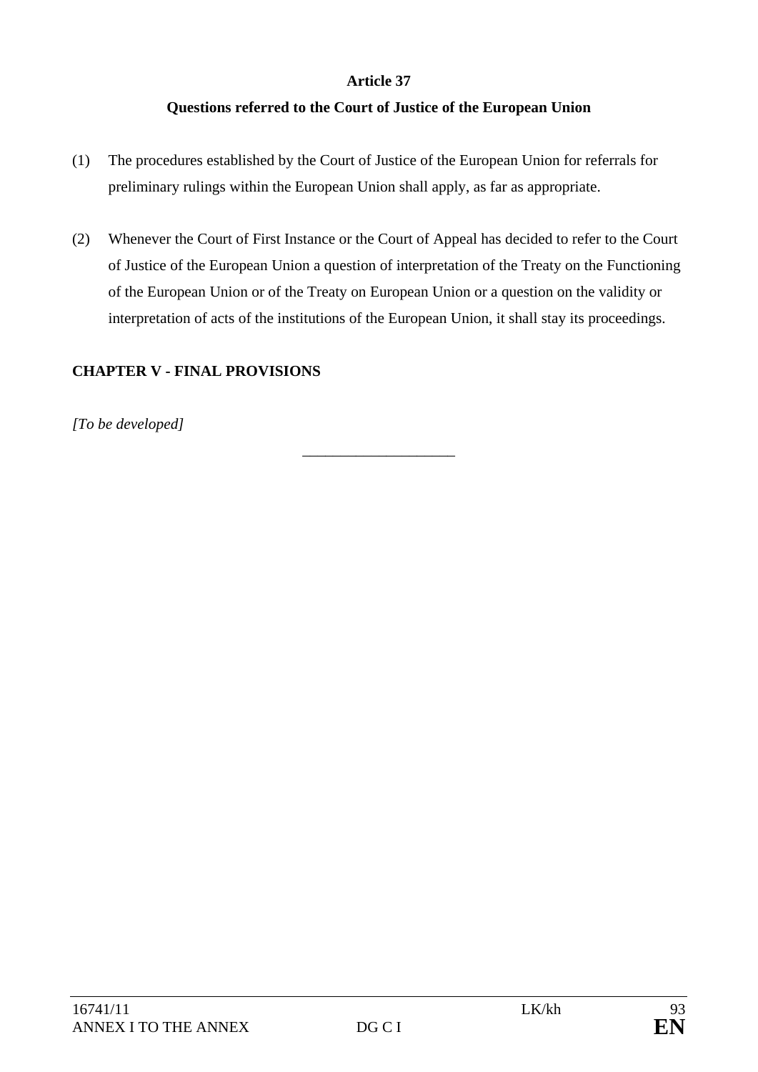**Article 37**

**Questions referred to the Court of Justice of the European Union**

(1) The procedures established by the Court of Justice of the European Union for referrals for preliminary rulings within the European Union shall apply, as far as appropriate.

(2) Whenever the Court of First Instance or the Court of Appeal has decided to refer to the Court of Justice of the European Union a question of interpretation of the Treaty on the Functioning of the European Union or of the Treaty on European Union or a question on the validity or interpretation of acts of the institutions of the European Union, it shall stay its proceedings.

**CHAPTER V - FINAL PROVISIONS**

*[To be developed]*

____________________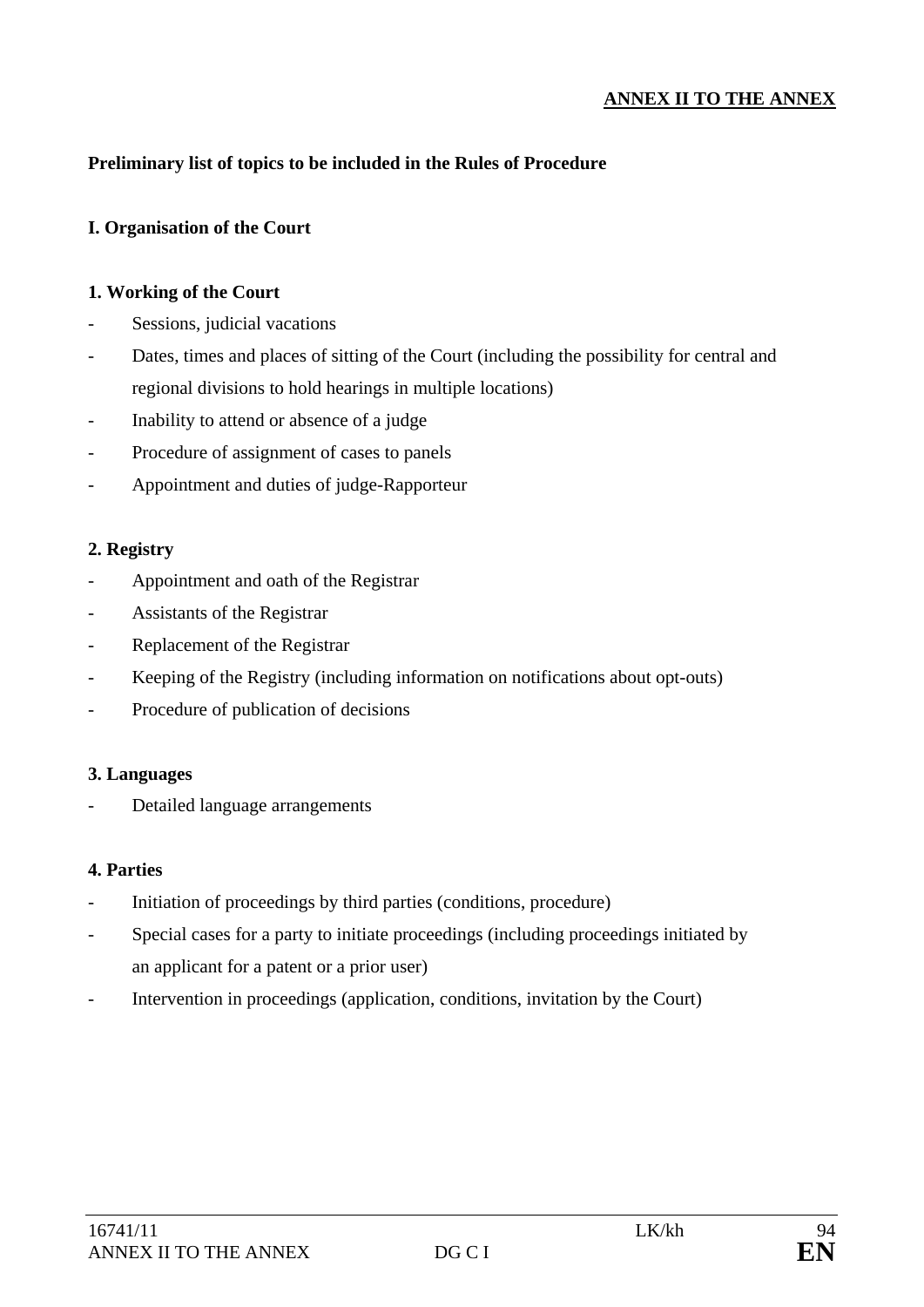**ANNEX II TO THE ANNEX**

**Preliminary list of topics to be included in the Rules of Procedure**

**I. Organisation of the Court**

**1. Working of the Court**

- Sessions, judicial vacations
- Dates, times and places of sitting of the Court (including the possibility for central and regional divisions to hold hearings in multiple locations)
- Inability to attend or absence of a judge
- Procedure of assignment of cases to panels
- Appointment and duties of judge-Rapporteur

**2. Registry**

- Appointment and oath of the Registrar
- Assistants of the Registrar
- Replacement of the Registrar
- Keeping of the Registry (including information on notifications about opt-outs)
- Procedure of publication of decisions

**3. Languages**

- Detailed language arrangements

**4. Parties**

- Initiation of proceedings by third parties (conditions, procedure)
- Special cases for a party to initiate proceedings (including proceedings initiated by an applicant for a patent or a prior user)
- Intervention in proceedings (application, conditions, invitation by the Court)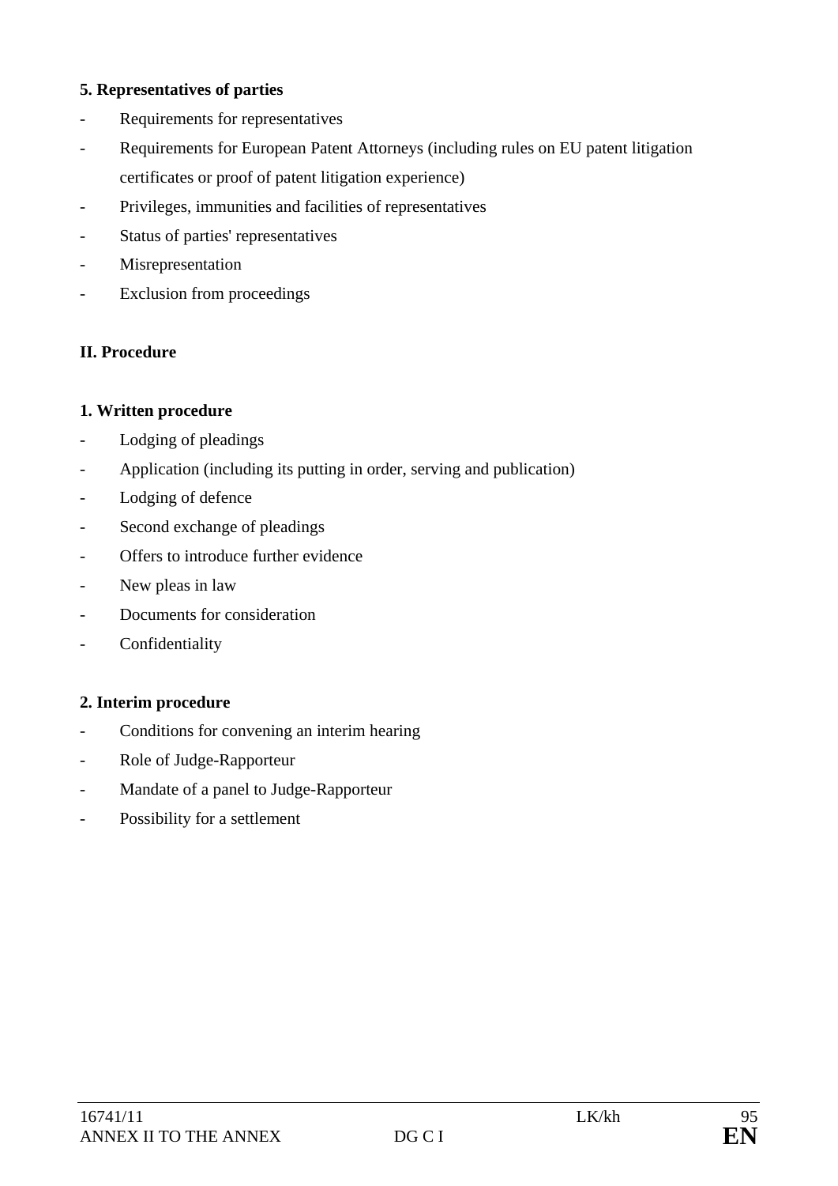**5. Representatives of parties**

- Requirements for representatives
- Requirements for European Patent Attorneys (including rules on EU patent litigation certificates or proof of patent litigation experience)
- Privileges, immunities and facilities of representatives
- Status of parties' representatives
- Misrepresentation
- Exclusion from proceedings

**II. Procedure**

**1. Written procedure**

- Lodging of pleadings
- Application (including its putting in order, serving and publication)
- Lodging of defence
- Second exchange of pleadings
- Offers to introduce further evidence
- New pleas in law
- Documents for consideration
- Confidentiality

**2. Interim procedure**

- Conditions for convening an interim hearing
- Role of Judge-Rapporteur
- Mandate of a panel to Judge-Rapporteur
- Possibility for a settlement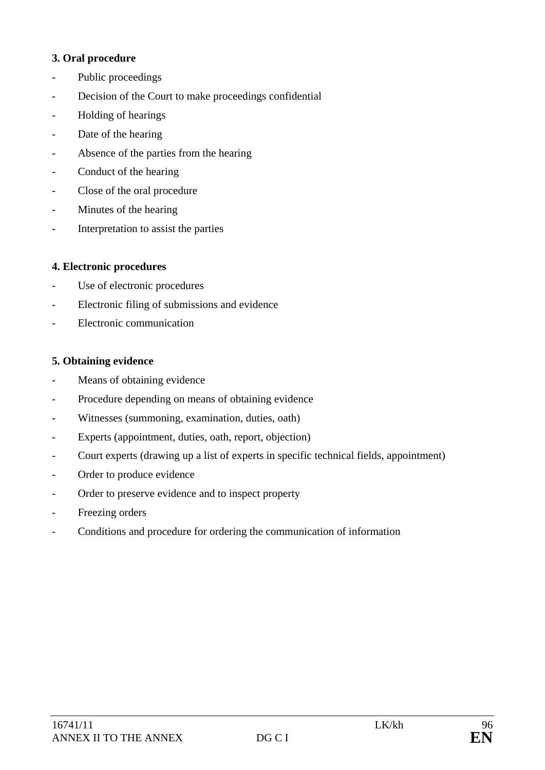**3. Oral procedure**

- Public proceedings
- Decision of the Court to make proceedings confidential
- Holding of hearings
- Date of the hearing
- Absence of the parties from the hearing
- Conduct of the hearing
- Close of the oral procedure
- Minutes of the hearing
- Interpretation to assist the parties

**4. Electronic procedures**

- Use of electronic procedures
- Electronic filing of submissions and evidence
- Electronic communication

**5. Obtaining evidence**

- Means of obtaining evidence
- Procedure depending on means of obtaining evidence
- Witnesses (summoning, examination, duties, oath)
- Experts (appointment, duties, oath, report, objection)
- Court experts (drawing up a list of experts in specific technical fields, appointment)
- Order to produce evidence
- Order to preserve evidence and to inspect property
- Freezing orders
- Conditions and procedure for ordering the communication of information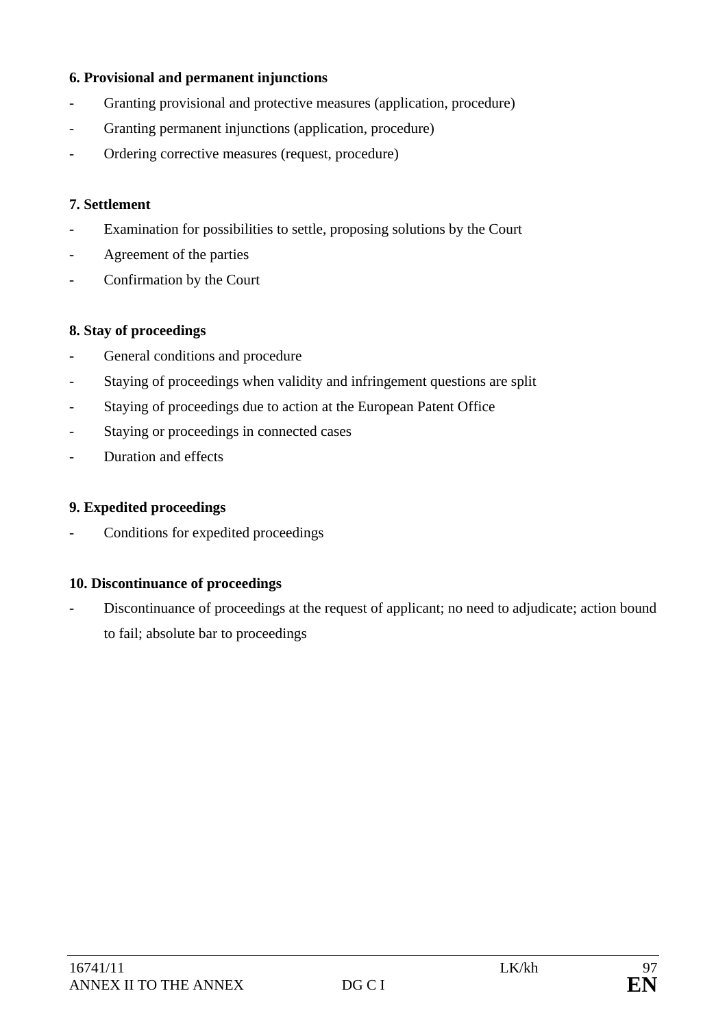**6. Provisional and permanent injunctions**

- Granting provisional and protective measures (application, procedure)
- Granting permanent injunctions (application, procedure)
- Ordering corrective measures (request, procedure)

**7. Settlement**

- Examination for possibilities to settle, proposing solutions by the Court
- Agreement of the parties
- Confirmation by the Court

**8. Stay of proceedings**

- General conditions and procedure
- Staying of proceedings when validity and infringement questions are split
- Staying of proceedings due to action at the European Patent Office
- Staying or proceedings in connected cases
- Duration and effects

**9. Expedited proceedings**

- Conditions for expedited proceedings

**10. Discontinuance of proceedings**

- Discontinuance of proceedings at the request of applicant; no need to adjudicate; action bound to fail; absolute bar to proceedings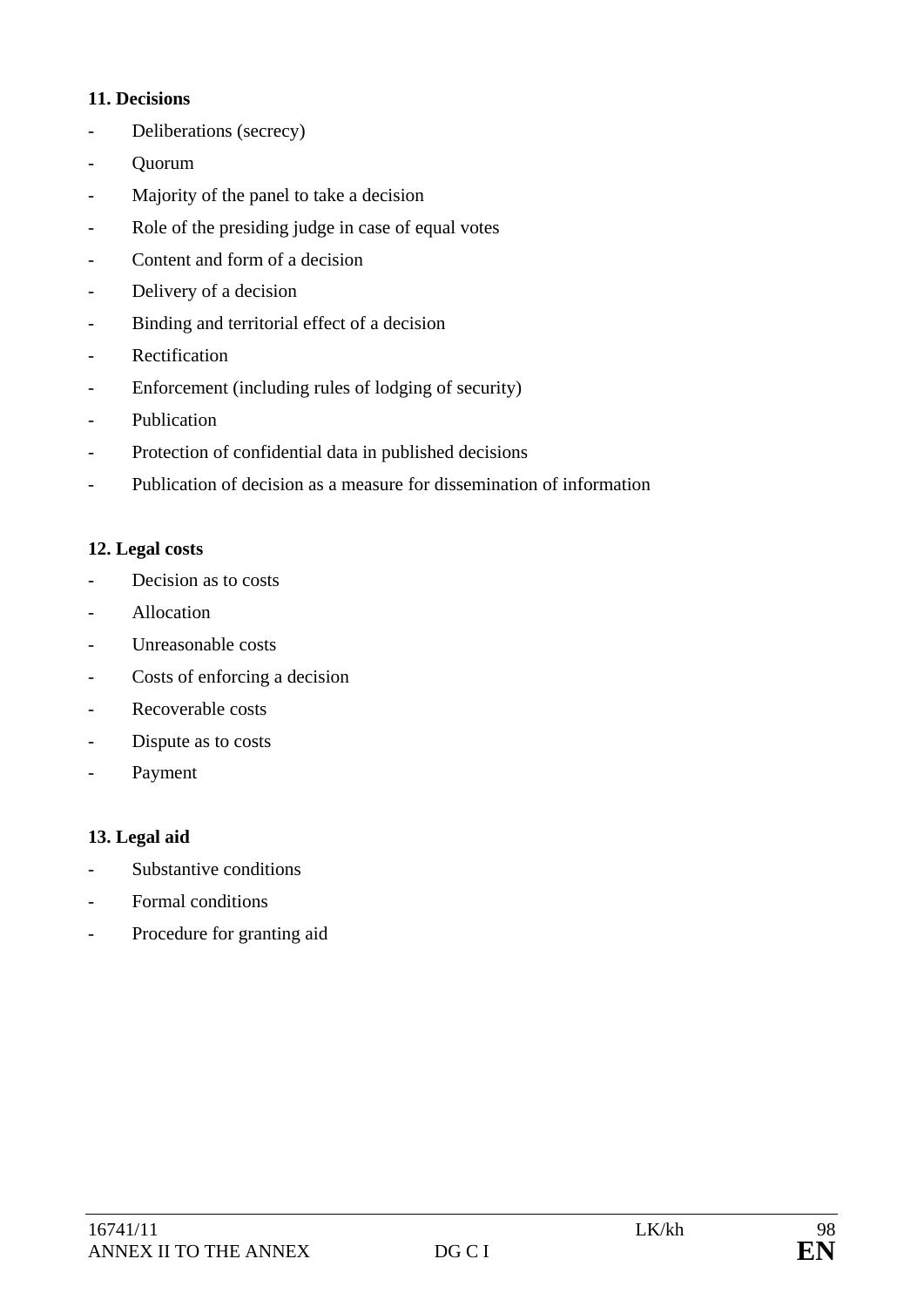**11. Decisions**

- Deliberations (secrecy)
- Quorum
- Majority of the panel to take a decision
- Role of the presiding judge in case of equal votes
- Content and form of a decision
- Delivery of a decision
- Binding and territorial effect of a decision
- Rectification
- Enforcement (including rules of lodging of security)
- Publication
- Protection of confidential data in published decisions
- Publication of decision as a measure for dissemination of information

**12. Legal costs**

- Decision as to costs
- Allocation
- Unreasonable costs
- Costs of enforcing a decision
- Recoverable costs
- Dispute as to costs
- Payment

**13. Legal aid**

- Substantive conditions
- Formal conditions
- Procedure for granting aid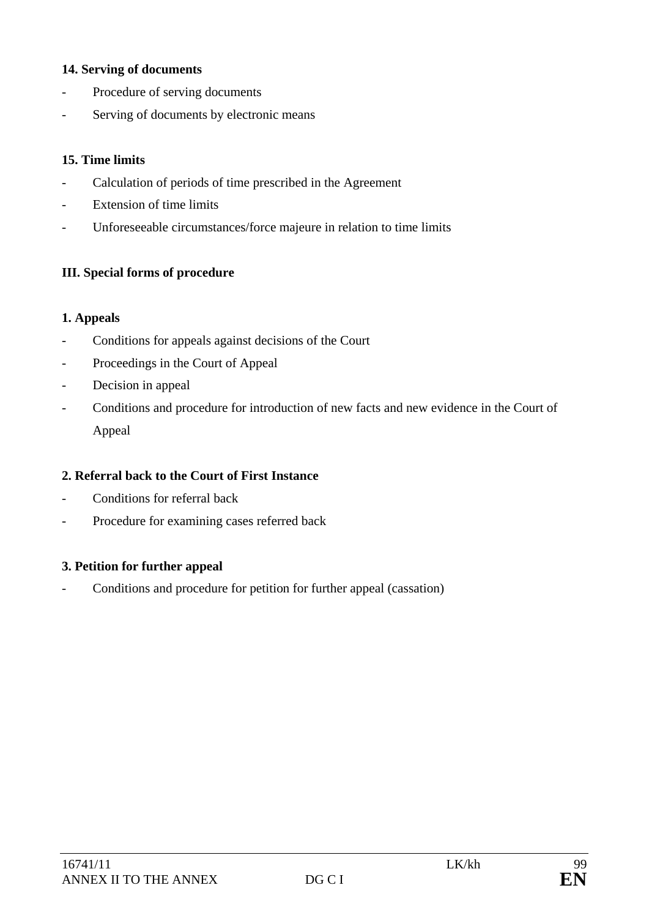**14. Serving of documents**

- Procedure of serving documents
- Serving of documents by electronic means

**15. Time limits**

- Calculation of periods of time prescribed in the Agreement
- Extension of time limits
- Unforeseeable circumstances/force majeure in relation to time limits

**III. Special forms of procedure**

**1. Appeals**

- Conditions for appeals against decisions of the Court
- Proceedings in the Court of Appeal
- Decision in appeal
- Conditions and procedure for introduction of new facts and new evidence in the Court of Appeal

**2. Referral back to the Court of First Instance**

- Conditions for referral back
- Procedure for examining cases referred back

**3. Petition for further appeal**

- Conditions and procedure for petition for further appeal (cassation)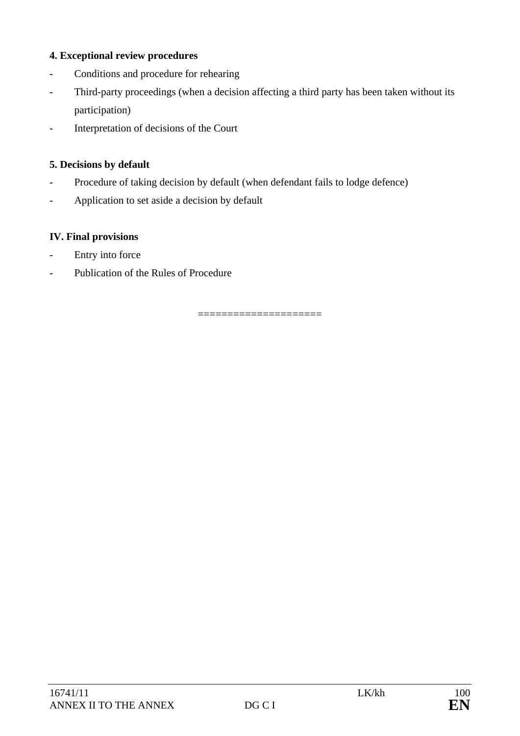**4. Exceptional review procedures**

- Conditions and procedure for rehearing
- Third-party proceedings (when a decision affecting a third party has been taken without its participation)
- Interpretation of decisions of the Court

**5. Decisions by default**

- Procedure of taking decision by default (when defendant fails to lodge defence)
- Application to set aside a decision by default

**IV. Final provisions**

- Entry into force
- Publication of the Rules of Procedure

====================